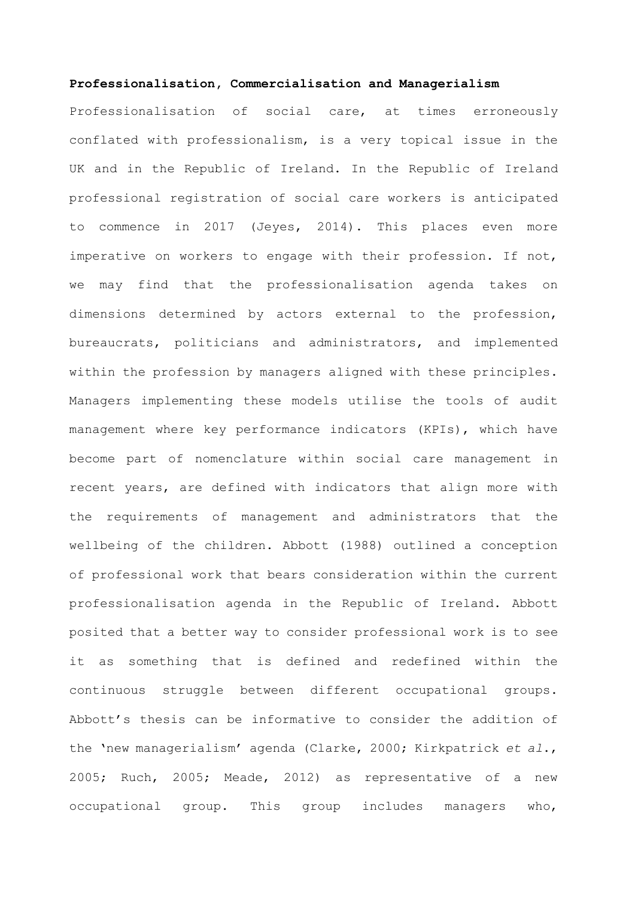**Professionalisation, Commercialisation and Managerialism**

Professionalisation of social care, at times erroneously conflated with professionalism, is a very topical issue in the UK and in the Republic of Ireland. In the Republic of Ireland professional registration of social care workers is anticipated to commence in 2017 (Jeyes, 2014). This places even more imperative on workers to engage with their profession. If not, we may find that the professionalisation agenda takes on dimensions determined by actors external to the profession, bureaucrats, politicians and administrators, and implemented within the profession by managers aligned with these principles. Managers implementing these models utilise the tools of audit management where key performance indicators (KPIs), which have become part of nomenclature within social care management in recent years, are defined with indicators that align more with the requirements of management and administrators that the wellbeing of the children. Abbott (1988) outlined a conception of professional work that bears consideration within the current professionalisation agenda in the Republic of Ireland. Abbott posited that a better way to consider professional work is to see it as something that is defined and redefined within the continuous struggle between different occupational groups. Abbott's thesis can be informative to consider the addition of the 'new managerialism' agenda (Clarke, 2000; Kirkpatrick *et al.*, 2005; Ruch, 2005; Meade, 2012) as representative of a new occupational group. This group includes managers who,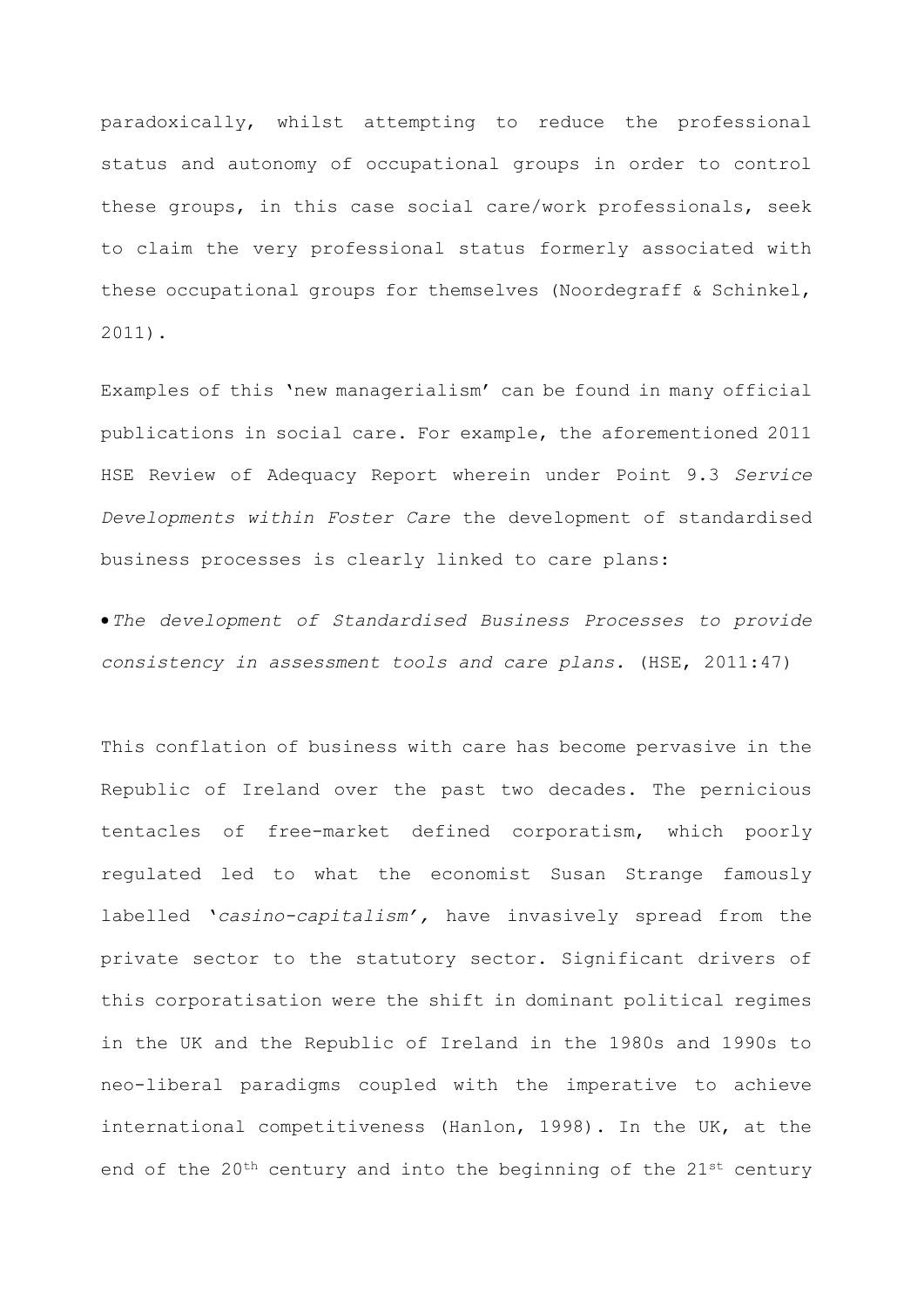paradoxically, whilst attempting to reduce the professional status and autonomy of occupational groups in order to control these groups, in this case social care/work professionals, seek to claim the very professional status formerly associated with these occupational groups for themselves (Noordegraff & Schinkel, 2011).

Examples of this 'new managerialism' can be found in many official publications in social care. For example, the aforementioned 2011 HSE Review of Adequacy Report wherein under Point 9.3 *Service Developments within Foster Care* the development of standardised business processes is clearly linked to care plans:

- *The development of Standardised Business Processes to provide consistency in assessment tools and care plans.* (HSE, 2011:47)

This conflation of business with care has become pervasive in the Republic of Ireland over the past two decades. The pernicious tentacles of free-market defined corporatism, which poorly regulated led to what the economist Susan Strange famously labelled '*casino-capitalism'*, have invasively spread from the private sector to the statutory sector. Significant drivers of this corporatisation were the shift in dominant political regimes in the UK and the Republic of Ireland in the 1980s and 1990s to neo-liberal paradigms coupled with the imperative to achieve international competitiveness (Hanlon, 1998). In the UK, at the end of the 20th century and into the beginning of the 21st century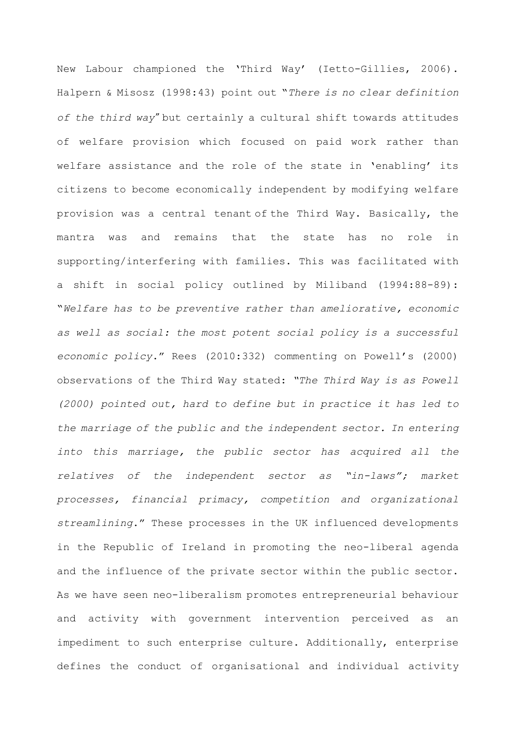New Labour championed the 'Third Way' (Ietto-Gillies, 2006). Halpern & Misosz (1998:43) point out "*There is no clear definition of the third way*" but certainly a cultural shift towards attitudes of welfare provision which focused on paid work rather than welfare assistance and the role of the state in 'enabling' its citizens to become economically independent by modifying welfare provision was a central tenant of the Third Way. Basically, the mantra was and remains that the state has no role in supporting/interfering with families. This was facilitated with a shift in social policy outlined by Miliband (1994:88-89): "*Welfare has to be preventive rather than ameliorative, economic as well as social: the most potent social policy is a successful economic policy*." Rees (2010:332) commenting on Powell's (2000) observations of the Third Way stated: "*The Third Way is as Powell (2000) pointed out, hard to define but in practice it has led to the marriage of the public and the independent sector. In entering into this marriage, the public sector has acquired all the relatives of the independent sector as "in-laws"; market processes, financial primacy, competition and organizational streamlining*." These processes in the UK influenced developments in the Republic of Ireland in promoting the neo-liberal agenda and the influence of the private sector within the public sector. As we have seen neo-liberalism promotes entrepreneurial behaviour and activity with government intervention perceived as an impediment to such enterprise culture. Additionally, enterprise defines the conduct of organisational and individual activity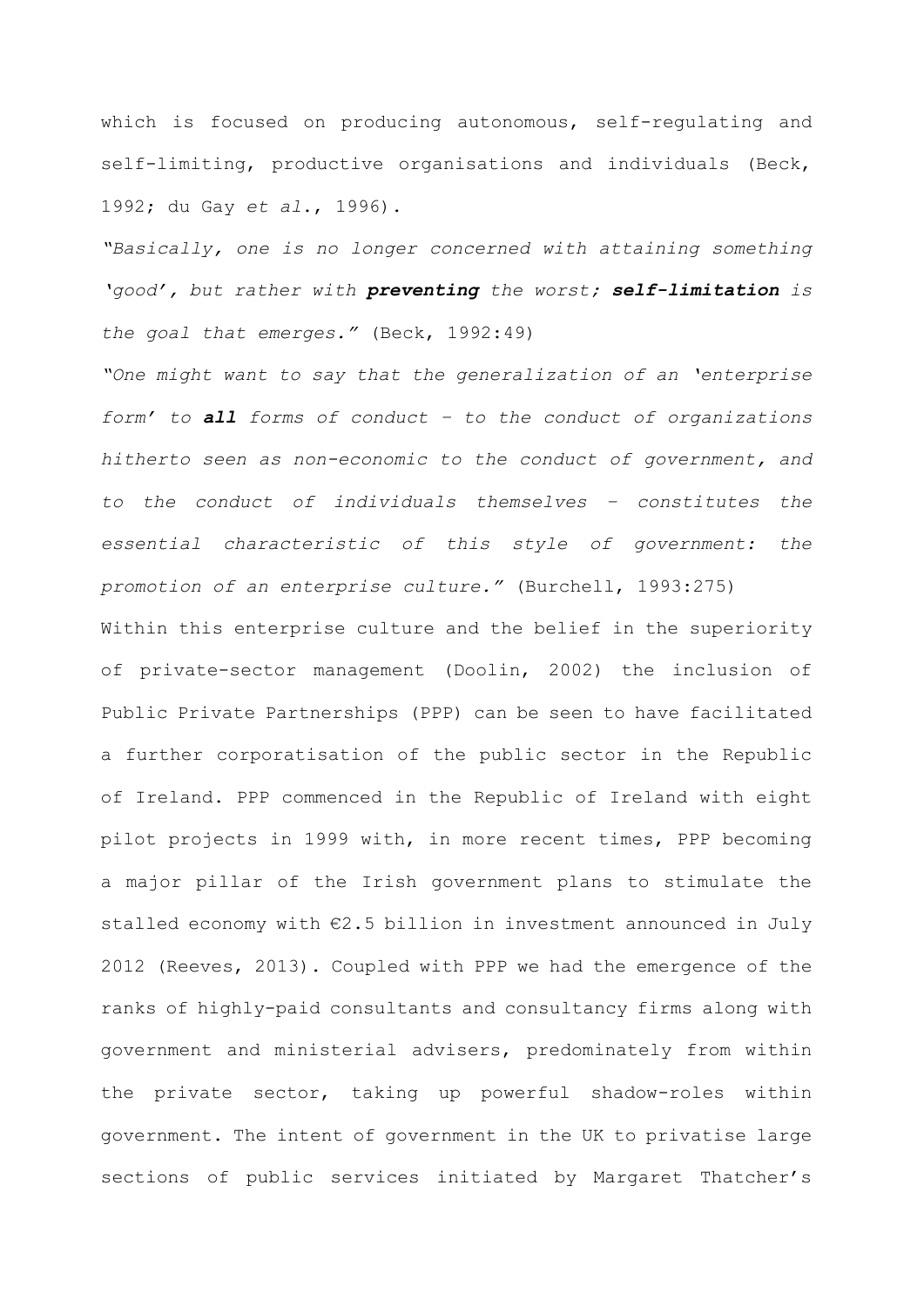which is focused on producing autonomous, self-regulating and self-limiting, productive organisations and individuals (Beck, 1992; du Gay *et al*., 1996).

*"Basically, one is no longer concerned with attaining something 'good', but rather with* ***preventing*** *the worst;* ***self-limitation*** *is the goal that emerges."* (Beck, 1992:49)

*"One might want to say that the generalization of an 'enterprise form' to* ***all*** *forms of conduct – to the conduct of organizations hitherto seen as non-economic to the conduct of government, and to the conduct of individuals themselves – constitutes the essential characteristic of this style of government: the promotion of an enterprise culture."* (Burchell, 1993:275)

Within this enterprise culture and the belief in the superiority of private-sector management (Doolin, 2002) the inclusion of Public Private Partnerships (PPP) can be seen to have facilitated a further corporatisation of the public sector in the Republic of Ireland. PPP commenced in the Republic of Ireland with eight pilot projects in 1999 with, in more recent times, PPP becoming a major pillar of the Irish government plans to stimulate the stalled economy with €2.5 billion in investment announced in July 2012 (Reeves, 2013). Coupled with PPP we had the emergence of the ranks of highly-paid consultants and consultancy firms along with government and ministerial advisers, predominately from within the private sector, taking up powerful shadow-roles within government. The intent of government in the UK to privatise large sections of public services initiated by Margaret Thatcher's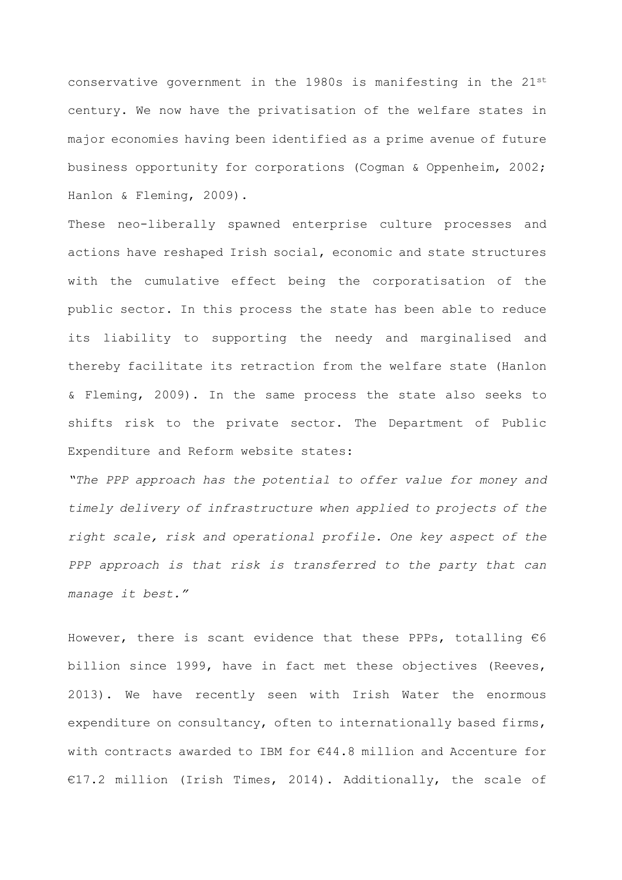conservative government in the 1980s is manifesting in the 21st century. We now have the privatisation of the welfare states in major economies having been identified as a prime avenue of future business opportunity for corporations (Cogman & Oppenheim, 2002; Hanlon & Fleming, 2009).

These neo-liberally spawned enterprise culture processes and actions have reshaped Irish social, economic and state structures with the cumulative effect being the corporatisation of the public sector. In this process the state has been able to reduce its liability to supporting the needy and marginalised and thereby facilitate its retraction from the welfare state (Hanlon & Fleming, 2009). In the same process the state also seeks to shifts risk to the private sector. The Department of Public Expenditure and Reform website states:

*"The PPP approach has the potential to offer value for money and timely delivery of infrastructure when applied to projects of the right scale, risk and operational profile. One key aspect of the PPP approach is that risk is transferred to the party that can manage it best."*

However, there is scant evidence that these PPPs, totalling €6 billion since 1999, have in fact met these objectives (Reeves, 2013). We have recently seen with Irish Water the enormous expenditure on consultancy, often to internationally based firms, with contracts awarded to IBM for €44.8 million and Accenture for €17.2 million (Irish Times, 2014). Additionally, the scale of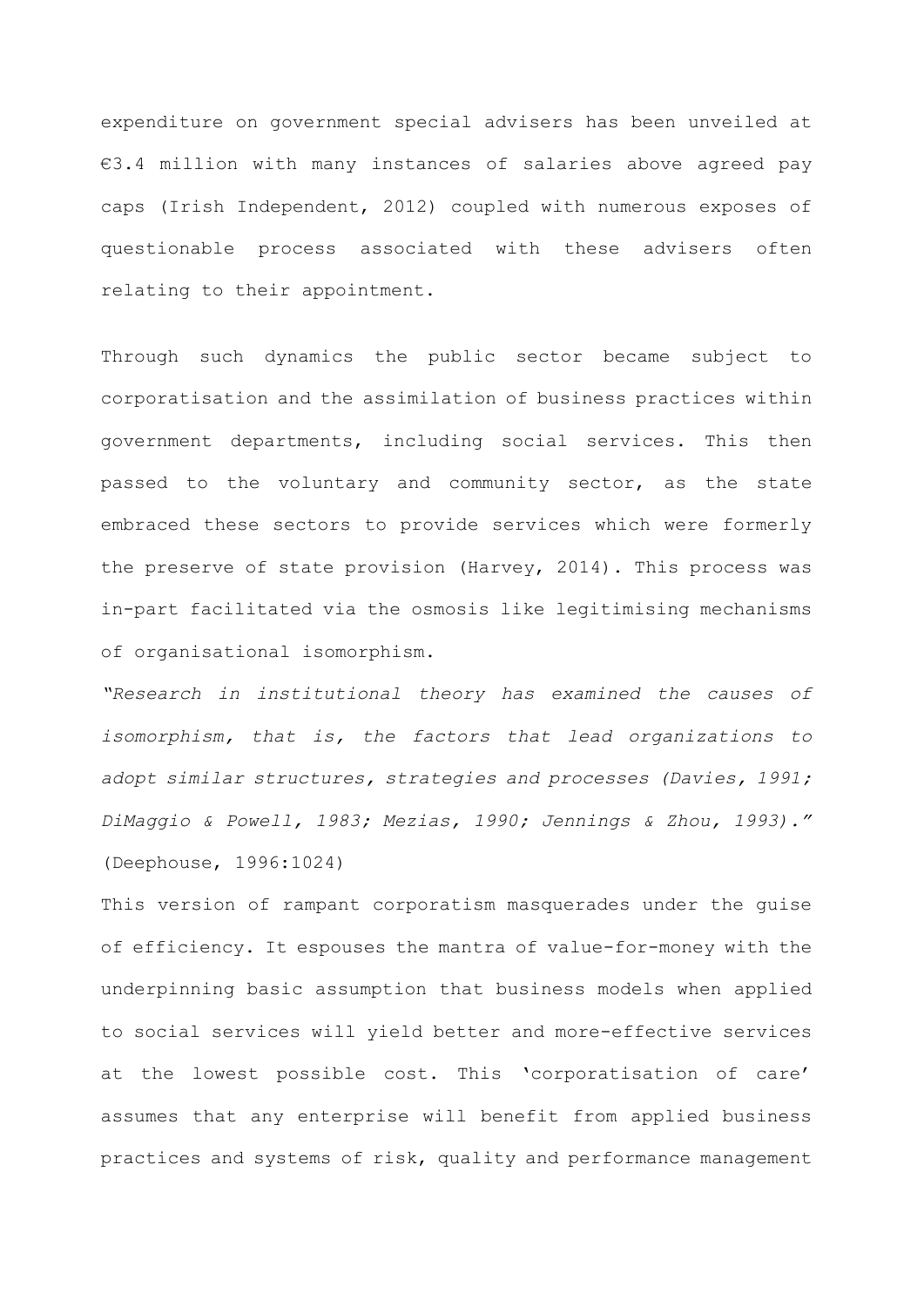expenditure on government special advisers has been unveiled at €3.4 million with many instances of salaries above agreed pay caps (Irish Independent, 2012) coupled with numerous exposes of questionable process associated with these advisers often relating to their appointment.

Through such dynamics the public sector became subject to corporatisation and the assimilation of business practices within government departments, including social services. This then passed to the voluntary and community sector, as the state embraced these sectors to provide services which were formerly the preserve of state provision (Harvey, 2014). This process was in-part facilitated via the osmosis like legitimising mechanisms of organisational isomorphism.

*"Research in institutional theory has examined the causes of isomorphism, that is, the factors that lead organizations to adopt similar structures, strategies and processes (Davies, 1991; DiMaggio & Powell, 1983; Mezias, 1990; Jennings & Zhou, 1993)."* (Deephouse, 1996:1024)

This version of rampant corporatism masquerades under the guise of efficiency. It espouses the mantra of value-for-money with the underpinning basic assumption that business models when applied to social services will yield better and more-effective services at the lowest possible cost. This 'corporatisation of care' assumes that any enterprise will benefit from applied business practices and systems of risk, quality and performance management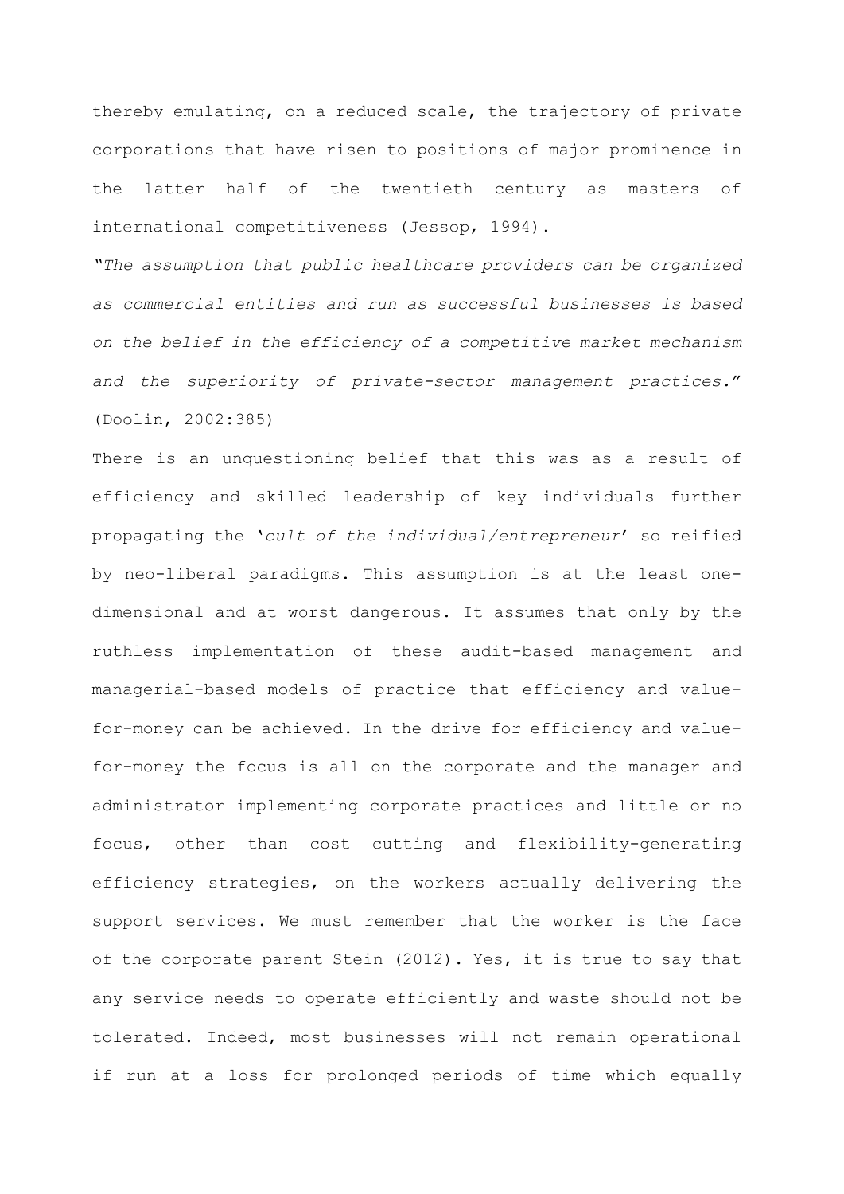thereby emulating, on a reduced scale, the trajectory of private corporations that have risen to positions of major prominence in the latter half of the twentieth century as masters of international competitiveness (Jessop, 1994).

*"The assumption that public healthcare providers can be organized as commercial entities and run as successful businesses is based on the belief in the efficiency of a competitive market mechanism and the superiority of private-sector management practices."* (Doolin, 2002:385)

There is an unquestioning belief that this was as a result of efficiency and skilled leadership of key individuals further propagating the '*cult of the individual/entrepreneur*' so reified by neo-liberal paradigms. This assumption is at the least one-dimensional and at worst dangerous. It assumes that only by the ruthless implementation of these audit-based management and managerial-based models of practice that efficiency and value-for-money can be achieved. In the drive for efficiency and value-for-money the focus is all on the corporate and the manager and administrator implementing corporate practices and little or no focus, other than cost cutting and flexibility-generating efficiency strategies, on the workers actually delivering the support services. We must remember that the worker is the face of the corporate parent Stein (2012). Yes, it is true to say that any service needs to operate efficiently and waste should not be tolerated. Indeed, most businesses will not remain operational if run at a loss for prolonged periods of time which equally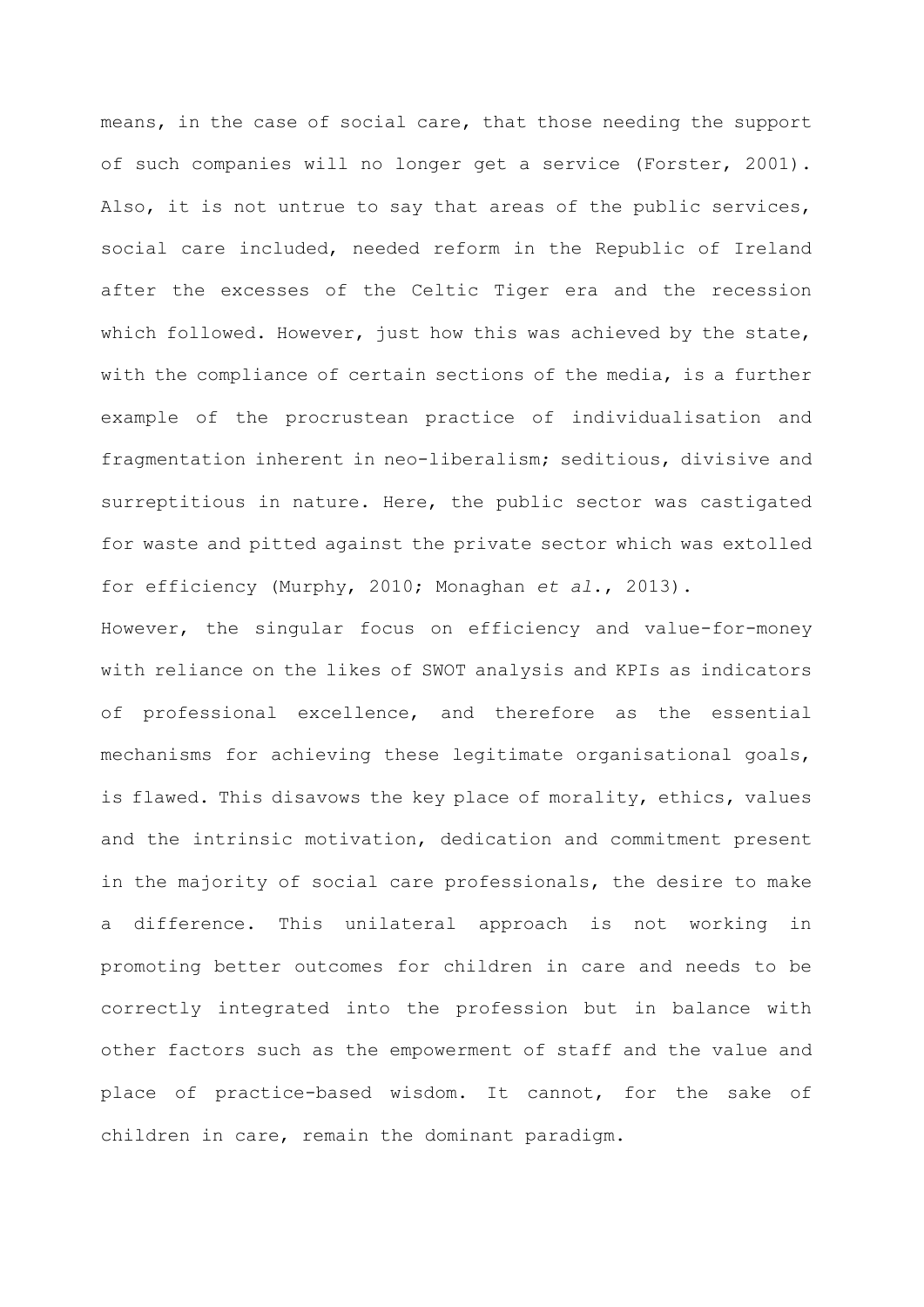means, in the case of social care, that those needing the support of such companies will no longer get a service (Forster, 2001). Also, it is not untrue to say that areas of the public services, social care included, needed reform in the Republic of Ireland after the excesses of the Celtic Tiger era and the recession which followed. However, just how this was achieved by the state, with the compliance of certain sections of the media, is a further example of the procrustean practice of individualisation and fragmentation inherent in neo-liberalism; seditious, divisive and surreptitious in nature. Here, the public sector was castigated for waste and pitted against the private sector which was extolled for efficiency (Murphy, 2010; Monaghan *et al.*, 2013).

However, the singular focus on efficiency and value-for-money with reliance on the likes of SWOT analysis and KPIs as indicators of professional excellence, and therefore as the essential mechanisms for achieving these legitimate organisational goals, is flawed. This disavows the key place of morality, ethics, values and the intrinsic motivation, dedication and commitment present in the majority of social care professionals, the desire to make a difference. This unilateral approach is not working in promoting better outcomes for children in care and needs to be correctly integrated into the profession but in balance with other factors such as the empowerment of staff and the value and place of practice-based wisdom. It cannot, for the sake of children in care, remain the dominant paradigm.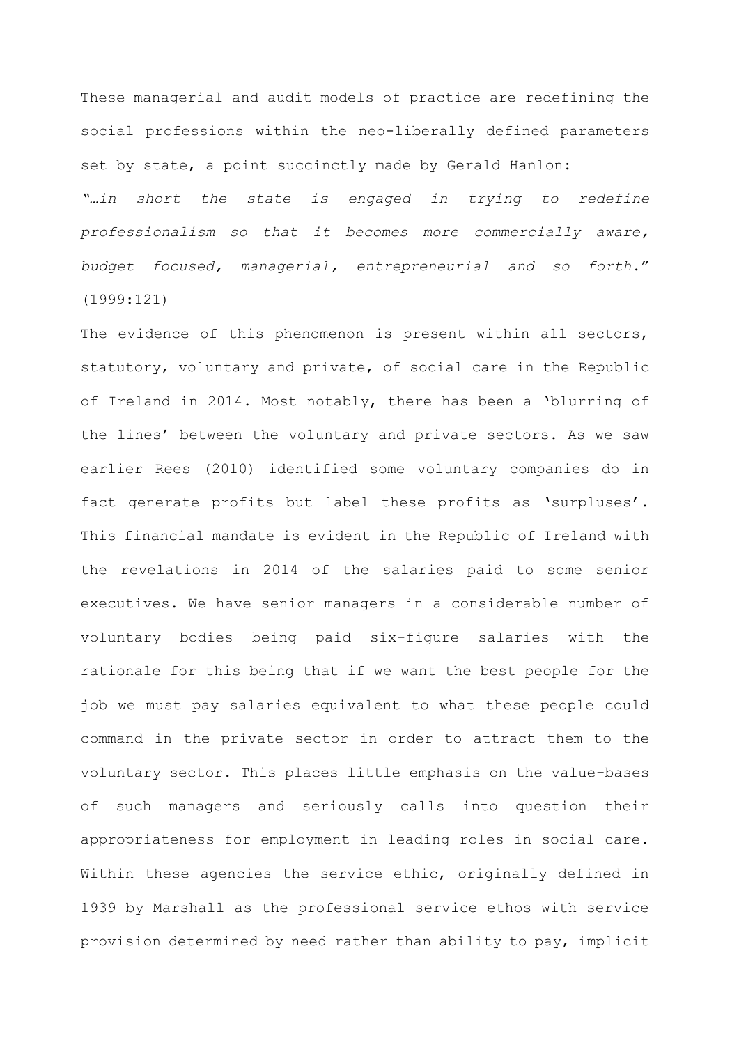These managerial and audit models of practice are redefining the social professions within the neo-liberally defined parameters set by state, a point succinctly made by Gerald Hanlon:

*"…in short the state is engaged in trying to redefine professionalism so that it becomes more commercially aware, budget focused, managerial, entrepreneurial and so forth*." (1999:121)

The evidence of this phenomenon is present within all sectors, statutory, voluntary and private, of social care in the Republic of Ireland in 2014. Most notably, there has been a 'blurring of the lines' between the voluntary and private sectors. As we saw earlier Rees (2010) identified some voluntary companies do in fact generate profits but label these profits as 'surpluses'. This financial mandate is evident in the Republic of Ireland with the revelations in 2014 of the salaries paid to some senior executives. We have senior managers in a considerable number of voluntary bodies being paid six-figure salaries with the rationale for this being that if we want the best people for the job we must pay salaries equivalent to what these people could command in the private sector in order to attract them to the voluntary sector. This places little emphasis on the value-bases of such managers and seriously calls into question their appropriateness for employment in leading roles in social care. Within these agencies the service ethic, originally defined in 1939 by Marshall as the professional service ethos with service provision determined by need rather than ability to pay, implicit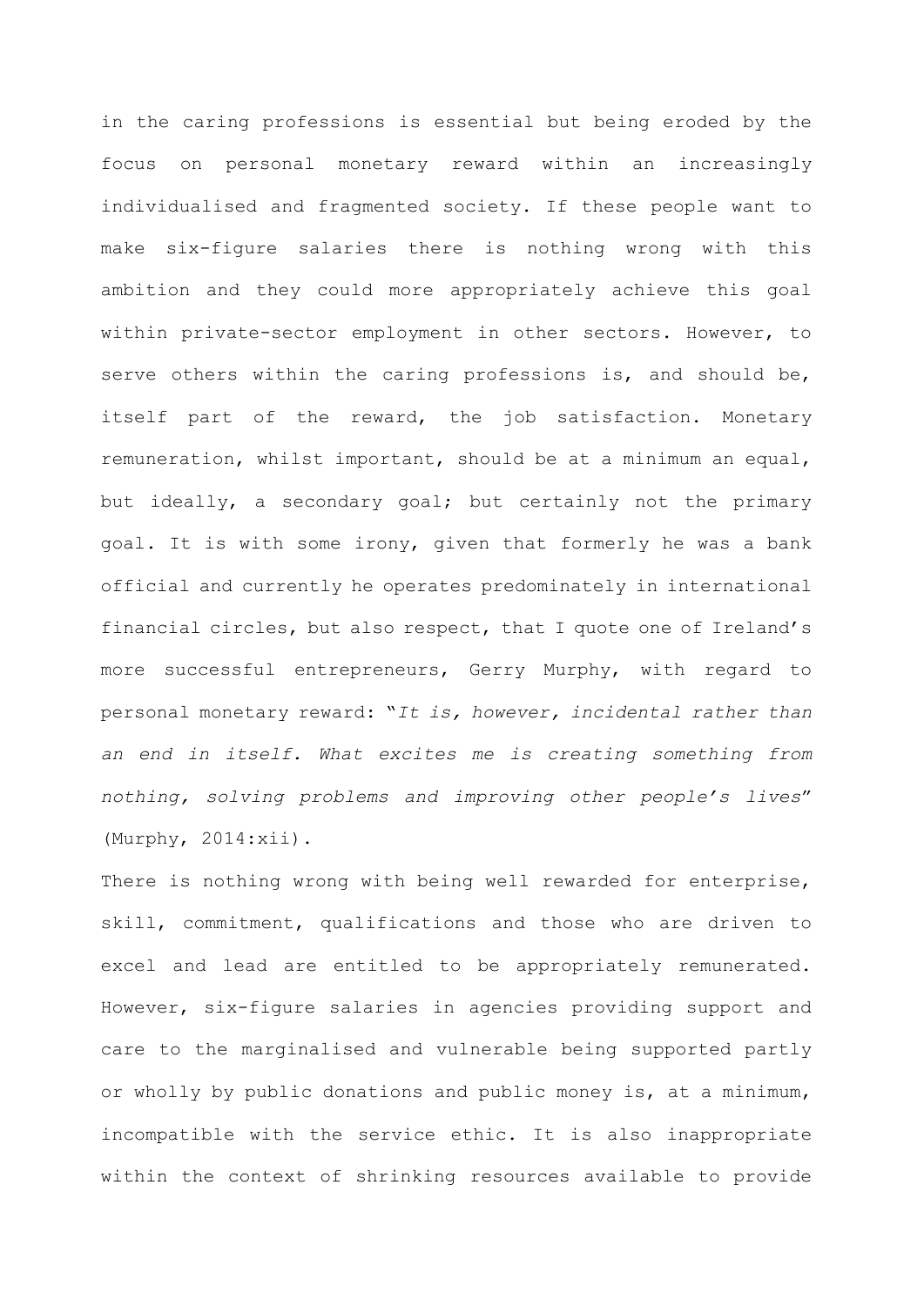in the caring professions is essential but being eroded by the focus on personal monetary reward within an increasingly individualised and fragmented society. If these people want to make six-figure salaries there is nothing wrong with this ambition and they could more appropriately achieve this goal within private-sector employment in other sectors. However, to serve others within the caring professions is, and should be, itself part of the reward, the job satisfaction. Monetary remuneration, whilst important, should be at a minimum an equal, but ideally, a secondary goal; but certainly not the primary goal. It is with some irony, given that formerly he was a bank official and currently he operates predominately in international financial circles, but also respect, that I quote one of Ireland's more successful entrepreneurs, Gerry Murphy, with regard to personal monetary reward: "*It is, however, incidental rather than an end in itself. What excites me is creating something from nothing, solving problems and improving other people's lives*" (Murphy, 2014:xii).

There is nothing wrong with being well rewarded for enterprise, skill, commitment, qualifications and those who are driven to excel and lead are entitled to be appropriately remunerated. However, six-figure salaries in agencies providing support and care to the marginalised and vulnerable being supported partly or wholly by public donations and public money is, at a minimum, incompatible with the service ethic. It is also inappropriate within the context of shrinking resources available to provide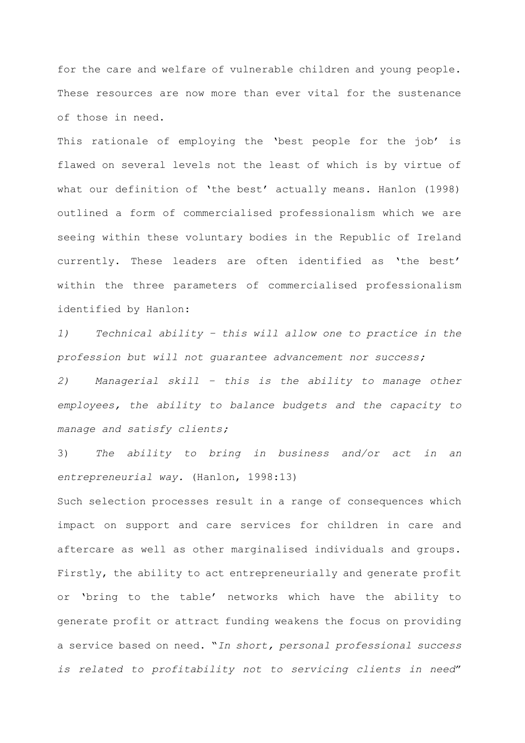for the care and welfare of vulnerable children and young people. These resources are now more than ever vital for the sustenance of those in need.

This rationale of employing the 'best people for the job' is flawed on several levels not the least of which is by virtue of what our definition of 'the best' actually means. Hanlon (1998) outlined a form of commercialised professionalism which we are seeing within these voluntary bodies in the Republic of Ireland currently. These leaders are often identified as 'the best' within the three parameters of commercialised professionalism identified by Hanlon:

*1) Technical ability – this will allow one to practice in the profession but will not guarantee advancement nor success;*

*2) Managerial skill – this is the ability to manage other employees, the ability to balance budgets and the capacity to manage and satisfy clients;*

3) *The ability to bring in business and/or act in an entrepreneurial way.* (Hanlon, 1998:13)

Such selection processes result in a range of consequences which impact on support and care services for children in care and aftercare as well as other marginalised individuals and groups. Firstly, the ability to act entrepreneurially and generate profit or 'bring to the table' networks which have the ability to generate profit or attract funding weakens the focus on providing a service based on need. "*In short, personal professional success is related to profitability not to servicing clients in need*"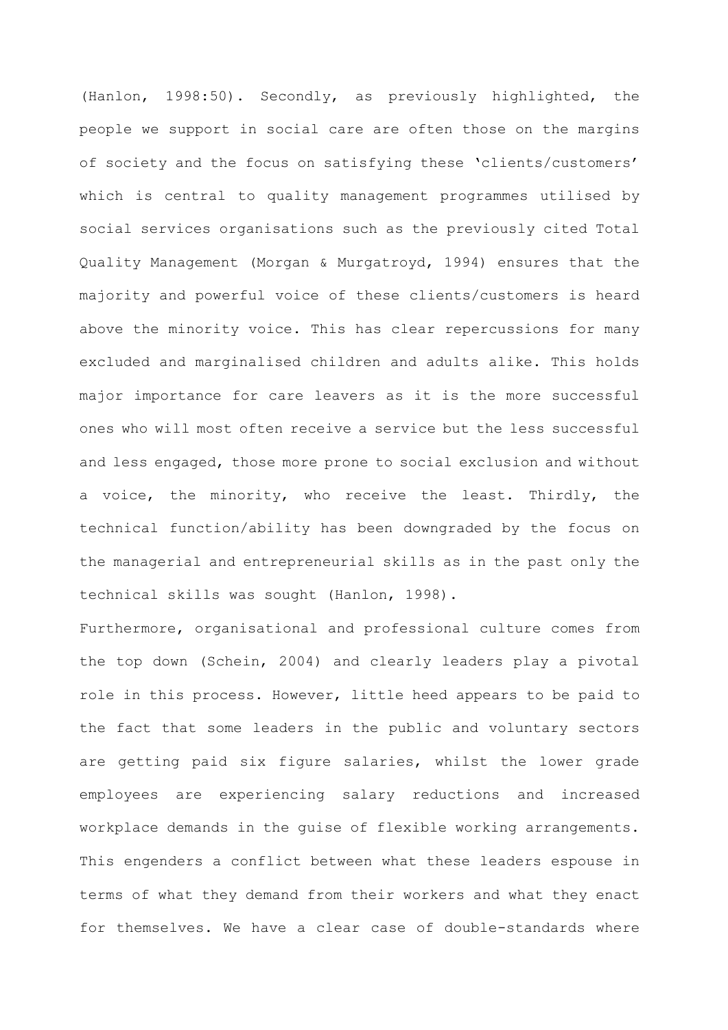(Hanlon, 1998:50). Secondly, as previously highlighted, the people we support in social care are often those on the margins of society and the focus on satisfying these 'clients/customers' which is central to quality management programmes utilised by social services organisations such as the previously cited Total Quality Management (Morgan & Murgatroyd, 1994) ensures that the majority and powerful voice of these clients/customers is heard above the minority voice. This has clear repercussions for many excluded and marginalised children and adults alike. This holds major importance for care leavers as it is the more successful ones who will most often receive a service but the less successful and less engaged, those more prone to social exclusion and without a voice, the minority, who receive the least. Thirdly, the technical function/ability has been downgraded by the focus on the managerial and entrepreneurial skills as in the past only the technical skills was sought (Hanlon, 1998).

Furthermore, organisational and professional culture comes from the top down (Schein, 2004) and clearly leaders play a pivotal role in this process. However, little heed appears to be paid to the fact that some leaders in the public and voluntary sectors are getting paid six figure salaries, whilst the lower grade employees are experiencing salary reductions and increased workplace demands in the guise of flexible working arrangements. This engenders a conflict between what these leaders espouse in terms of what they demand from their workers and what they enact for themselves. We have a clear case of double-standards where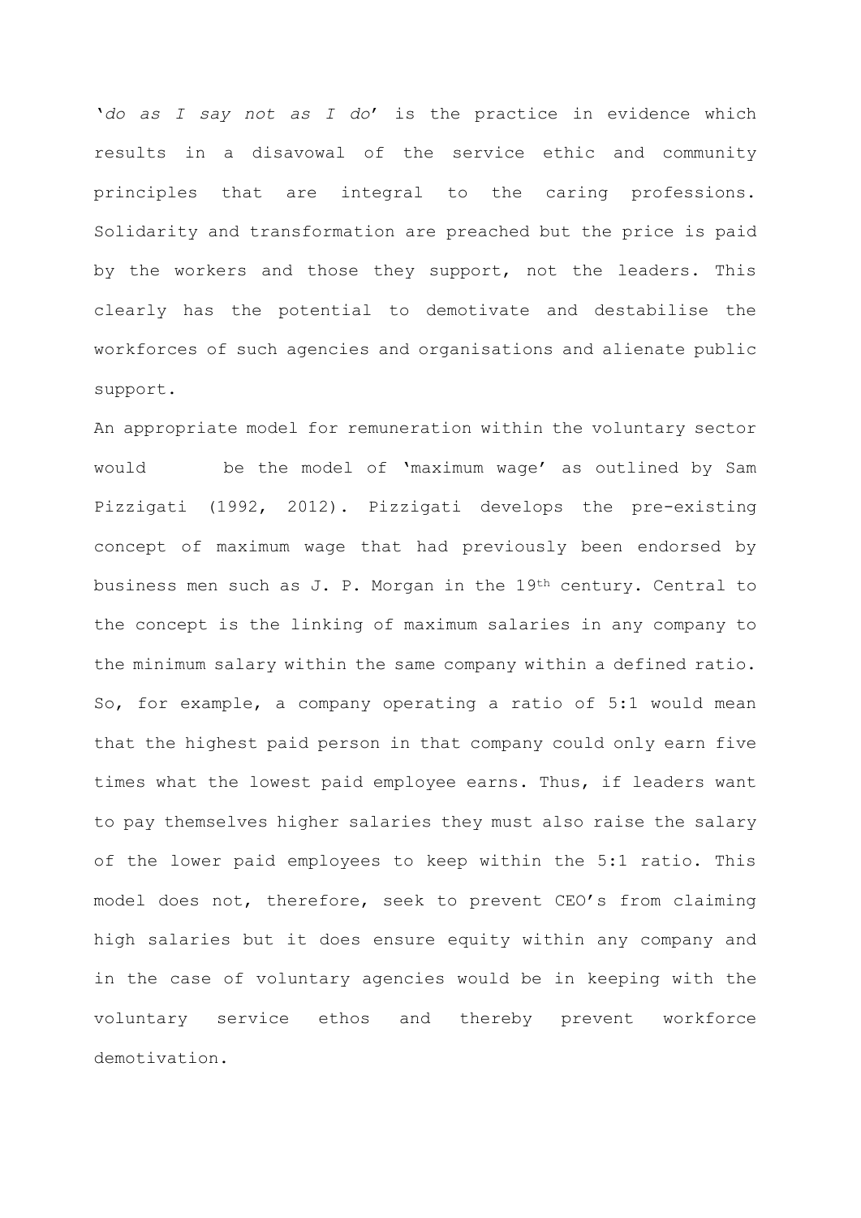'*do as I say not as I do*' is the practice in evidence which results in a disavowal of the service ethic and community principles that are integral to the caring professions. Solidarity and transformation are preached but the price is paid by the workers and those they support, not the leaders. This clearly has the potential to demotivate and destabilise the workforces of such agencies and organisations and alienate public support.

An appropriate model for remuneration within the voluntary sector would be the model of 'maximum wage' as outlined by Sam Pizzigati (1992, 2012). Pizzigati develops the pre-existing concept of maximum wage that had previously been endorsed by business men such as J. P. Morgan in the 19th century. Central to the concept is the linking of maximum salaries in any company to the minimum salary within the same company within a defined ratio. So, for example, a company operating a ratio of 5:1 would mean that the highest paid person in that company could only earn five times what the lowest paid employee earns. Thus, if leaders want to pay themselves higher salaries they must also raise the salary of the lower paid employees to keep within the 5:1 ratio. This model does not, therefore, seek to prevent CEO's from claiming high salaries but it does ensure equity within any company and in the case of voluntary agencies would be in keeping with the voluntary service ethos and thereby prevent workforce demotivation.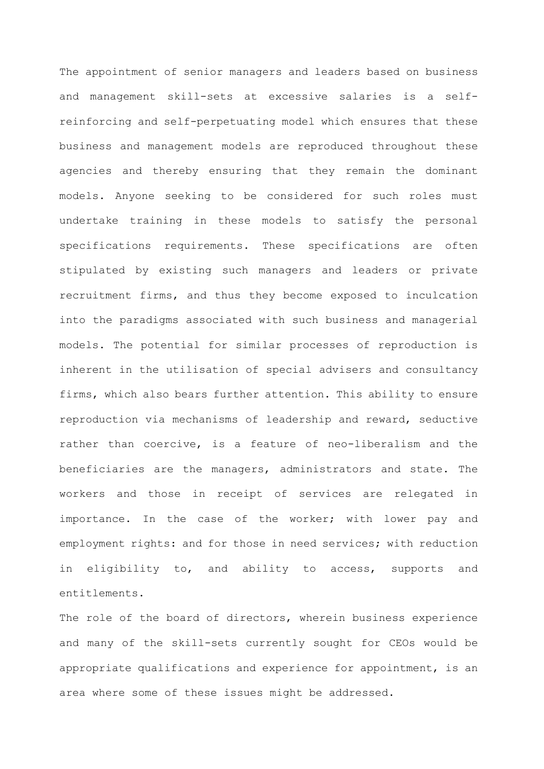The appointment of senior managers and leaders based on business and management skill-sets at excessive salaries is a self-reinforcing and self-perpetuating model which ensures that these business and management models are reproduced throughout these agencies and thereby ensuring that they remain the dominant models. Anyone seeking to be considered for such roles must undertake training in these models to satisfy the personal specifications requirements. These specifications are often stipulated by existing such managers and leaders or private recruitment firms, and thus they become exposed to inculcation into the paradigms associated with such business and managerial models. The potential for similar processes of reproduction is inherent in the utilisation of special advisers and consultancy firms, which also bears further attention. This ability to ensure reproduction via mechanisms of leadership and reward, seductive rather than coercive, is a feature of neo-liberalism and the beneficiaries are the managers, administrators and state. The workers and those in receipt of services are relegated in importance. In the case of the worker; with lower pay and employment rights: and for those in need services; with reduction in eligibility to, and ability to access, supports and entitlements.

The role of the board of directors, wherein business experience and many of the skill-sets currently sought for CEOs would be appropriate qualifications and experience for appointment, is an area where some of these issues might be addressed.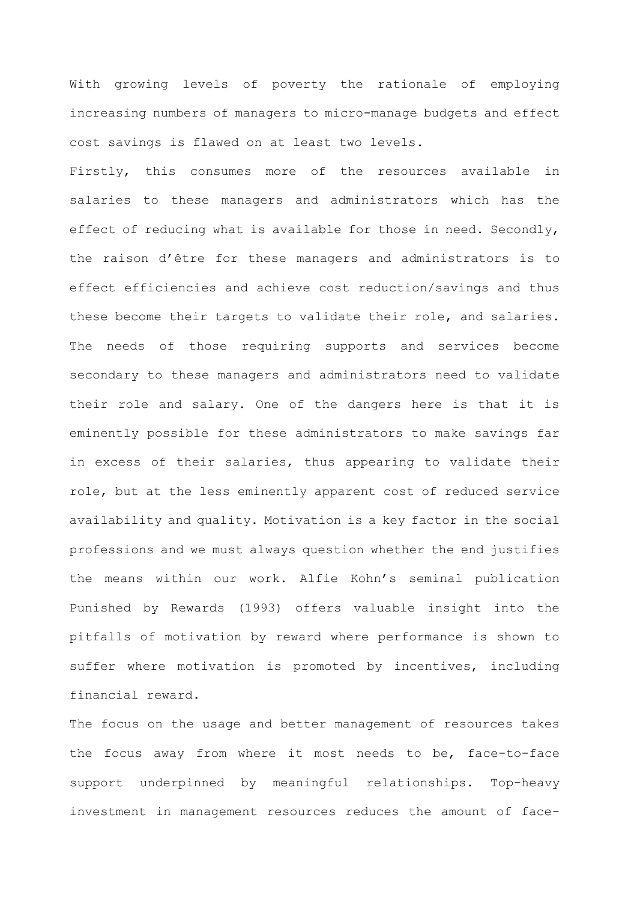With growing levels of poverty the rationale of employing increasing numbers of managers to micro-manage budgets and effect cost savings is flawed on at least two levels.

Firstly, this consumes more of the resources available in salaries to these managers and administrators which has the effect of reducing what is available for those in need. Secondly, the raison d'être for these managers and administrators is to effect efficiencies and achieve cost reduction/savings and thus these become their targets to validate their role, and salaries. The needs of those requiring supports and services become secondary to these managers and administrators need to validate their role and salary. One of the dangers here is that it is eminently possible for these administrators to make savings far in excess of their salaries, thus appearing to validate their role, but at the less eminently apparent cost of reduced service availability and quality. Motivation is a key factor in the social professions and we must always question whether the end justifies the means within our work. Alfie Kohn's seminal publication Punished by Rewards (1993) offers valuable insight into the pitfalls of motivation by reward where performance is shown to suffer where motivation is promoted by incentives, including financial reward.

The focus on the usage and better management of resources takes the focus away from where it most needs to be, face-to-face support underpinned by meaningful relationships. Top-heavy investment in management resources reduces the amount of face-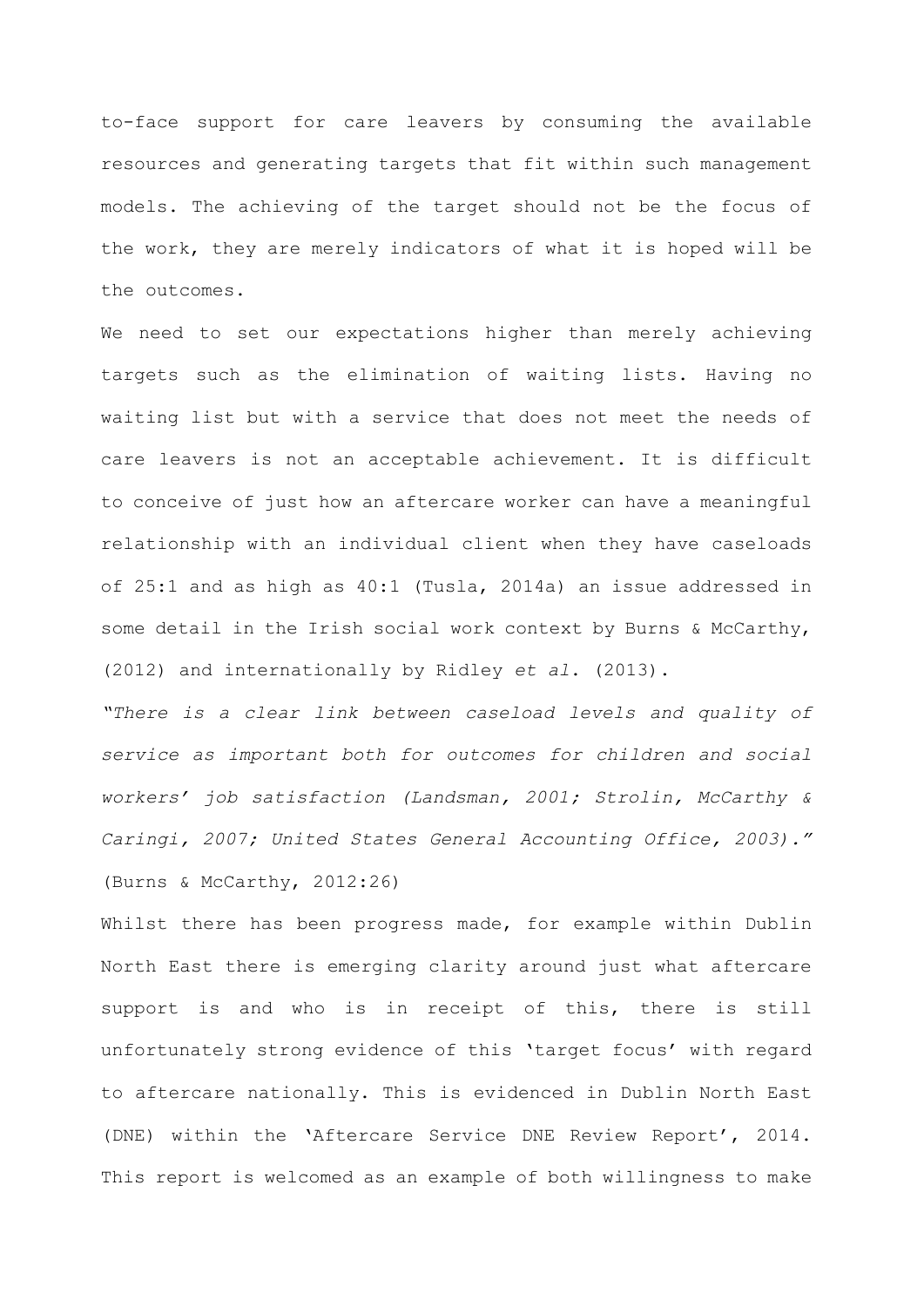to-face support for care leavers by consuming the available resources and generating targets that fit within such management models. The achieving of the target should not be the focus of the work, they are merely indicators of what it is hoped will be the outcomes.

We need to set our expectations higher than merely achieving targets such as the elimination of waiting lists. Having no waiting list but with a service that does not meet the needs of care leavers is not an acceptable achievement. It is difficult to conceive of just how an aftercare worker can have a meaningful relationship with an individual client when they have caseloads of 25:1 and as high as 40:1 (Tusla, 2014a) an issue addressed in some detail in the Irish social work context by Burns & McCarthy, (2012) and internationally by Ridley *et al*. (2013).

*"There is a clear link between caseload levels and quality of service as important both for outcomes for children and social workers' job satisfaction (Landsman, 2001; Strolin, McCarthy & Caringi, 2007; United States General Accounting Office, 2003)."* (Burns & McCarthy, 2012:26)

Whilst there has been progress made, for example within Dublin North East there is emerging clarity around just what aftercare support is and who is in receipt of this, there is still unfortunately strong evidence of this 'target focus' with regard to aftercare nationally. This is evidenced in Dublin North East (DNE) within the 'Aftercare Service DNE Review Report', 2014. This report is welcomed as an example of both willingness to make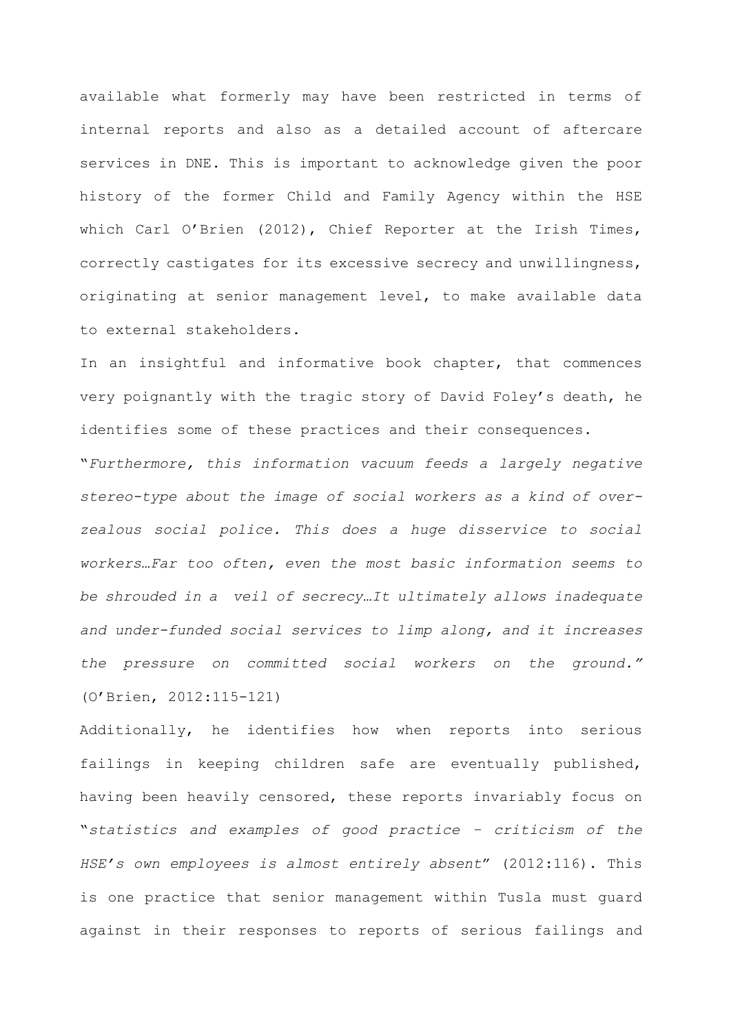available what formerly may have been restricted in terms of internal reports and also as a detailed account of aftercare services in DNE. This is important to acknowledge given the poor history of the former Child and Family Agency within the HSE which Carl O'Brien (2012), Chief Reporter at the Irish Times, correctly castigates for its excessive secrecy and unwillingness, originating at senior management level, to make available data to external stakeholders.

In an insightful and informative book chapter, that commences very poignantly with the tragic story of David Foley's death, he identifies some of these practices and their consequences.

"*Furthermore, this information vacuum feeds a largely negative stereo-type about the image of social workers as a kind of over-zealous social police. This does a huge disservice to social workers…Far too often, even the most basic information seems to be shrouded in a veil of secrecy…It ultimately allows inadequate and under-funded social services to limp along, and it increases the pressure on committed social workers on the ground."* (O'Brien, 2012:115-121)

Additionally, he identifies how when reports into serious failings in keeping children safe are eventually published, having been heavily censored, these reports invariably focus on "*statistics and examples of good practice – criticism of the HSE's own employees is almost entirely absent*" (2012:116). This is one practice that senior management within Tusla must guard against in their responses to reports of serious failings and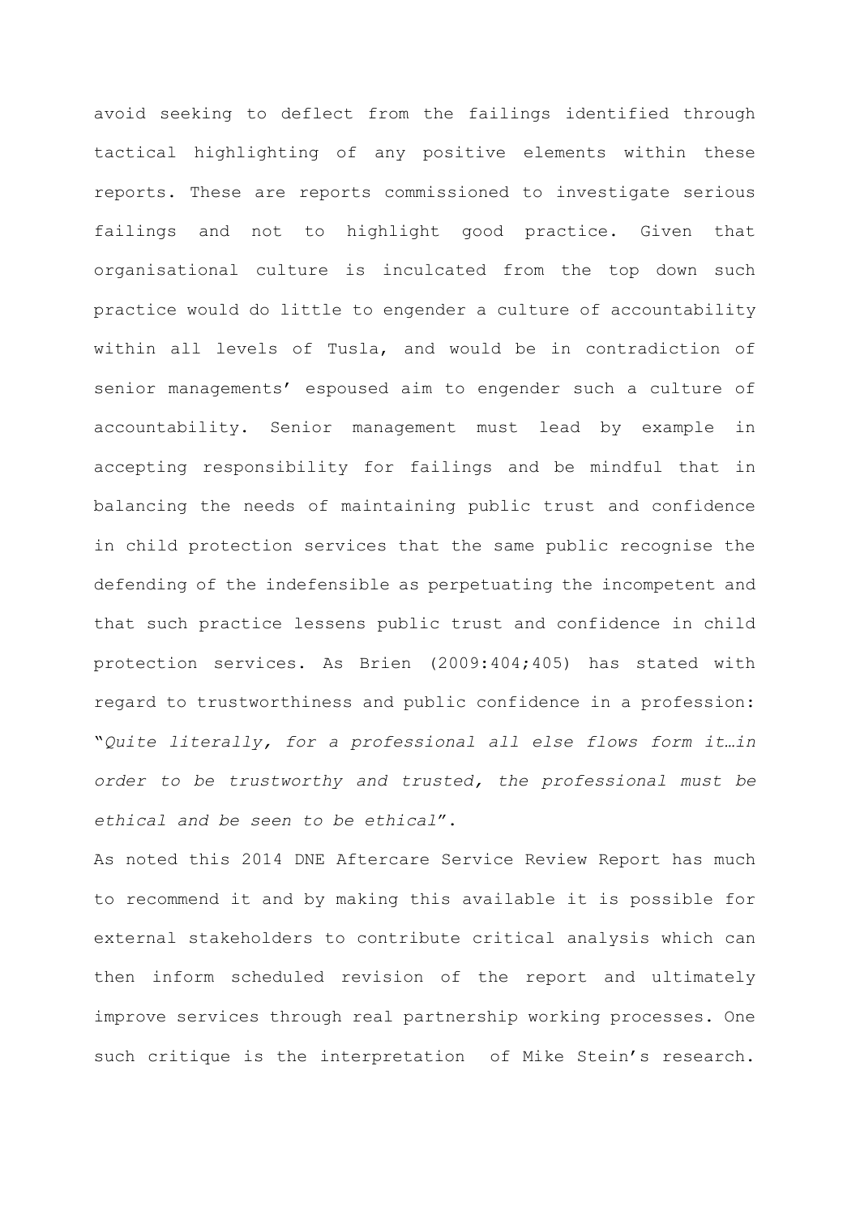avoid seeking to deflect from the failings identified through tactical highlighting of any positive elements within these reports. These are reports commissioned to investigate serious failings and not to highlight good practice. Given that organisational culture is inculcated from the top down such practice would do little to engender a culture of accountability within all levels of Tusla, and would be in contradiction of senior managements' espoused aim to engender such a culture of accountability. Senior management must lead by example in accepting responsibility for failings and be mindful that in balancing the needs of maintaining public trust and confidence in child protection services that the same public recognise the defending of the indefensible as perpetuating the incompetent and that such practice lessens public trust and confidence in child protection services. As Brien (2009:404;405) has stated with regard to trustworthiness and public confidence in a profession: "*Quite literally, for a professional all else flows form it…in order to be trustworthy and trusted, the professional must be ethical and be seen to be ethical*".

As noted this 2014 DNE Aftercare Service Review Report has much to recommend it and by making this available it is possible for external stakeholders to contribute critical analysis which can then inform scheduled revision of the report and ultimately improve services through real partnership working processes. One such critique is the interpretation of Mike Stein's research.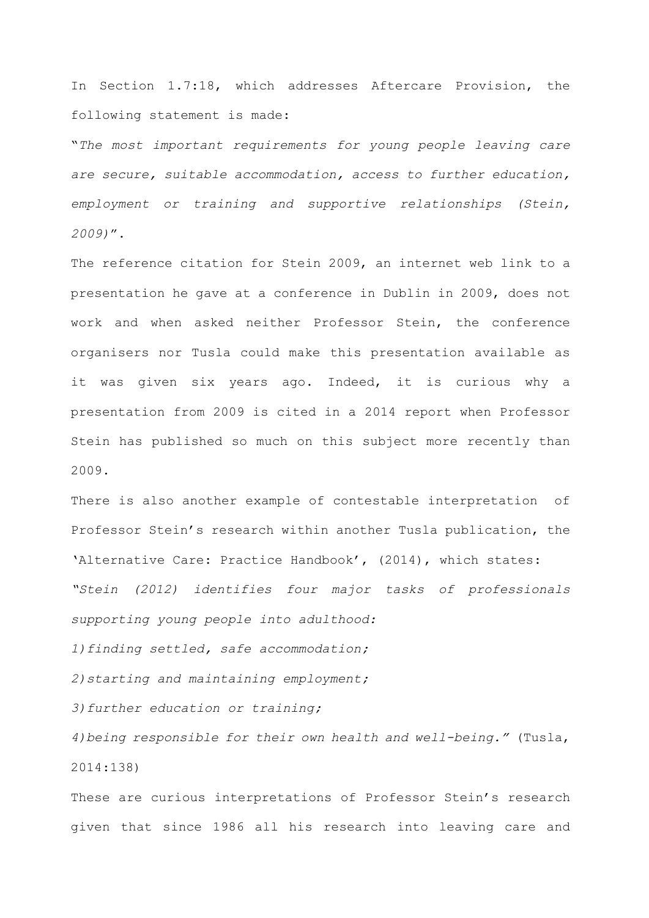In Section 1.7:18, which addresses Aftercare Provision, the following statement is made:

"*The most important requirements for young people leaving care are secure, suitable accommodation, access to further education, employment or training and supportive relationships (Stein, 2009)*".

The reference citation for Stein 2009, an internet web link to a presentation he gave at a conference in Dublin in 2009, does not work and when asked neither Professor Stein, the conference organisers nor Tusla could make this presentation available as it was given six years ago. Indeed, it is curious why a presentation from 2009 is cited in a 2014 report when Professor Stein has published so much on this subject more recently than 2009.

There is also another example of contestable interpretation of Professor Stein's research within another Tusla publication, the 'Alternative Care: Practice Handbook', (2014), which states:

*"Stein (2012) identifies four major tasks of professionals supporting young people into adulthood:*

*1) finding settled, safe accommodation;*

*2) starting and maintaining employment;*

*3) further education or training;*

*4) being responsible for their own health and well-being."* (Tusla, 2014:138)

These are curious interpretations of Professor Stein's research given that since 1986 all his research into leaving care and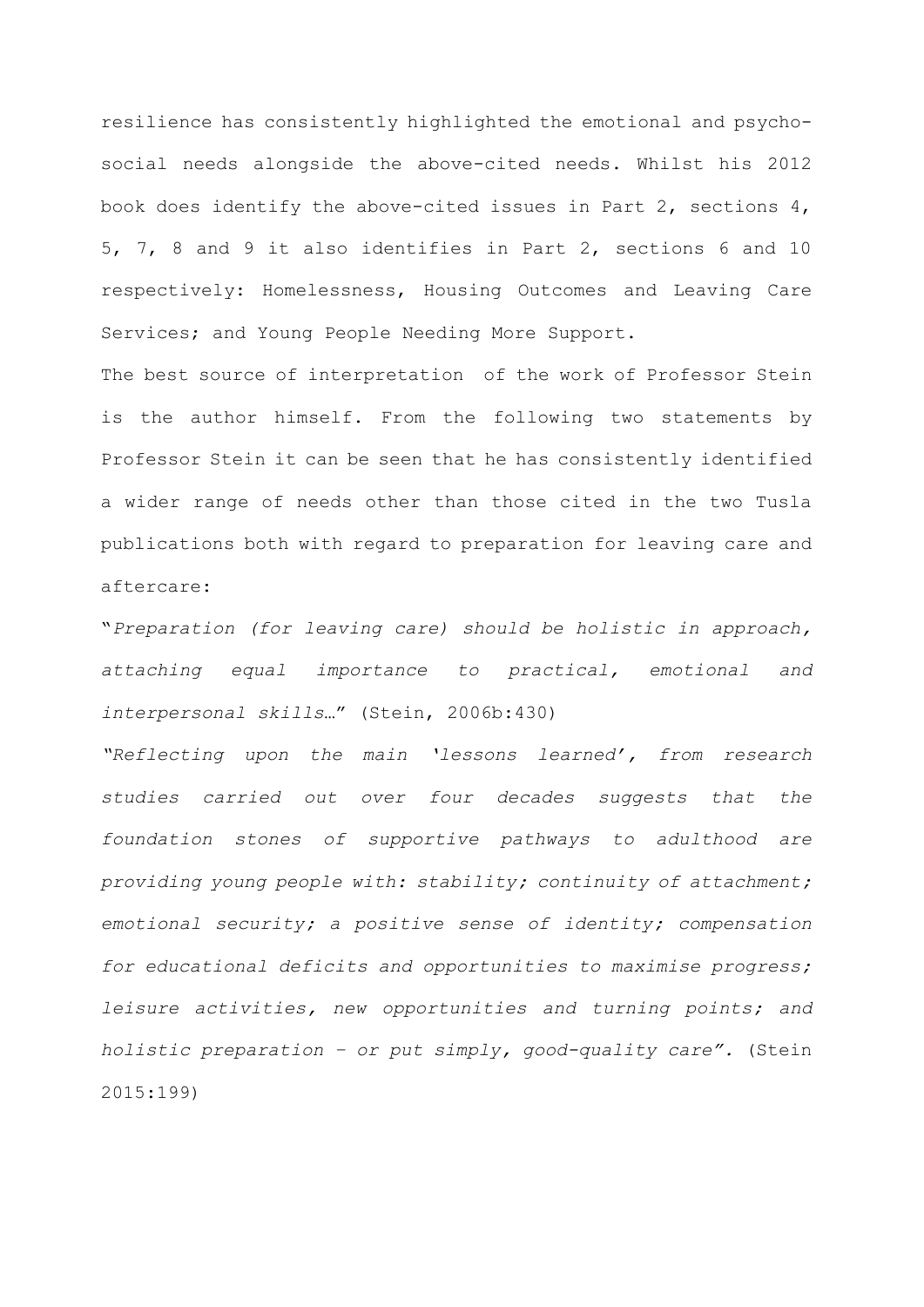resilience has consistently highlighted the emotional and psycho-social needs alongside the above-cited needs. Whilst his 2012 book does identify the above-cited issues in Part 2, sections 4, 5, 7, 8 and 9 it also identifies in Part 2, sections 6 and 10 respectively: Homelessness, Housing Outcomes and Leaving Care Services; and Young People Needing More Support.

The best source of interpretation of the work of Professor Stein is the author himself. From the following two statements by Professor Stein it can be seen that he has consistently identified a wider range of needs other than those cited in the two Tusla publications both with regard to preparation for leaving care and aftercare:

"*Preparation (for leaving care) should be holistic in approach, attaching equal importance to practical, emotional and interpersonal skills…*" (Stein, 2006b:430)

*"Reflecting upon the main 'lessons learned', from research studies carried out over four decades suggests that the foundation stones of supportive pathways to adulthood are providing young people with: stability; continuity of attachment; emotional security; a positive sense of identity; compensation for educational deficits and opportunities to maximise progress; leisure activities, new opportunities and turning points; and holistic preparation – or put simply, good-quality care".* (Stein 2015:199)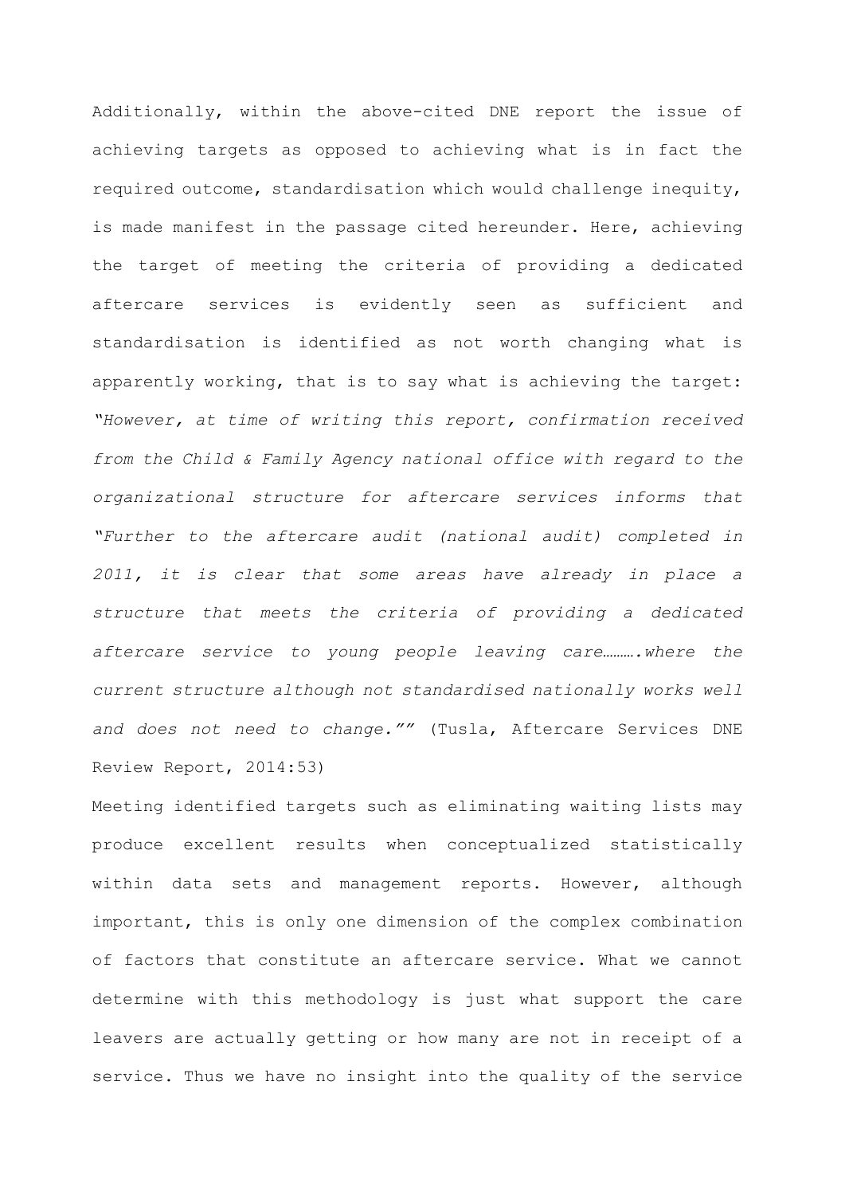Additionally, within the above-cited DNE report the issue of achieving targets as opposed to achieving what is in fact the required outcome, standardisation which would challenge inequity, is made manifest in the passage cited hereunder. Here, achieving the target of meeting the criteria of providing a dedicated aftercare services is evidently seen as sufficient and standardisation is identified as not worth changing what is apparently working, that is to say what is achieving the target: *"However, at time of writing this report, confirmation received from the Child & Family Agency national office with regard to the organizational structure for aftercare services informs that "Further to the aftercare audit (national audit) completed in 2011, it is clear that some areas have already in place a structure that meets the criteria of providing a dedicated aftercare service to young people leaving care……….where the current structure although not standardised nationally works well and does not need to change.""* (Tusla, Aftercare Services DNE Review Report, 2014:53)

Meeting identified targets such as eliminating waiting lists may produce excellent results when conceptualized statistically within data sets and management reports. However, although important, this is only one dimension of the complex combination of factors that constitute an aftercare service. What we cannot determine with this methodology is just what support the care leavers are actually getting or how many are not in receipt of a service. Thus we have no insight into the quality of the service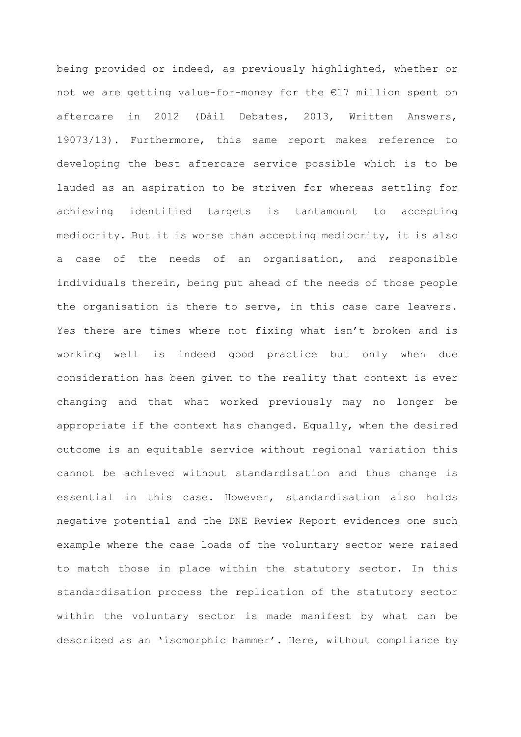being provided or indeed, as previously highlighted, whether or not we are getting value-for-money for the €17 million spent on aftercare in 2012 (Dáil Debates, 2013, Written Answers, 19073/13). Furthermore, this same report makes reference to developing the best aftercare service possible which is to be lauded as an aspiration to be striven for whereas settling for achieving identified targets is tantamount to accepting mediocrity. But it is worse than accepting mediocrity, it is also a case of the needs of an organisation, and responsible individuals therein, being put ahead of the needs of those people the organisation is there to serve, in this case care leavers. Yes there are times where not fixing what isn't broken and is working well is indeed good practice but only when due consideration has been given to the reality that context is ever changing and that what worked previously may no longer be appropriate if the context has changed. Equally, when the desired outcome is an equitable service without regional variation this cannot be achieved without standardisation and thus change is essential in this case. However, standardisation also holds negative potential and the DNE Review Report evidences one such example where the case loads of the voluntary sector were raised to match those in place within the statutory sector. In this standardisation process the replication of the statutory sector within the voluntary sector is made manifest by what can be described as an 'isomorphic hammer'. Here, without compliance by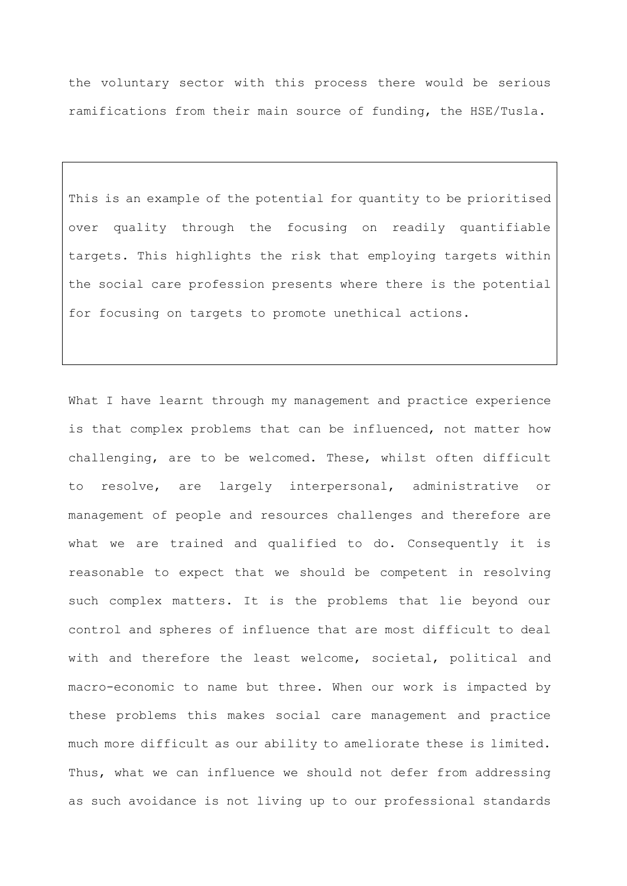the voluntary sector with this process there would be serious ramifications from their main source of funding, the HSE/Tusla.

> This is an example of the potential for quantity to be prioritised over quality through the focusing on readily quantifiable targets. This highlights the risk that employing targets within the social care profession presents where there is the potential for focusing on targets to promote unethical actions.

What I have learnt through my management and practice experience is that complex problems that can be influenced, not matter how challenging, are to be welcomed. These, whilst often difficult to resolve, are largely interpersonal, administrative or management of people and resources challenges and therefore are what we are trained and qualified to do. Consequently it is reasonable to expect that we should be competent in resolving such complex matters. It is the problems that lie beyond our control and spheres of influence that are most difficult to deal with and therefore the least welcome, societal, political and macro-economic to name but three. When our work is impacted by these problems this makes social care management and practice much more difficult as our ability to ameliorate these is limited. Thus, what we can influence we should not defer from addressing as such avoidance is not living up to our professional standards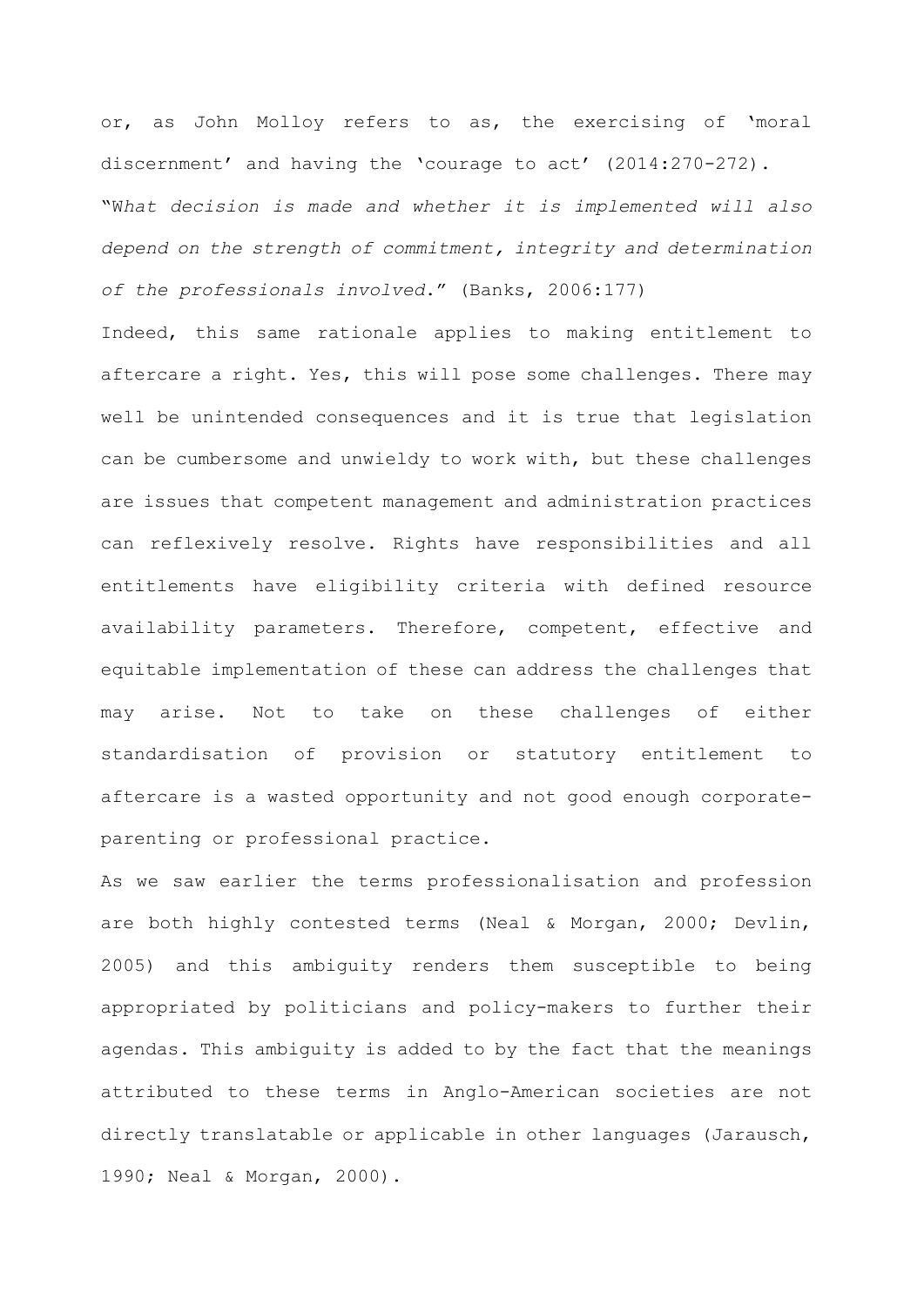or, as John Molloy refers to as, the exercising of 'moral discernment' and having the 'courage to act' (2014:270-272).

"*What decision is made and whether it is implemented will also depend on the strength of commitment, integrity and determination of the professionals involved*." (Banks, 2006:177)

Indeed, this same rationale applies to making entitlement to aftercare a right. Yes, this will pose some challenges. There may well be unintended consequences and it is true that legislation can be cumbersome and unwieldy to work with, but these challenges are issues that competent management and administration practices can reflexively resolve. Rights have responsibilities and all entitlements have eligibility criteria with defined resource availability parameters. Therefore, competent, effective and equitable implementation of these can address the challenges that may arise. Not to take on these challenges of either standardisation of provision or statutory entitlement to aftercare is a wasted opportunity and not good enough corporate-parenting or professional practice.

As we saw earlier the terms professionalisation and profession are both highly contested terms (Neal & Morgan, 2000; Devlin, 2005) and this ambiguity renders them susceptible to being appropriated by politicians and policy-makers to further their agendas. This ambiguity is added to by the fact that the meanings attributed to these terms in Anglo-American societies are not directly translatable or applicable in other languages (Jarausch, 1990; Neal & Morgan, 2000).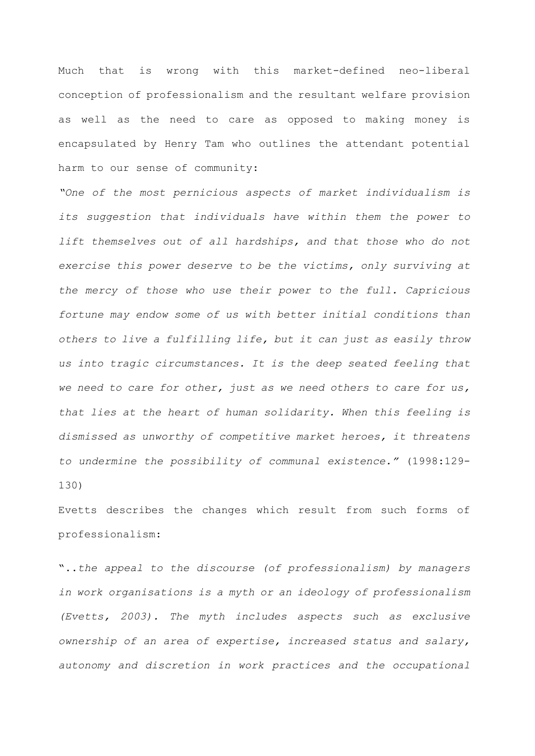Much that is wrong with this market-defined neo-liberal conception of professionalism and the resultant welfare provision as well as the need to care as opposed to making money is encapsulated by Henry Tam who outlines the attendant potential harm to our sense of community:

*"One of the most pernicious aspects of market individualism is its suggestion that individuals have within them the power to lift themselves out of all hardships, and that those who do not exercise this power deserve to be the victims, only surviving at the mercy of those who use their power to the full. Capricious fortune may endow some of us with better initial conditions than others to live a fulfilling life, but it can just as easily throw us into tragic circumstances. It is the deep seated feeling that we need to care for other, just as we need others to care for us, that lies at the heart of human solidarity. When this feeling is dismissed as unworthy of competitive market heroes, it threatens to undermine the possibility of communal existence."* (1998:129-130)

Evetts describes the changes which result from such forms of professionalism:

"..*the appeal to the discourse (of professionalism) by managers in work organisations is a myth or an ideology of professionalism (Evetts, 2003). The myth includes aspects such as exclusive ownership of an area of expertise, increased status and salary, autonomy and discretion in work practices and the occupational*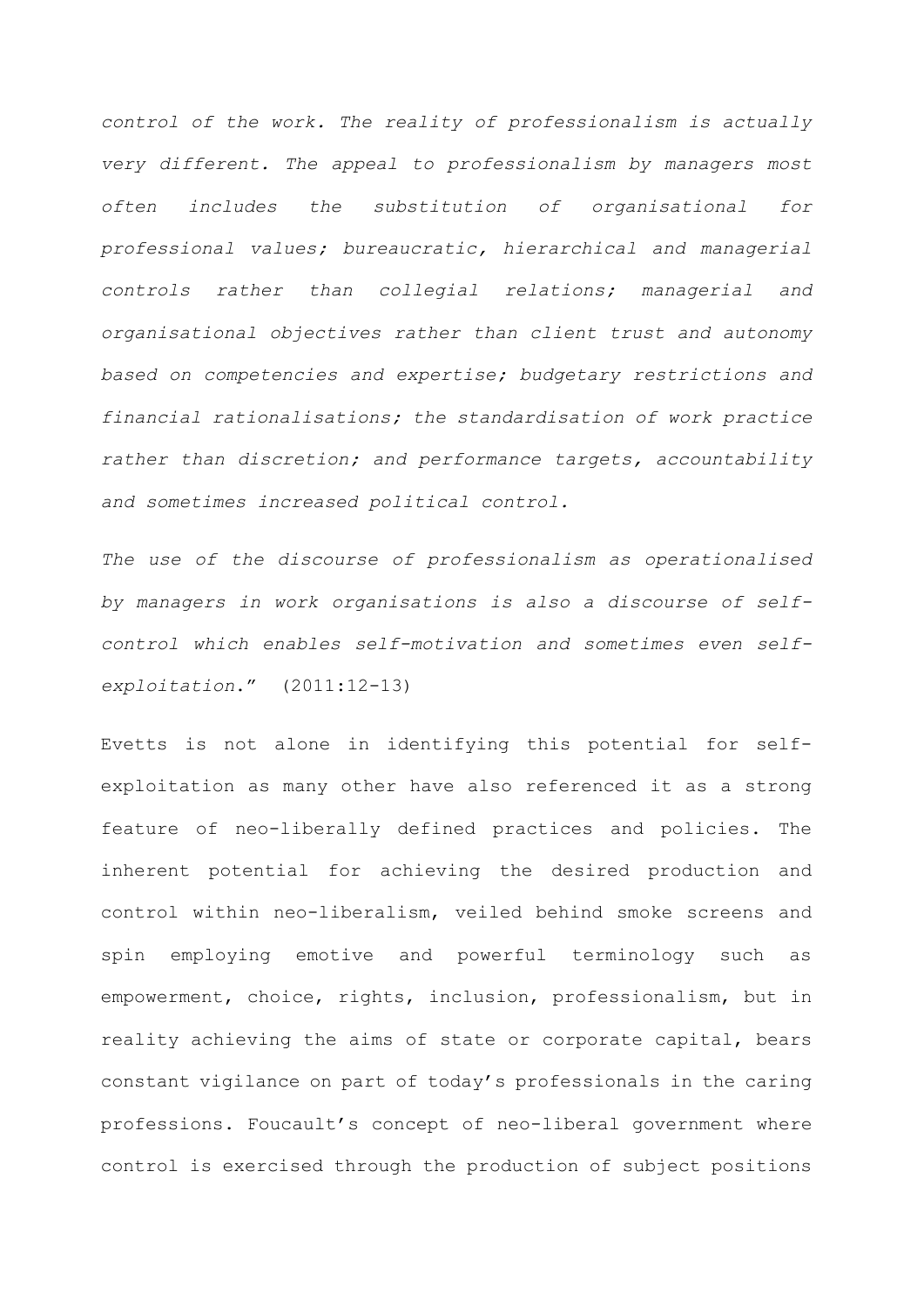*control of the work. The reality of professionalism is actually very different. The appeal to professionalism by managers most often includes the substitution of organisational for professional values; bureaucratic, hierarchical and managerial controls rather than collegial relations; managerial and organisational objectives rather than client trust and autonomy based on competencies and expertise; budgetary restrictions and financial rationalisations; the standardisation of work practice rather than discretion; and performance targets, accountability and sometimes increased political control.*

*The use of the discourse of professionalism as operationalised by managers in work organisations is also a discourse of self-control which enables self-motivation and sometimes even self-exploitation*." (2011:12-13)

Evetts is not alone in identifying this potential for self-exploitation as many other have also referenced it as a strong feature of neo-liberally defined practices and policies. The inherent potential for achieving the desired production and control within neo-liberalism, veiled behind smoke screens and spin employing emotive and powerful terminology such as empowerment, choice, rights, inclusion, professionalism, but in reality achieving the aims of state or corporate capital, bears constant vigilance on part of today's professionals in the caring professions. Foucault's concept of neo-liberal government where control is exercised through the production of subject positions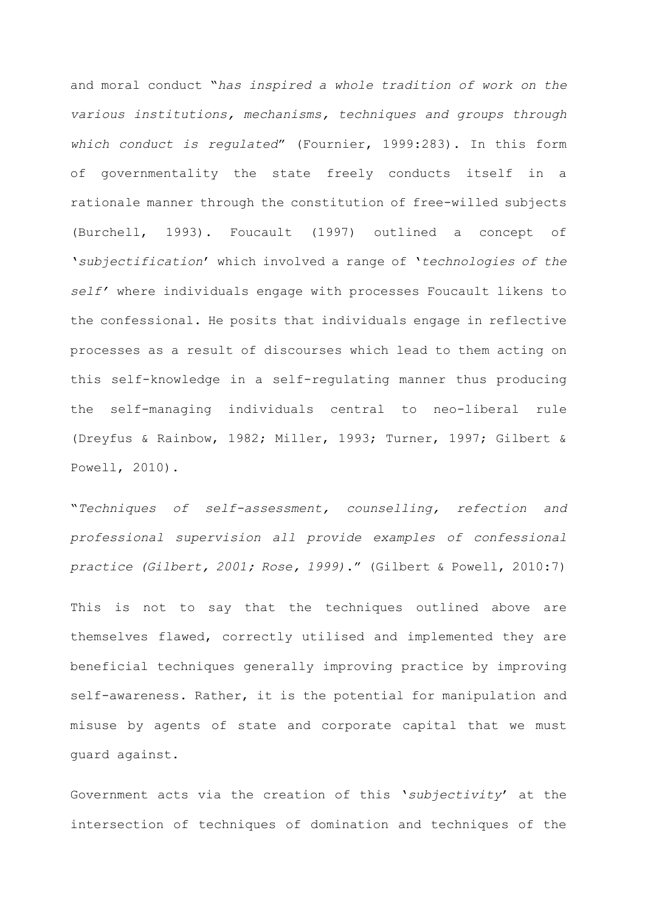and moral conduct "*has inspired a whole tradition of work on the various institutions, mechanisms, techniques and groups through which conduct is regulated*" (Fournier, 1999:283). In this form of governmentality the state freely conducts itself in a rationale manner through the constitution of free-willed subjects (Burchell, 1993). Foucault (1997) outlined a concept of '*subjectification*' which involved a range of '*technologies of the self*' where individuals engage with processes Foucault likens to the confessional. He posits that individuals engage in reflective processes as a result of discourses which lead to them acting on this self-knowledge in a self-regulating manner thus producing the self-managing individuals central to neo-liberal rule (Dreyfus & Rainbow, 1982; Miller, 1993; Turner, 1997; Gilbert & Powell, 2010).

"*Techniques of self-assessment, counselling, refection and professional supervision all provide examples of confessional practice (Gilbert, 2001; Rose, 1999)*." (Gilbert & Powell, 2010:7)

This is not to say that the techniques outlined above are themselves flawed, correctly utilised and implemented they are beneficial techniques generally improving practice by improving self-awareness. Rather, it is the potential for manipulation and misuse by agents of state and corporate capital that we must guard against.

Government acts via the creation of this '*subjectivity*' at the intersection of techniques of domination and techniques of the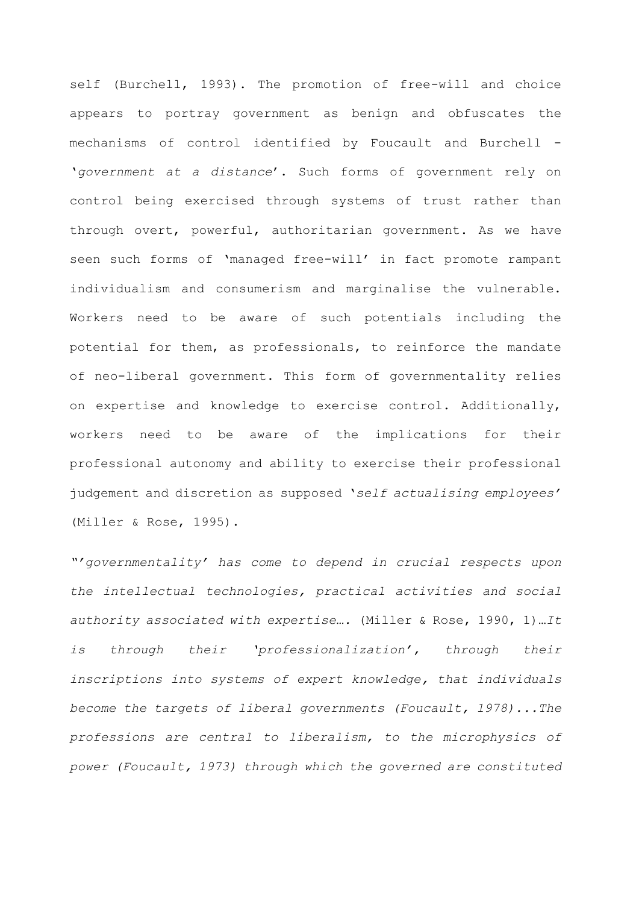self (Burchell, 1993). The promotion of free-will and choice appears to portray government as benign and obfuscates the mechanisms of control identified by Foucault and Burchell - '*government at a distance*'. Such forms of government rely on control being exercised through systems of trust rather than through overt, powerful, authoritarian government. As we have seen such forms of 'managed free-will' in fact promote rampant individualism and consumerism and marginalise the vulnerable. Workers need to be aware of such potentials including the potential for them, as professionals, to reinforce the mandate of neo-liberal government. This form of governmentality relies on expertise and knowledge to exercise control. Additionally, workers need to be aware of the implications for their professional autonomy and ability to exercise their professional judgement and discretion as supposed '*self actualising employees*' (Miller & Rose, 1995).

"'*governmentality' has come to depend in crucial respects upon the intellectual technologies, practical activities and social authority associated with expertise….* (Miller & Rose, 1990, 1)…*It is through their 'professionalization', through their inscriptions into systems of expert knowledge, that individuals become the targets of liberal governments (Foucault, 1978)...The professions are central to liberalism, to the microphysics of power (Foucault, 1973) through which the governed are constituted*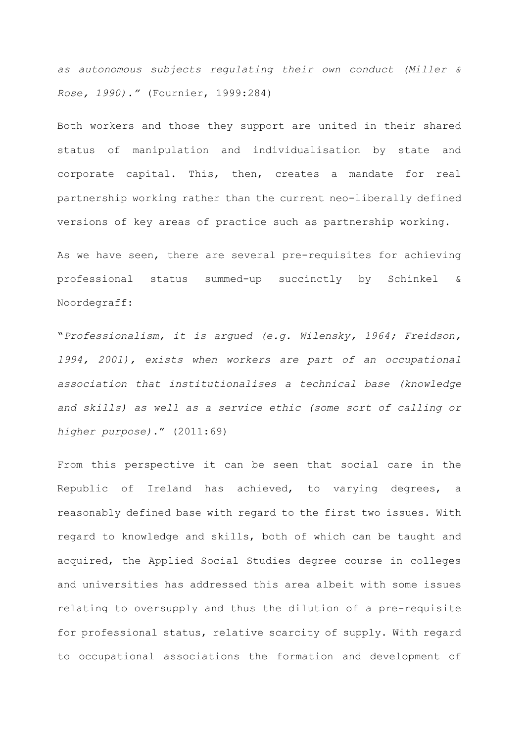*as autonomous subjects regulating their own conduct (Miller & Rose, 1990).”* (Fournier, 1999:284)

Both workers and those they support are united in their shared status of manipulation and individualisation by state and corporate capital. This, then, creates a mandate for real partnership working rather than the current neo-liberally defined versions of key areas of practice such as partnership working.

As we have seen, there are several pre-requisites for achieving professional status summed-up succinctly by Schinkel & Noordegraff:

“*Professionalism, it is argued (e.g. Wilensky, 1964; Freidson, 1994, 2001), exists when workers are part of an occupational association that institutionalises a technical base (knowledge and skills) as well as a service ethic (some sort of calling or higher purpose)*.” (2011:69)

From this perspective it can be seen that social care in the Republic of Ireland has achieved, to varying degrees, a reasonably defined base with regard to the first two issues. With regard to knowledge and skills, both of which can be taught and acquired, the Applied Social Studies degree course in colleges and universities has addressed this area albeit with some issues relating to oversupply and thus the dilution of a pre-requisite for professional status, relative scarcity of supply. With regard to occupational associations the formation and development of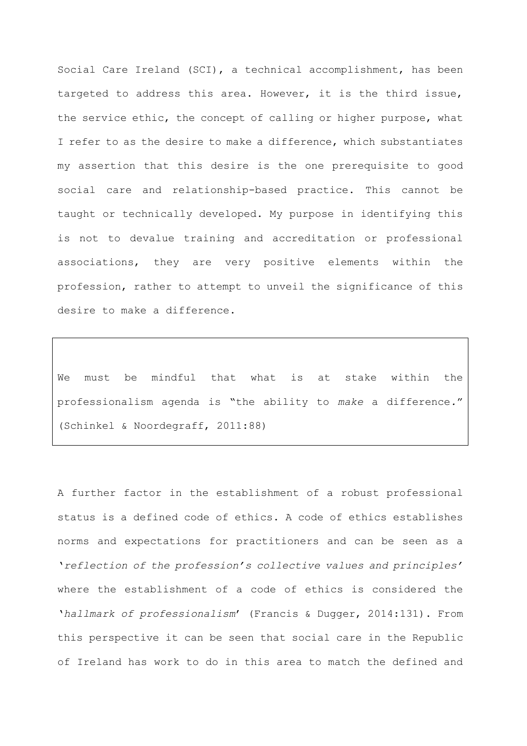Social Care Ireland (SCI), a technical accomplishment, has been targeted to address this area. However, it is the third issue, the service ethic, the concept of calling or higher purpose, what I refer to as the desire to make a difference, which substantiates my assertion that this desire is the one prerequisite to good social care and relationship-based practice. This cannot be taught or technically developed. My purpose in identifying this is not to devalue training and accreditation or professional associations, they are very positive elements within the profession, rather to attempt to unveil the significance of this desire to make a difference.

> We must be mindful that what is at stake within the professionalism agenda is "the ability to *make* a difference." (Schinkel & Noordegraff, 2011:88)

A further factor in the establishment of a robust professional status is a defined code of ethics. A code of ethics establishes norms and expectations for practitioners and can be seen as a '*reflection of the profession's collective values and principles*' where the establishment of a code of ethics is considered the '*hallmark of professionalism*' (Francis & Dugger, 2014:131). From this perspective it can be seen that social care in the Republic of Ireland has work to do in this area to match the defined and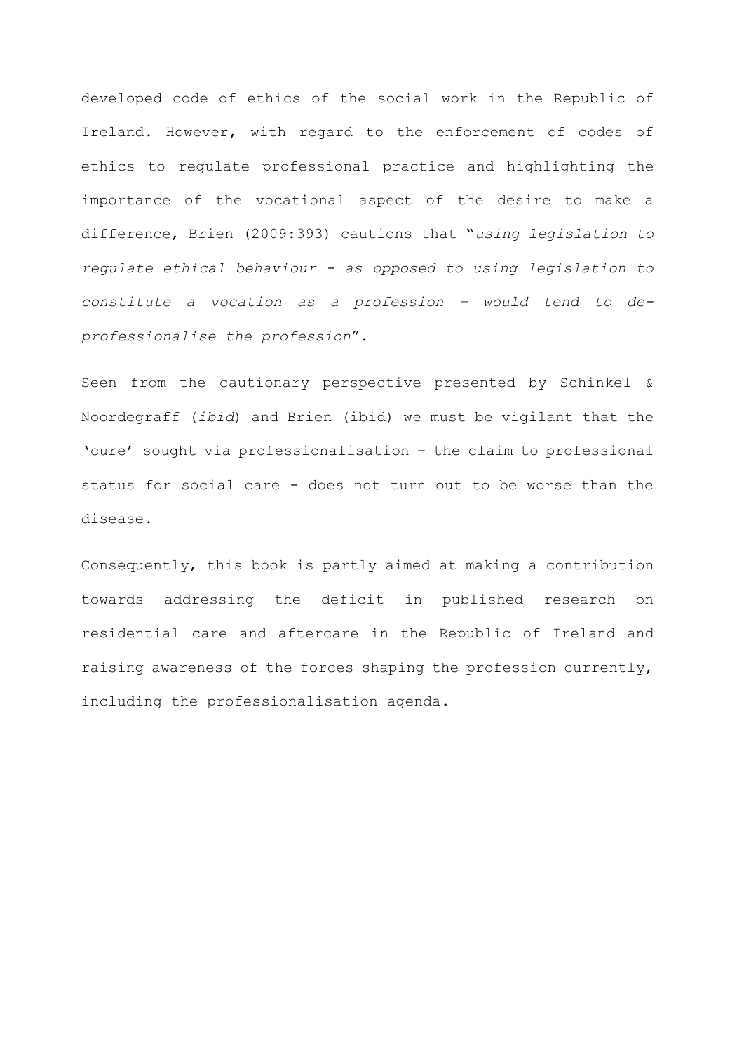developed code of ethics of the social work in the Republic of Ireland. However, with regard to the enforcement of codes of ethics to regulate professional practice and highlighting the importance of the vocational aspect of the desire to make a difference, Brien (2009:393) cautions that "*using legislation to regulate ethical behaviour - as opposed to using legislation to constitute a vocation as a profession – would tend to de-professionalise the profession*".

Seen from the cautionary perspective presented by Schinkel & Noordegraff (*ibid*) and Brien (ibid) we must be vigilant that the 'cure' sought via professionalisation – the claim to professional status for social care - does not turn out to be worse than the disease.

Consequently, this book is partly aimed at making a contribution towards addressing the deficit in published research on residential care and aftercare in the Republic of Ireland and raising awareness of the forces shaping the profession currently, including the professionalisation agenda.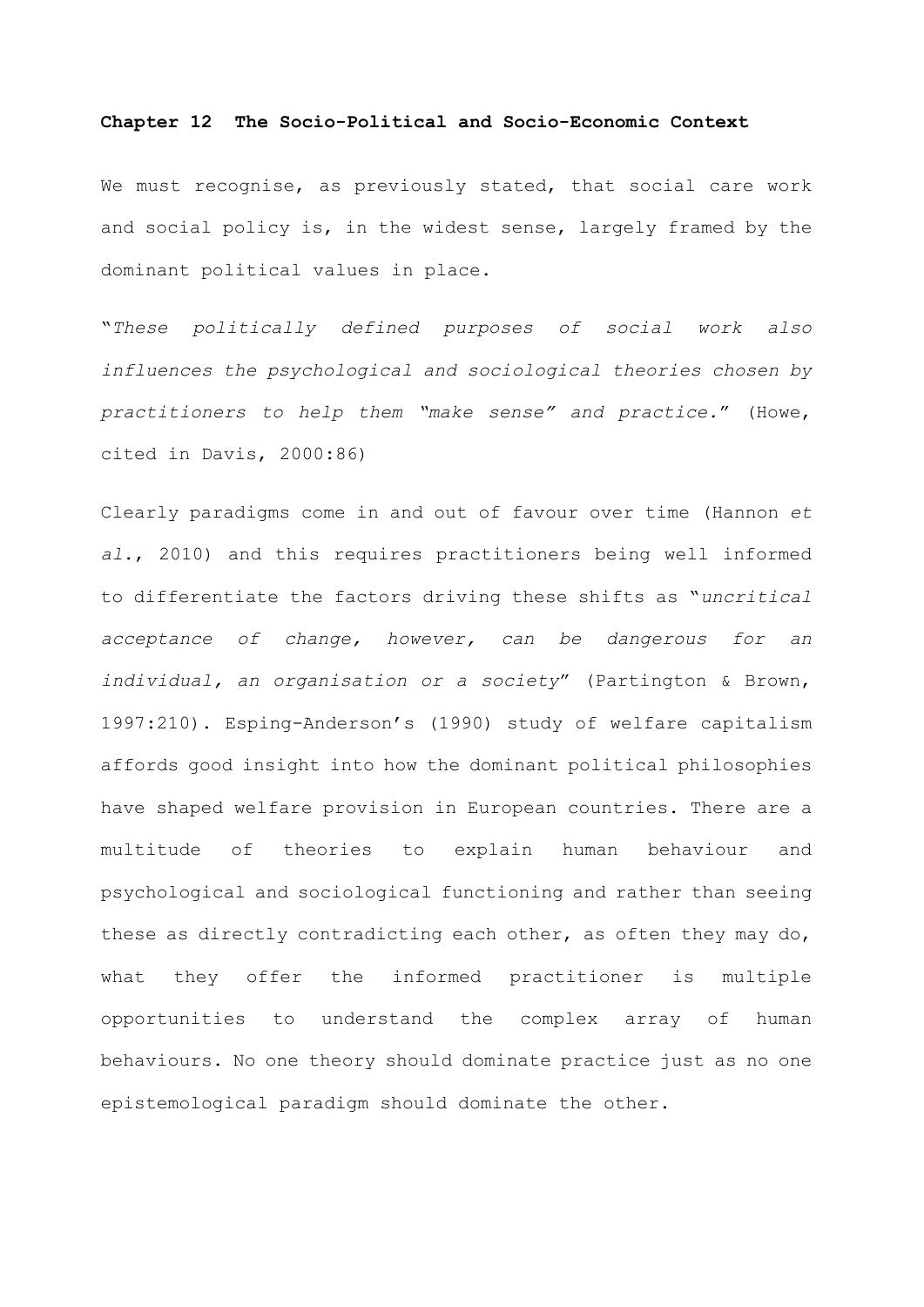## Chapter 12 The Socio-Political and Socio-Economic Context

We must recognise, as previously stated, that social care work and social policy is, in the widest sense, largely framed by the dominant political values in place.

"*These politically defined purposes of social work also influences the psychological and sociological theories chosen by practitioners to help them "make sense" and practice.*" (Howe, cited in Davis, 2000:86)

Clearly paradigms come in and out of favour over time (Hannon *et al*., 2010) and this requires practitioners being well informed to differentiate the factors driving these shifts as "*uncritical acceptance of change, however, can be dangerous for an individual, an organisation or a society*" (Partington & Brown, 1997:210). Esping-Anderson's (1990) study of welfare capitalism affords good insight into how the dominant political philosophies have shaped welfare provision in European countries. There are a multitude of theories to explain human behaviour and psychological and sociological functioning and rather than seeing these as directly contradicting each other, as often they may do, what they offer the informed practitioner is multiple opportunities to understand the complex array of human behaviours. No one theory should dominate practice just as no one epistemological paradigm should dominate the other.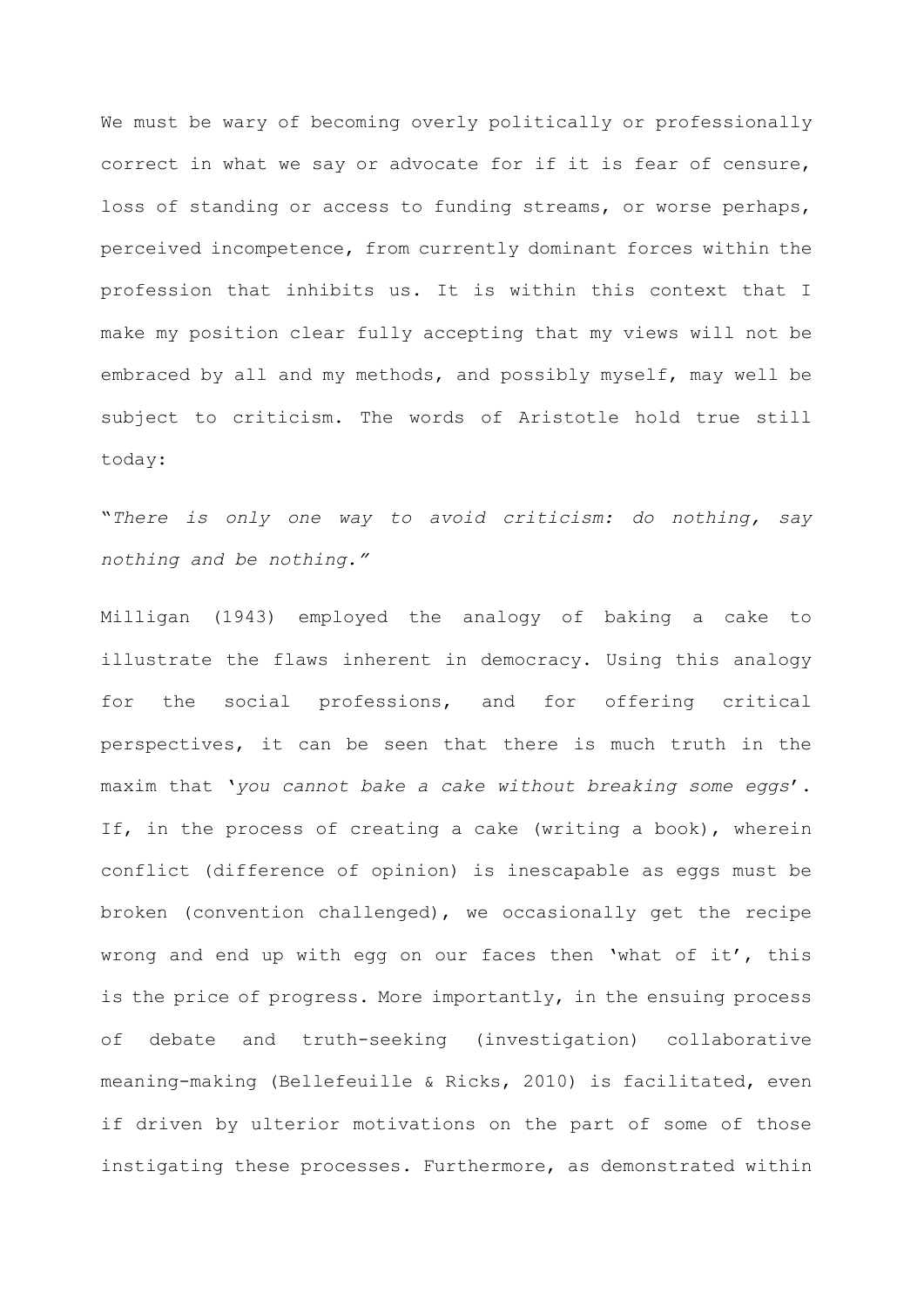We must be wary of becoming overly politically or professionally correct in what we say or advocate for if it is fear of censure, loss of standing or access to funding streams, or worse perhaps, perceived incompetence, from currently dominant forces within the profession that inhibits us. It is within this context that I make my position clear fully accepting that my views will not be embraced by all and my methods, and possibly myself, may well be subject to criticism. The words of Aristotle hold true still today:

"*There is only one way to avoid criticism: do nothing, say nothing and be nothing.*"

Milligan (1943) employed the analogy of baking a cake to illustrate the flaws inherent in democracy. Using this analogy for the social professions, and for offering critical perspectives, it can be seen that there is much truth in the maxim that '*you cannot bake a cake without breaking some eggs*'. If, in the process of creating a cake (writing a book), wherein conflict (difference of opinion) is inescapable as eggs must be broken (convention challenged), we occasionally get the recipe wrong and end up with egg on our faces then 'what of it', this is the price of progress. More importantly, in the ensuing process of debate and truth-seeking (investigation) collaborative meaning-making (Bellefeuille & Ricks, 2010) is facilitated, even if driven by ulterior motivations on the part of some of those instigating these processes. Furthermore, as demonstrated within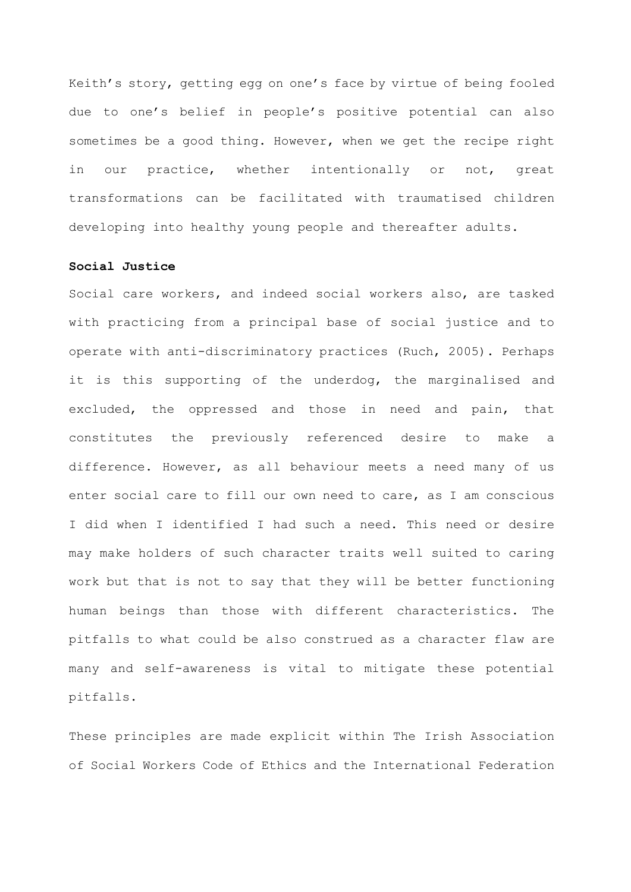Keith's story, getting egg on one's face by virtue of being fooled due to one's belief in people's positive potential can also sometimes be a good thing. However, when we get the recipe right in our practice, whether intentionally or not, great transformations can be facilitated with traumatised children developing into healthy young people and thereafter adults.

**Social Justice**

Social care workers, and indeed social workers also, are tasked with practicing from a principal base of social justice and to operate with anti-discriminatory practices (Ruch, 2005). Perhaps it is this supporting of the underdog, the marginalised and excluded, the oppressed and those in need and pain, that constitutes the previously referenced desire to make a difference. However, as all behaviour meets a need many of us enter social care to fill our own need to care, as I am conscious I did when I identified I had such a need. This need or desire may make holders of such character traits well suited to caring work but that is not to say that they will be better functioning human beings than those with different characteristics. The pitfalls to what could be also construed as a character flaw are many and self-awareness is vital to mitigate these potential pitfalls.

These principles are made explicit within The Irish Association of Social Workers Code of Ethics and the International Federation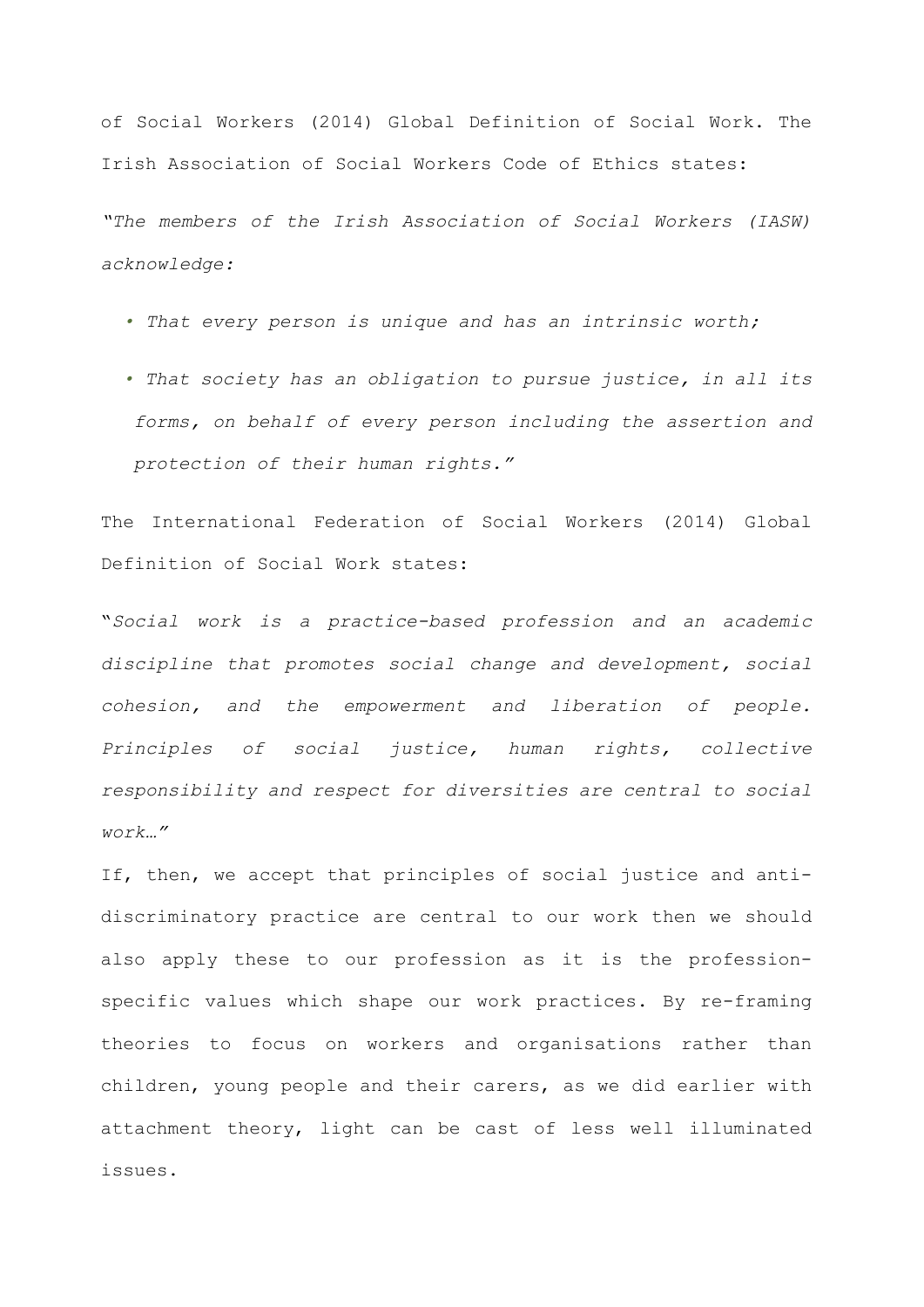of Social Workers (2014) Global Definition of Social Work. The Irish Association of Social Workers Code of Ethics states:

*"The members of the Irish Association of Social Workers (IASW) acknowledge:*

- *That every person is unique and has an intrinsic worth;*
- *That society has an obligation to pursue justice, in all its forms, on behalf of every person including the assertion and protection of their human rights."*

The International Federation of Social Workers (2014) Global Definition of Social Work states:

"*Social work is a practice-based profession and an academic discipline that promotes social change and development, social cohesion, and the empowerment and liberation of people. Principles of social justice, human rights, collective responsibility and respect for diversities are central to social work…"*

If, then, we accept that principles of social justice and anti-discriminatory practice are central to our work then we should also apply these to our profession as it is the profession-specific values which shape our work practices. By re-framing theories to focus on workers and organisations rather than children, young people and their carers, as we did earlier with attachment theory, light can be cast of less well illuminated issues.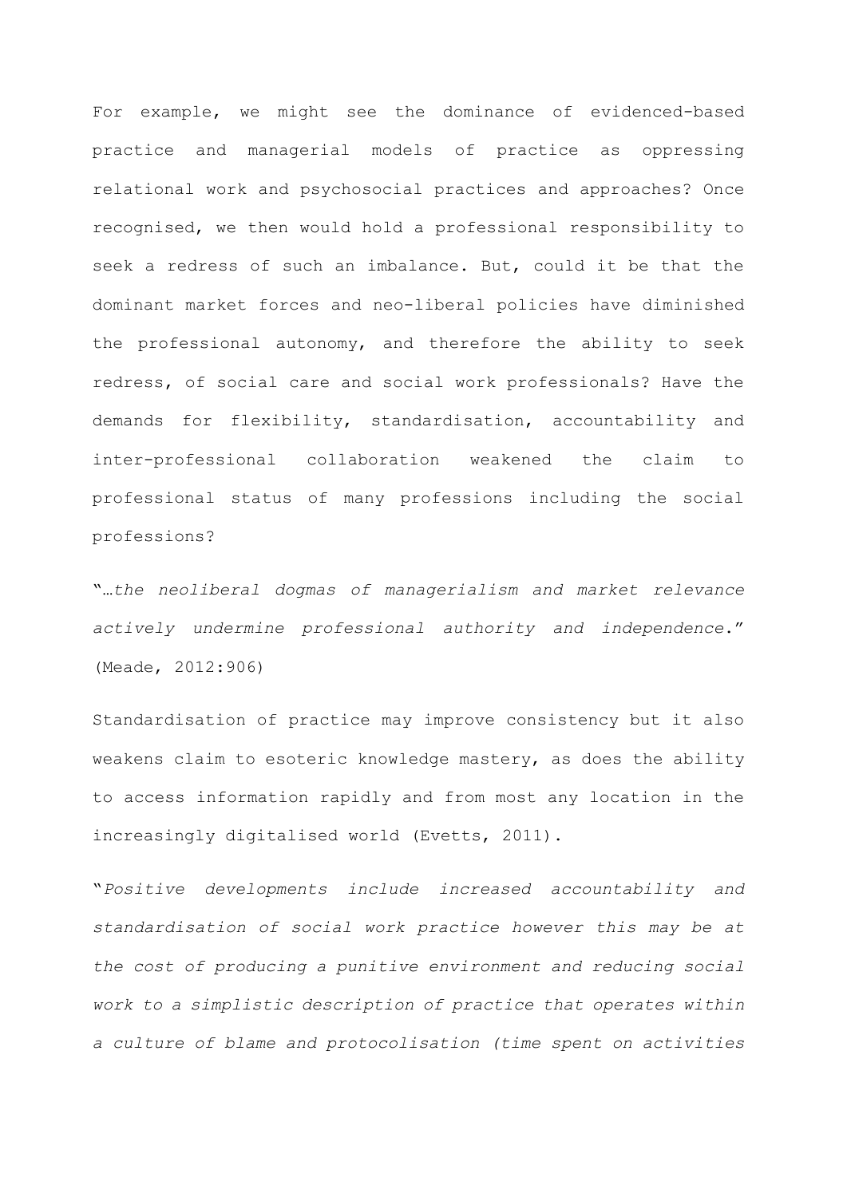For example, we might see the dominance of evidenced-based practice and managerial models of practice as oppressing relational work and psychosocial practices and approaches? Once recognised, we then would hold a professional responsibility to seek a redress of such an imbalance. But, could it be that the dominant market forces and neo-liberal policies have diminished the professional autonomy, and therefore the ability to seek redress, of social care and social work professionals? Have the demands for flexibility, standardisation, accountability and inter-professional collaboration weakened the claim to professional status of many professions including the social professions?

"*…the neoliberal dogmas of managerialism and market relevance actively undermine professional authority and independence*." (Meade, 2012:906)

Standardisation of practice may improve consistency but it also weakens claim to esoteric knowledge mastery, as does the ability to access information rapidly and from most any location in the increasingly digitalised world (Evetts, 2011).

"*Positive developments include increased accountability and standardisation of social work practice however this may be at the cost of producing a punitive environment and reducing social work to a simplistic description of practice that operates within a culture of blame and protocolisation (time spent on activities*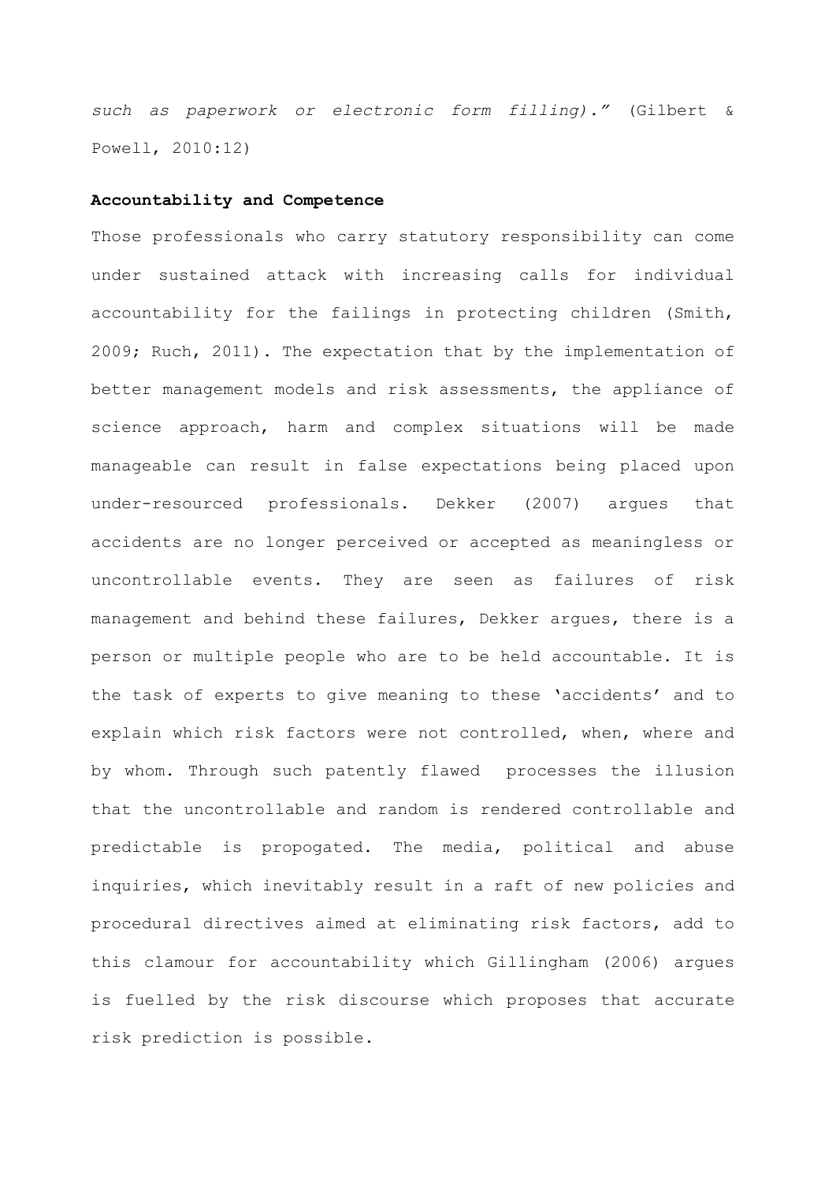*such as paperwork or electronic form filling)."* (Gilbert & Powell, 2010:12)

**Accountability and Competence**

Those professionals who carry statutory responsibility can come under sustained attack with increasing calls for individual accountability for the failings in protecting children (Smith, 2009; Ruch, 2011). The expectation that by the implementation of better management models and risk assessments, the appliance of science approach, harm and complex situations will be made manageable can result in false expectations being placed upon under-resourced professionals. Dekker (2007) argues that accidents are no longer perceived or accepted as meaningless or uncontrollable events. They are seen as failures of risk management and behind these failures, Dekker argues, there is a person or multiple people who are to be held accountable. It is the task of experts to give meaning to these 'accidents' and to explain which risk factors were not controlled, when, where and by whom. Through such patently flawed processes the illusion that the uncontrollable and random is rendered controllable and predictable is propogated. The media, political and abuse inquiries, which inevitably result in a raft of new policies and procedural directives aimed at eliminating risk factors, add to this clamour for accountability which Gillingham (2006) argues is fuelled by the risk discourse which proposes that accurate risk prediction is possible.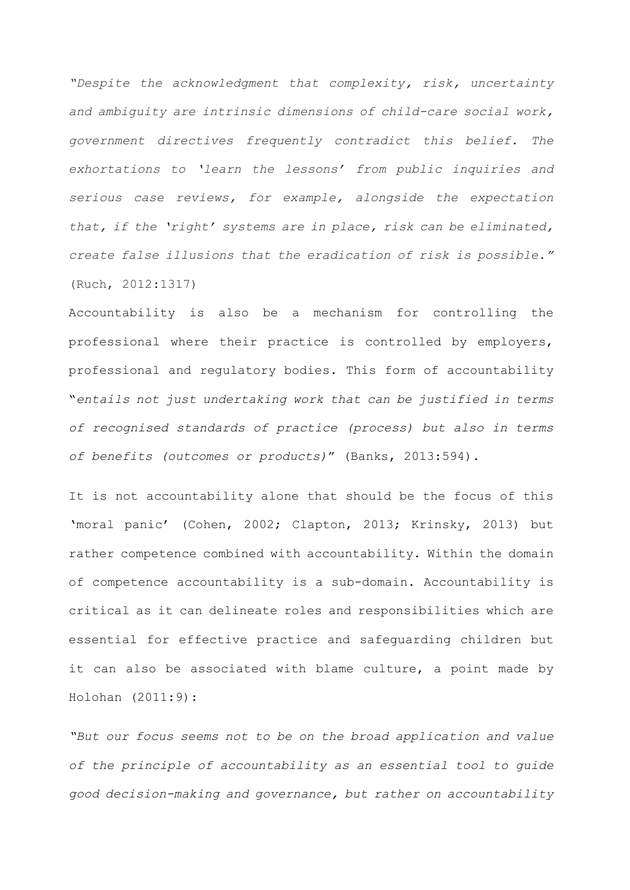*"Despite the acknowledgment that complexity, risk, uncertainty and ambiguity are intrinsic dimensions of child-care social work, government directives frequently contradict this belief. The exhortations to 'learn the lessons' from public inquiries and serious case reviews, for example, alongside the expectation that, if the 'right' systems are in place, risk can be eliminated, create false illusions that the eradication of risk is possible."* (Ruch, 2012:1317)

Accountability is also be a mechanism for controlling the professional where their practice is controlled by employers, professional and regulatory bodies. This form of accountability "*entails not just undertaking work that can be justified in terms of recognised standards of practice (process) but also in terms of benefits (outcomes or products)*" (Banks, 2013:594).

It is not accountability alone that should be the focus of this 'moral panic' (Cohen, 2002; Clapton, 2013; Krinsky, 2013) but rather competence combined with accountability. Within the domain of competence accountability is a sub-domain. Accountability is critical as it can delineate roles and responsibilities which are essential for effective practice and safeguarding children but it can also be associated with blame culture, a point made by Holohan (2011:9):

*"But our focus seems not to be on the broad application and value of the principle of accountability as an essential tool to guide good decision-making and governance, but rather on accountability*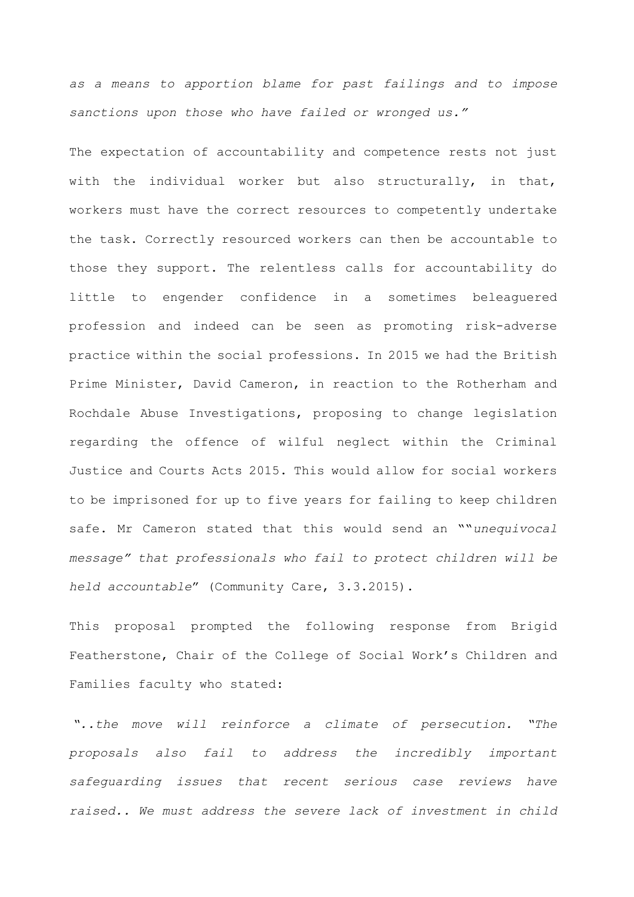*as a means to apportion blame for past failings and to impose sanctions upon those who have failed or wronged us."*

The expectation of accountability and competence rests not just with the individual worker but also structurally, in that, workers must have the correct resources to competently undertake the task. Correctly resourced workers can then be accountable to those they support. The relentless calls for accountability do little to engender confidence in a sometimes beleaguered profession and indeed can be seen as promoting risk-adverse practice within the social professions. In 2015 we had the British Prime Minister, David Cameron, in reaction to the Rotherham and Rochdale Abuse Investigations, proposing to change legislation regarding the offence of wilful neglect within the Criminal Justice and Courts Acts 2015. This would allow for social workers to be imprisoned for up to five years for failing to keep children safe. Mr Cameron stated that this would send an ""*unequivocal message" that professionals who fail to protect children will be held accountable*" (Community Care, 3.3.2015).

This proposal prompted the following response from Brigid Featherstone, Chair of the College of Social Work's Children and Families faculty who stated:

*"..the move will reinforce a climate of persecution. "The proposals also fail to address the incredibly important safeguarding issues that recent serious case reviews have raised.. We must address the severe lack of investment in child*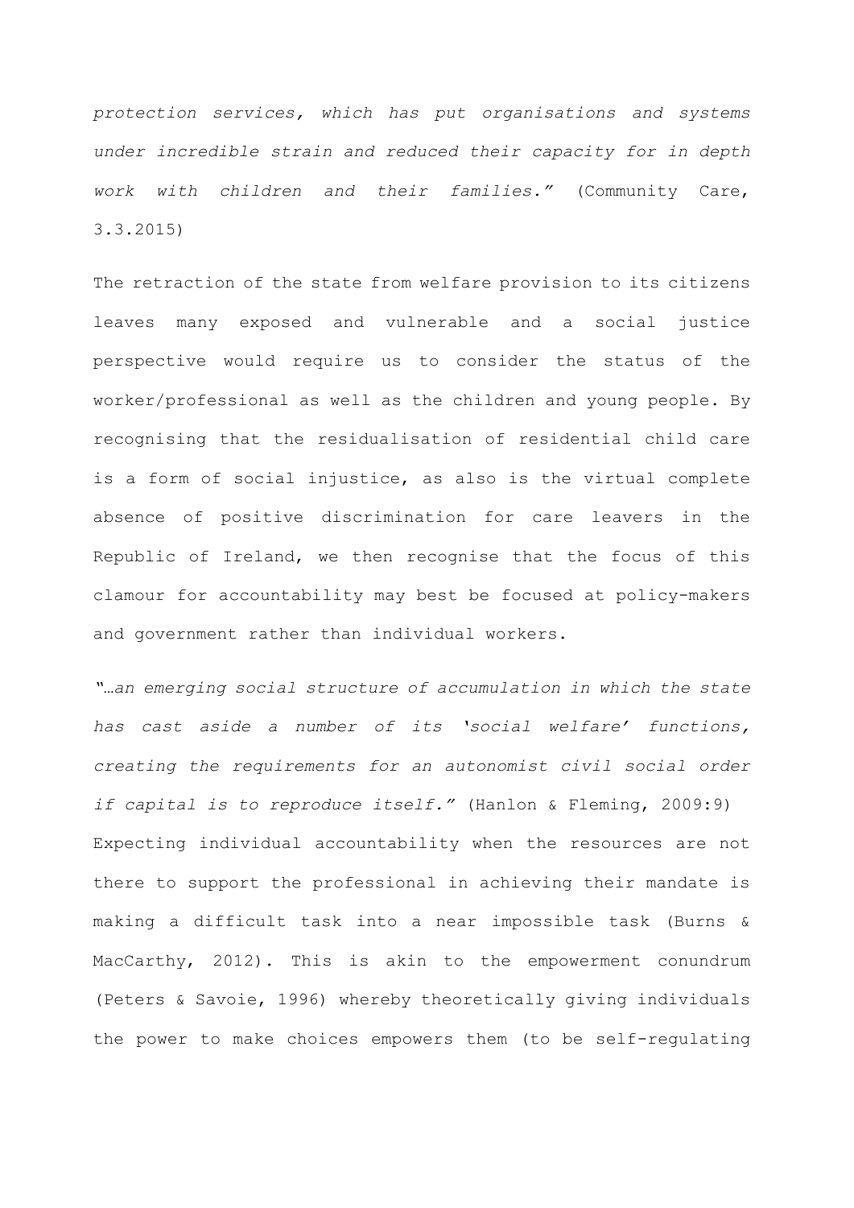*protection services, which has put organisations and systems under incredible strain and reduced their capacity for in depth work with children and their families."* (Community Care, 3.3.2015)

The retraction of the state from welfare provision to its citizens leaves many exposed and vulnerable and a social justice perspective would require us to consider the status of the worker/professional as well as the children and young people. By recognising that the residualisation of residential child care is a form of social injustice, as also is the virtual complete absence of positive discrimination for care leavers in the Republic of Ireland, we then recognise that the focus of this clamour for accountability may best be focused at policy-makers and government rather than individual workers.

*"…an emerging social structure of accumulation in which the state has cast aside a number of its 'social welfare' functions, creating the requirements for an autonomist civil social order if capital is to reproduce itself."* (Hanlon & Fleming, 2009:9)

Expecting individual accountability when the resources are not there to support the professional in achieving their mandate is making a difficult task into a near impossible task (Burns & MacCarthy, 2012). This is akin to the empowerment conundrum (Peters & Savoie, 1996) whereby theoretically giving individuals the power to make choices empowers them (to be self-regulating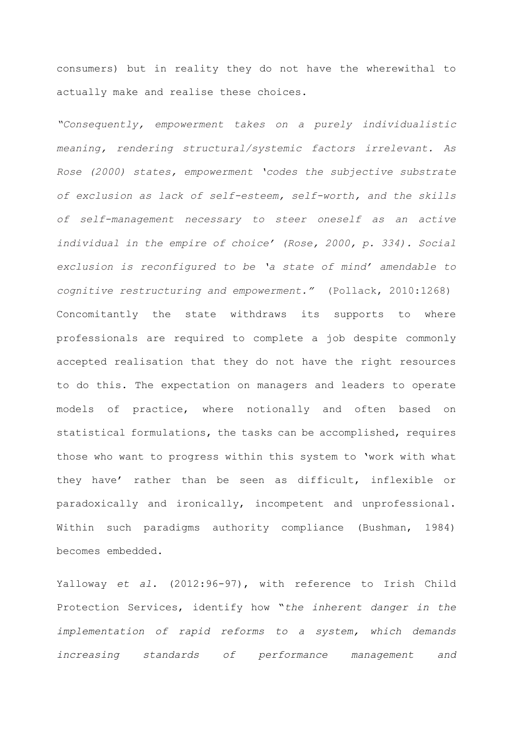consumers) but in reality they do not have the wherewithal to actually make and realise these choices.

*"Consequently, empowerment takes on a purely individualistic meaning, rendering structural/systemic factors irrelevant. As Rose (2000) states, empowerment 'codes the subjective substrate of exclusion as lack of self-esteem, self-worth, and the skills of self-management necessary to steer oneself as an active individual in the empire of choice' (Rose, 2000, p. 334). Social exclusion is reconfigured to be 'a state of mind' amendable to cognitive restructuring and empowerment."* (Pollack, 2010:1268) Concomitantly the state withdraws its supports to where professionals are required to complete a job despite commonly accepted realisation that they do not have the right resources to do this. The expectation on managers and leaders to operate models of practice, where notionally and often based on statistical formulations, the tasks can be accomplished, requires those who want to progress within this system to 'work with what they have' rather than be seen as difficult, inflexible or paradoxically and ironically, incompetent and unprofessional. Within such paradigms authority compliance (Bushman, 1984) becomes embedded.

Yalloway *et al.* (2012:96-97), with reference to Irish Child Protection Services, identify how "*the inherent danger in the implementation of rapid reforms to a system, which demands increasing standards of performance management and*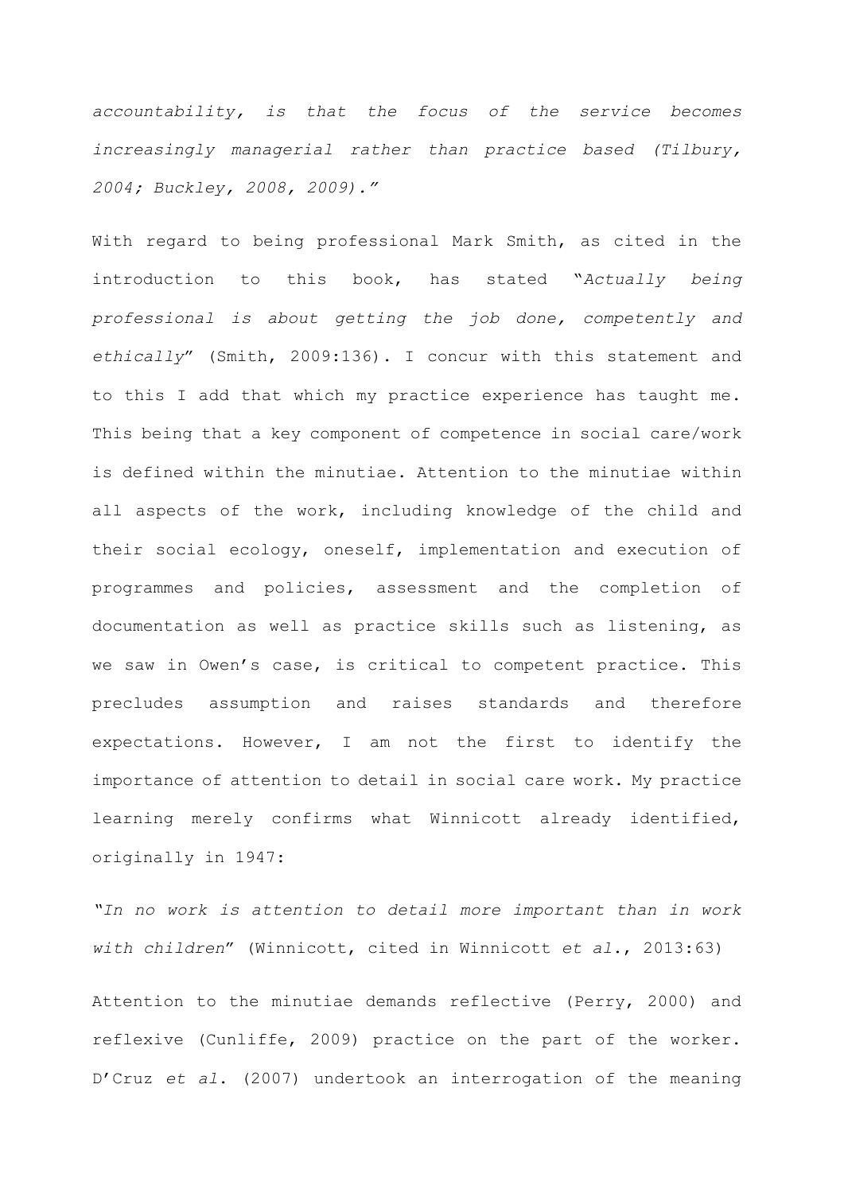*accountability, is that the focus of the service becomes increasingly managerial rather than practice based (Tilbury, 2004; Buckley, 2008, 2009)."*

With regard to being professional Mark Smith, as cited in the introduction to this book, has stated "*Actually being professional is about getting the job done, competently and ethically*" (Smith, 2009:136). I concur with this statement and to this I add that which my practice experience has taught me. This being that a key component of competence in social care/work is defined within the minutiae. Attention to the minutiae within all aspects of the work, including knowledge of the child and their social ecology, oneself, implementation and execution of programmes and policies, assessment and the completion of documentation as well as practice skills such as listening, as we saw in Owen's case, is critical to competent practice. This precludes assumption and raises standards and therefore expectations. However, I am not the first to identify the importance of attention to detail in social care work. My practice learning merely confirms what Winnicott already identified, originally in 1947:

"*In no work is attention to detail more important than in work with children*" (Winnicott, cited in Winnicott *et al*., 2013:63)

Attention to the minutiae demands reflective (Perry, 2000) and reflexive (Cunliffe, 2009) practice on the part of the worker. D'Cruz *et al*. (2007) undertook an interrogation of the meaning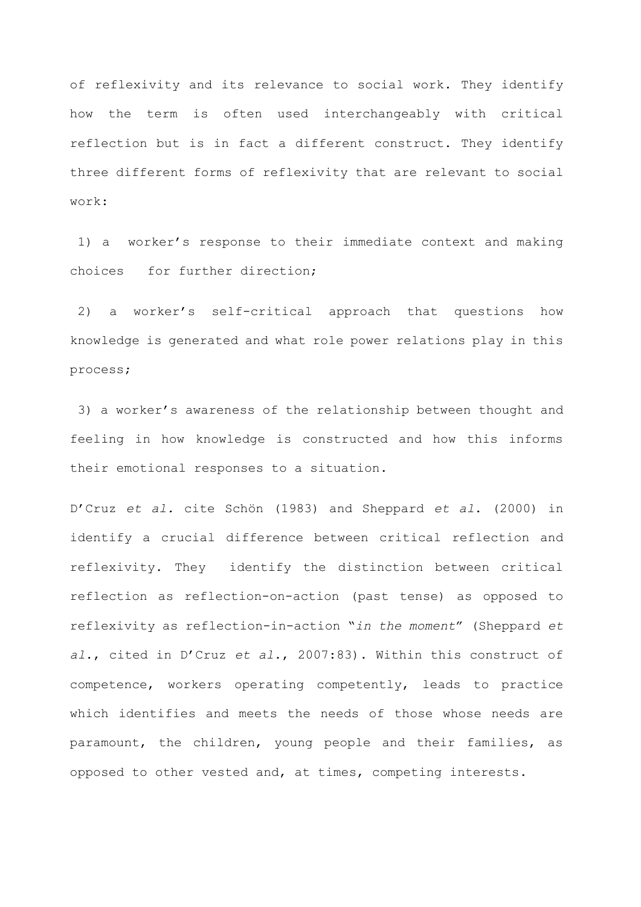of reflexivity and its relevance to social work. They identify how the term is often used interchangeably with critical reflection but is in fact a different construct. They identify three different forms of reflexivity that are relevant to social work:

1) a worker's response to their immediate context and making choices for further direction;

2) a worker's self-critical approach that questions how knowledge is generated and what role power relations play in this process;

3) a worker's awareness of the relationship between thought and feeling in how knowledge is constructed and how this informs their emotional responses to a situation.

D'Cruz *et al.* cite Schön (1983) and Sheppard *et al*. (2000) in identify a crucial difference between critical reflection and reflexivity. They identify the distinction between critical reflection as reflection-on-action (past tense) as opposed to reflexivity as reflection-in-action "*in the moment*" (Sheppard *et al*., cited in D'Cruz *et al*., 2007:83). Within this construct of competence, workers operating competently, leads to practice which identifies and meets the needs of those whose needs are paramount, the children, young people and their families, as opposed to other vested and, at times, competing interests.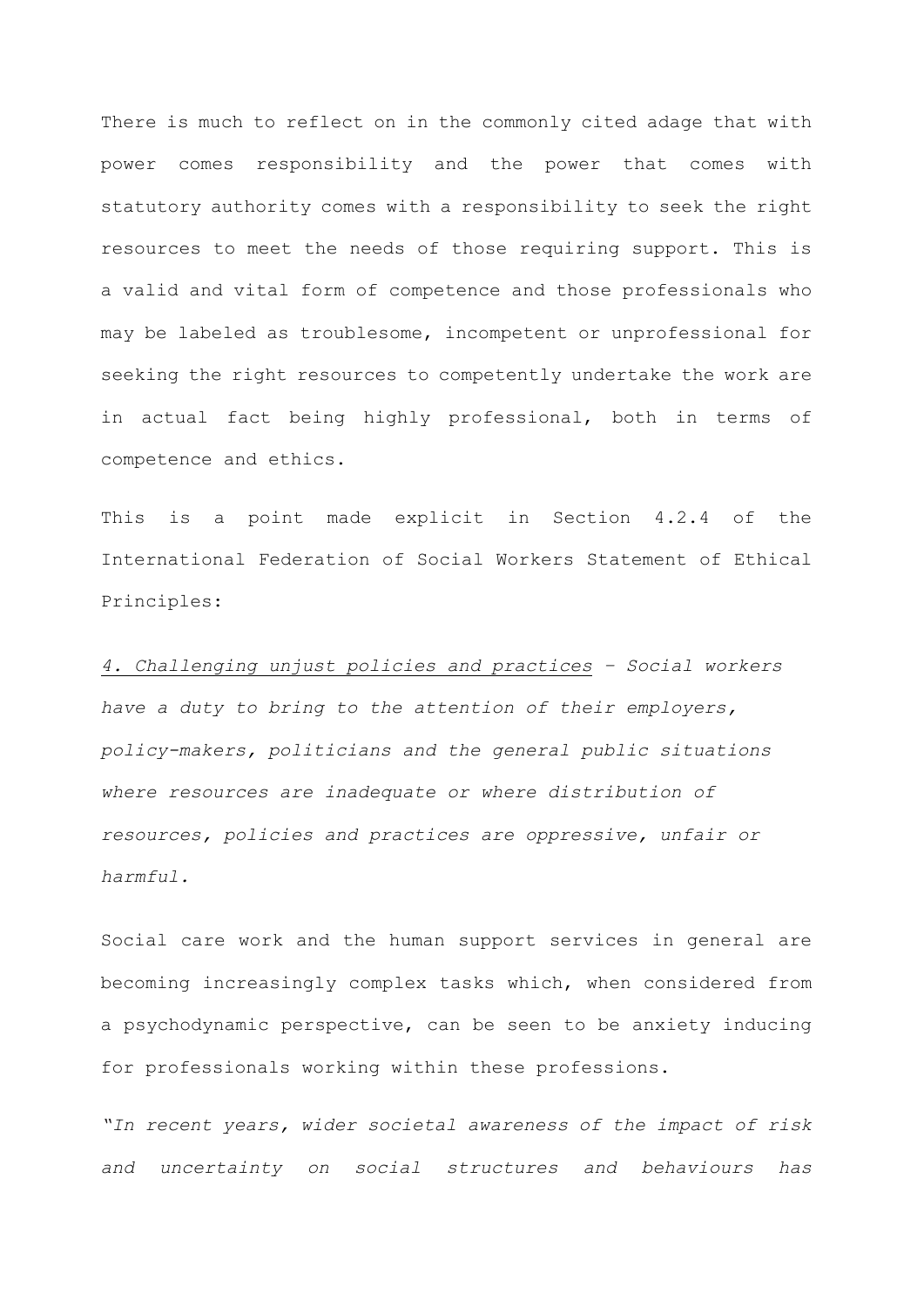There is much to reflect on in the commonly cited adage that with power comes responsibility and the power that comes with statutory authority comes with a responsibility to seek the right resources to meet the needs of those requiring support. This is a valid and vital form of competence and those professionals who may be labeled as troublesome, incompetent or unprofessional for seeking the right resources to competently undertake the work are in actual fact being highly professional, both in terms of competence and ethics.

This is a point made explicit in Section 4.2.4 of the International Federation of Social Workers Statement of Ethical Principles:

*<u>4. Challenging unjust policies and practices</u> – Social workers have a duty to bring to the attention of their employers, policy-makers, politicians and the general public situations where resources are inadequate or where distribution of resources, policies and practices are oppressive, unfair or harmful.*

Social care work and the human support services in general are becoming increasingly complex tasks which, when considered from a psychodynamic perspective, can be seen to be anxiety inducing for professionals working within these professions.

*"In recent years, wider societal awareness of the impact of risk and uncertainty on social structures and behaviours has*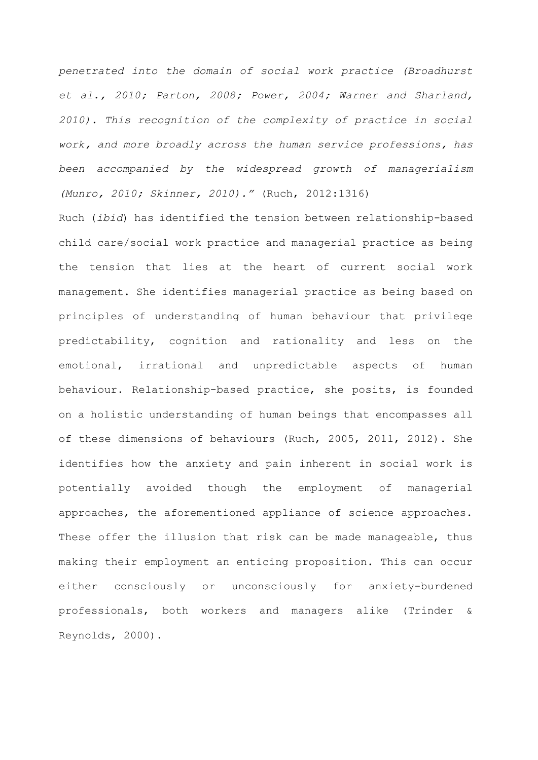*penetrated into the domain of social work practice (Broadhurst et al., 2010; Parton, 2008; Power, 2004; Warner and Sharland, 2010). This recognition of the complexity of practice in social work, and more broadly across the human service professions, has been accompanied by the widespread growth of managerialism (Munro, 2010; Skinner, 2010)."* (Ruch, 2012:1316)

Ruch (*ibid*) has identified the tension between relationship-based child care/social work practice and managerial practice as being the tension that lies at the heart of current social work management. She identifies managerial practice as being based on principles of understanding of human behaviour that privilege predictability, cognition and rationality and less on the emotional, irrational and unpredictable aspects of human behaviour. Relationship-based practice, she posits, is founded on a holistic understanding of human beings that encompasses all of these dimensions of behaviours (Ruch, 2005, 2011, 2012). She identifies how the anxiety and pain inherent in social work is potentially avoided though the employment of managerial approaches, the aforementioned appliance of science approaches. These offer the illusion that risk can be made manageable, thus making their employment an enticing proposition. This can occur either consciously or unconsciously for anxiety-burdened professionals, both workers and managers alike (Trinder & Reynolds, 2000).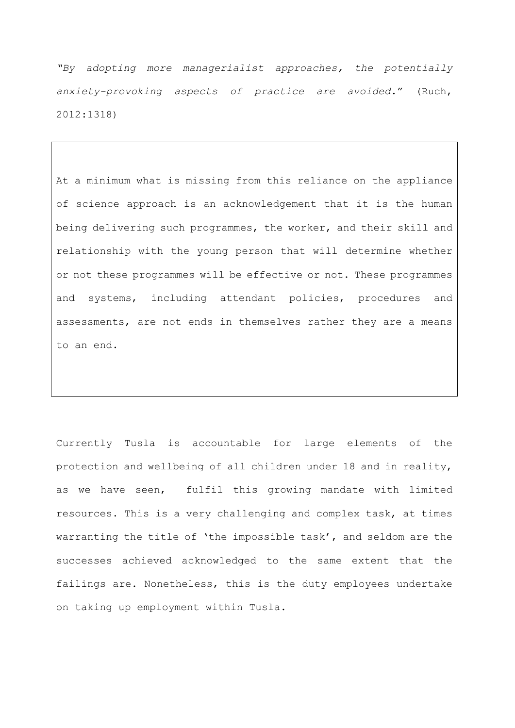*"By adopting more managerialist approaches, the potentially anxiety-provoking aspects of practice are avoided."* (Ruch, 2012:1318)

> At a minimum what is missing from this reliance on the appliance of science approach is an acknowledgement that it is the human being delivering such programmes, the worker, and their skill and relationship with the young person that will determine whether or not these programmes will be effective or not. These programmes and systems, including attendant policies, procedures and assessments, are not ends in themselves rather they are a means to an end.

Currently Tusla is accountable for large elements of the protection and wellbeing of all children under 18 and in reality, as we have seen, fulfil this growing mandate with limited resources. This is a very challenging and complex task, at times warranting the title of 'the impossible task', and seldom are the successes achieved acknowledged to the same extent that the failings are. Nonetheless, this is the duty employees undertake on taking up employment within Tusla.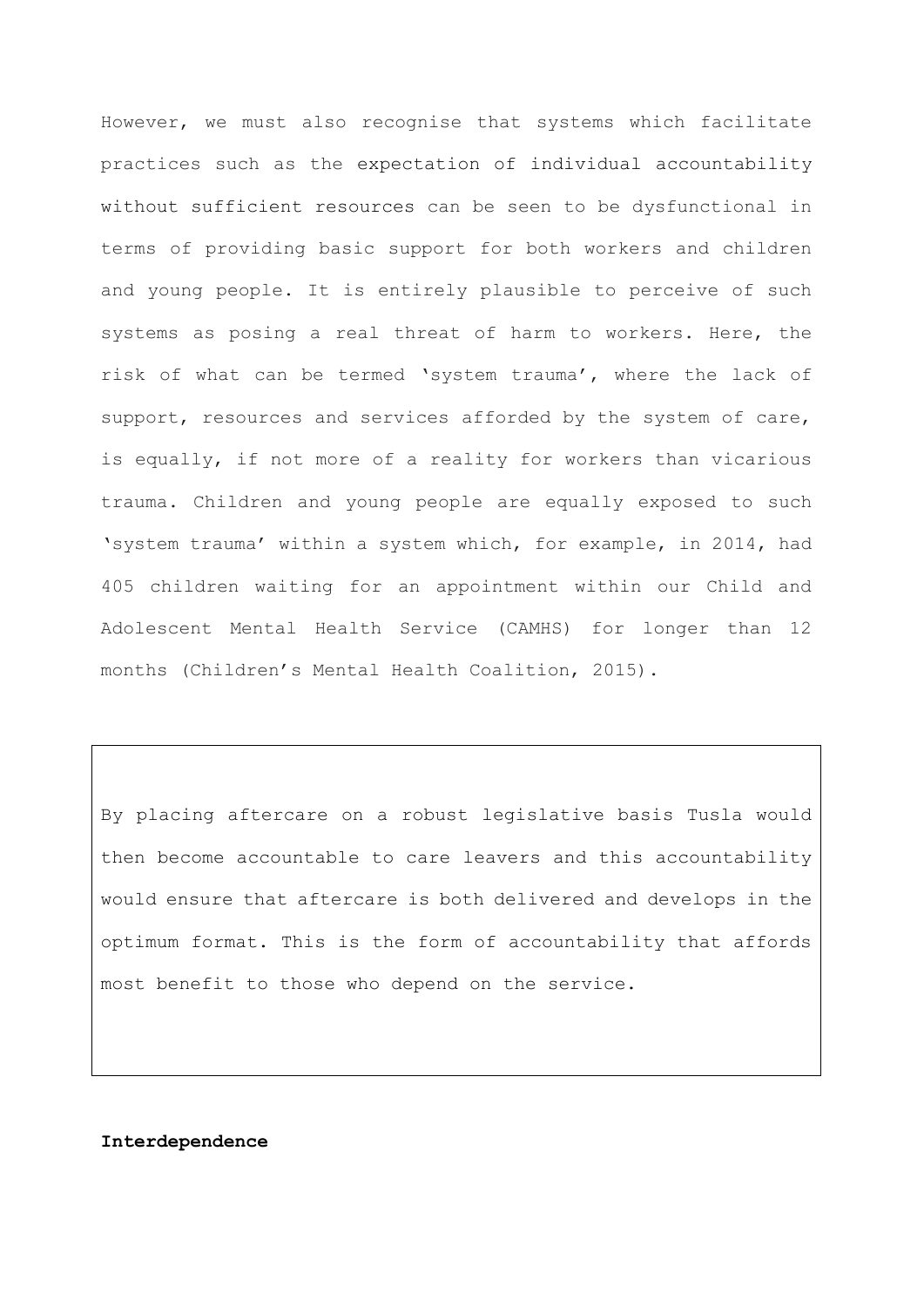However, we must also recognise that systems which facilitate practices such as the expectation of individual accountability without sufficient resources can be seen to be dysfunctional in terms of providing basic support for both workers and children and young people. It is entirely plausible to perceive of such systems as posing a real threat of harm to workers. Here, the risk of what can be termed 'system trauma', where the lack of support, resources and services afforded by the system of care, is equally, if not more of a reality for workers than vicarious trauma. Children and young people are equally exposed to such 'system trauma' within a system which, for example, in 2014, had 405 children waiting for an appointment within our Child and Adolescent Mental Health Service (CAMHS) for longer than 12 months (Children's Mental Health Coalition, 2015).

> By placing aftercare on a robust legislative basis Tusla would then become accountable to care leavers and this accountability would ensure that aftercare is both delivered and develops in the optimum format. This is the form of accountability that affords most benefit to those who depend on the service.

**Interdependence**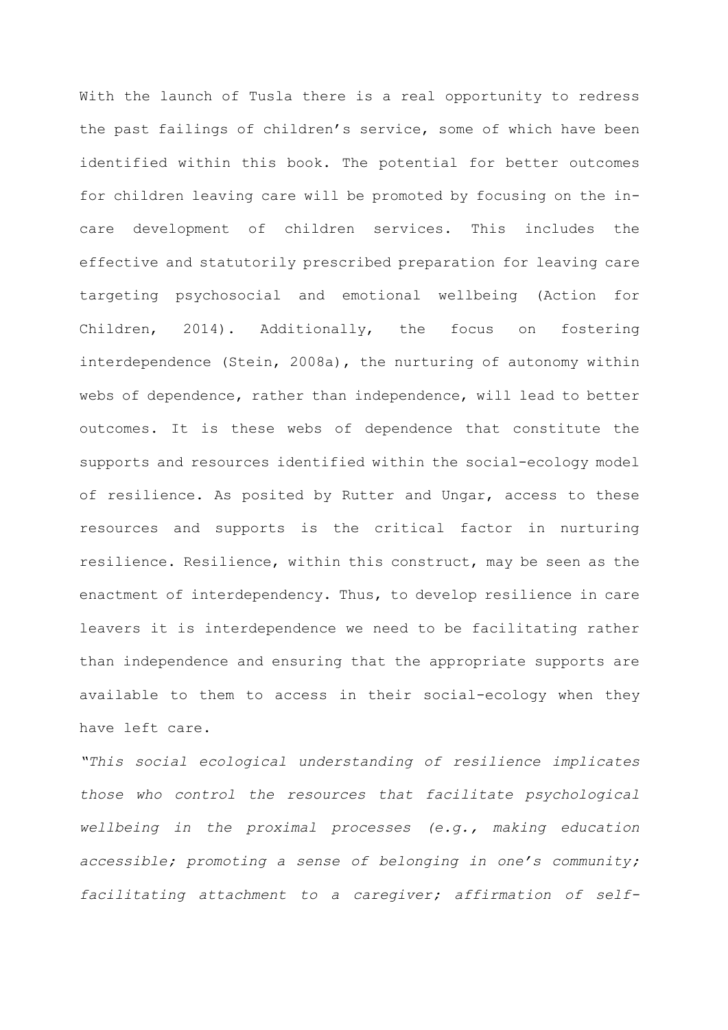With the launch of Tusla there is a real opportunity to redress the past failings of children's service, some of which have been identified within this book. The potential for better outcomes for children leaving care will be promoted by focusing on the in-care development of children services. This includes the effective and statutorily prescribed preparation for leaving care targeting psychosocial and emotional wellbeing (Action for Children, 2014). Additionally, the focus on fostering interdependence (Stein, 2008a), the nurturing of autonomy within webs of dependence, rather than independence, will lead to better outcomes. It is these webs of dependence that constitute the supports and resources identified within the social-ecology model of resilience. As posited by Rutter and Ungar, access to these resources and supports is the critical factor in nurturing resilience. Resilience, within this construct, may be seen as the enactment of interdependency. Thus, to develop resilience in care leavers it is interdependence we need to be facilitating rather than independence and ensuring that the appropriate supports are available to them to access in their social-ecology when they have left care.

*"This social ecological understanding of resilience implicates those who control the resources that facilitate psychological wellbeing in the proximal processes (e.g., making education accessible; promoting a sense of belonging in one's community; facilitating attachment to a caregiver; affirmation of self-*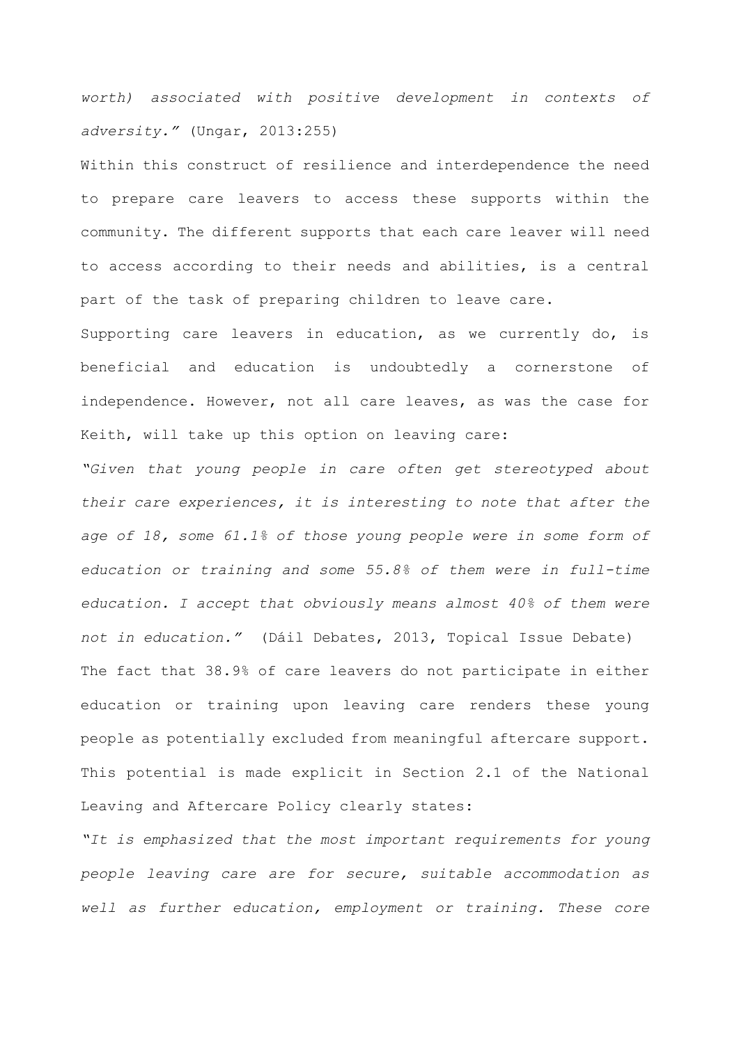*worth) associated with positive development in contexts of adversity."* (Ungar, 2013:255)

Within this construct of resilience and interdependence the need to prepare care leavers to access these supports within the community. The different supports that each care leaver will need to access according to their needs and abilities, is a central part of the task of preparing children to leave care.

Supporting care leavers in education, as we currently do, is beneficial and education is undoubtedly a cornerstone of independence. However, not all care leaves, as was the case for Keith, will take up this option on leaving care:

*"Given that young people in care often get stereotyped about their care experiences, it is interesting to note that after the age of 18, some 61.1% of those young people were in some form of education or training and some 55.8% of them were in full-time education. I accept that obviously means almost 40% of them were not in education."* (Dáil Debates, 2013, Topical Issue Debate)

The fact that 38.9% of care leavers do not participate in either education or training upon leaving care renders these young people as potentially excluded from meaningful aftercare support. This potential is made explicit in Section 2.1 of the National Leaving and Aftercare Policy clearly states:

*"It is emphasized that the most important requirements for young people leaving care are for secure, suitable accommodation as well as further education, employment or training. These core*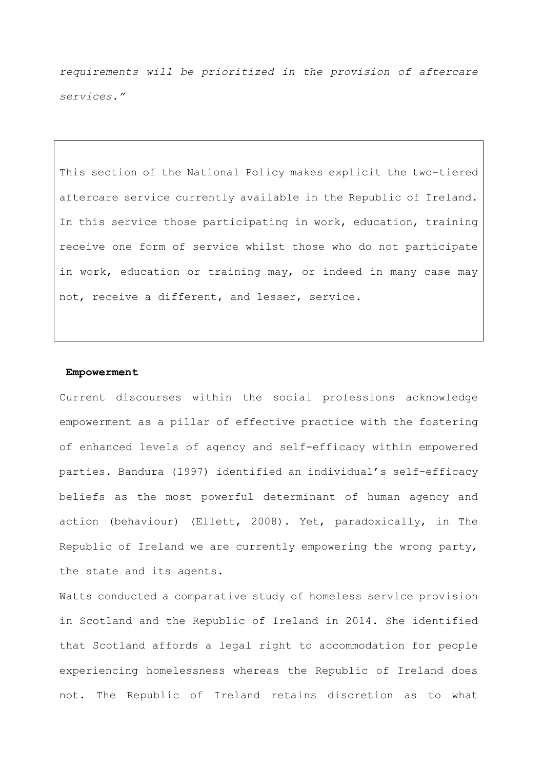*requirements will be prioritized in the provision of aftercare services."*

This section of the National Policy makes explicit the two-tiered aftercare service currently available in the Republic of Ireland. In this service those participating in work, education, training receive one form of service whilst those who do not participate in work, education or training may, or indeed in many case may not, receive a different, and lesser, service.

**Empowerment**

Current discourses within the social professions acknowledge empowerment as a pillar of effective practice with the fostering of enhanced levels of agency and self-efficacy within empowered parties. Bandura (1997) identified an individual's self-efficacy beliefs as the most powerful determinant of human agency and action (behaviour) (Ellett, 2008). Yet, paradoxically, in The Republic of Ireland we are currently empowering the wrong party, the state and its agents.

Watts conducted a comparative study of homeless service provision in Scotland and the Republic of Ireland in 2014. She identified that Scotland affords a legal right to accommodation for people experiencing homelessness whereas the Republic of Ireland does not. The Republic of Ireland retains discretion as to what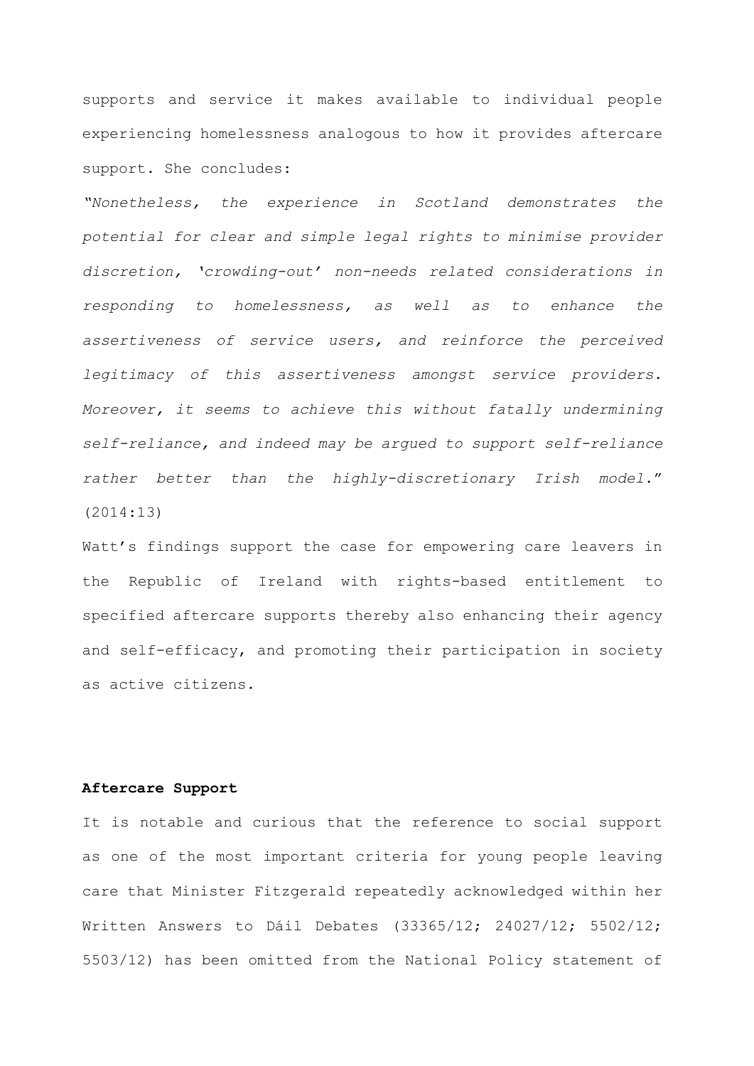supports and service it makes available to individual people experiencing homelessness analogous to how it provides aftercare support. She concludes:

*"Nonetheless, the experience in Scotland demonstrates the potential for clear and simple legal rights to minimise provider discretion, 'crowding-out' non-needs related considerations in responding to homelessness, as well as to enhance the assertiveness of service users, and reinforce the perceived legitimacy of this assertiveness amongst service providers. Moreover, it seems to achieve this without fatally undermining self-reliance, and indeed may be argued to support self-reliance rather better than the highly-discretionary Irish model."* (2014:13)

Watt's findings support the case for empowering care leavers in the Republic of Ireland with rights-based entitlement to specified aftercare supports thereby also enhancing their agency and self-efficacy, and promoting their participation in society as active citizens.

**Aftercare Support**

It is notable and curious that the reference to social support as one of the most important criteria for young people leaving care that Minister Fitzgerald repeatedly acknowledged within her Written Answers to Dáil Debates (33365/12; 24027/12; 5502/12; 5503/12) has been omitted from the National Policy statement of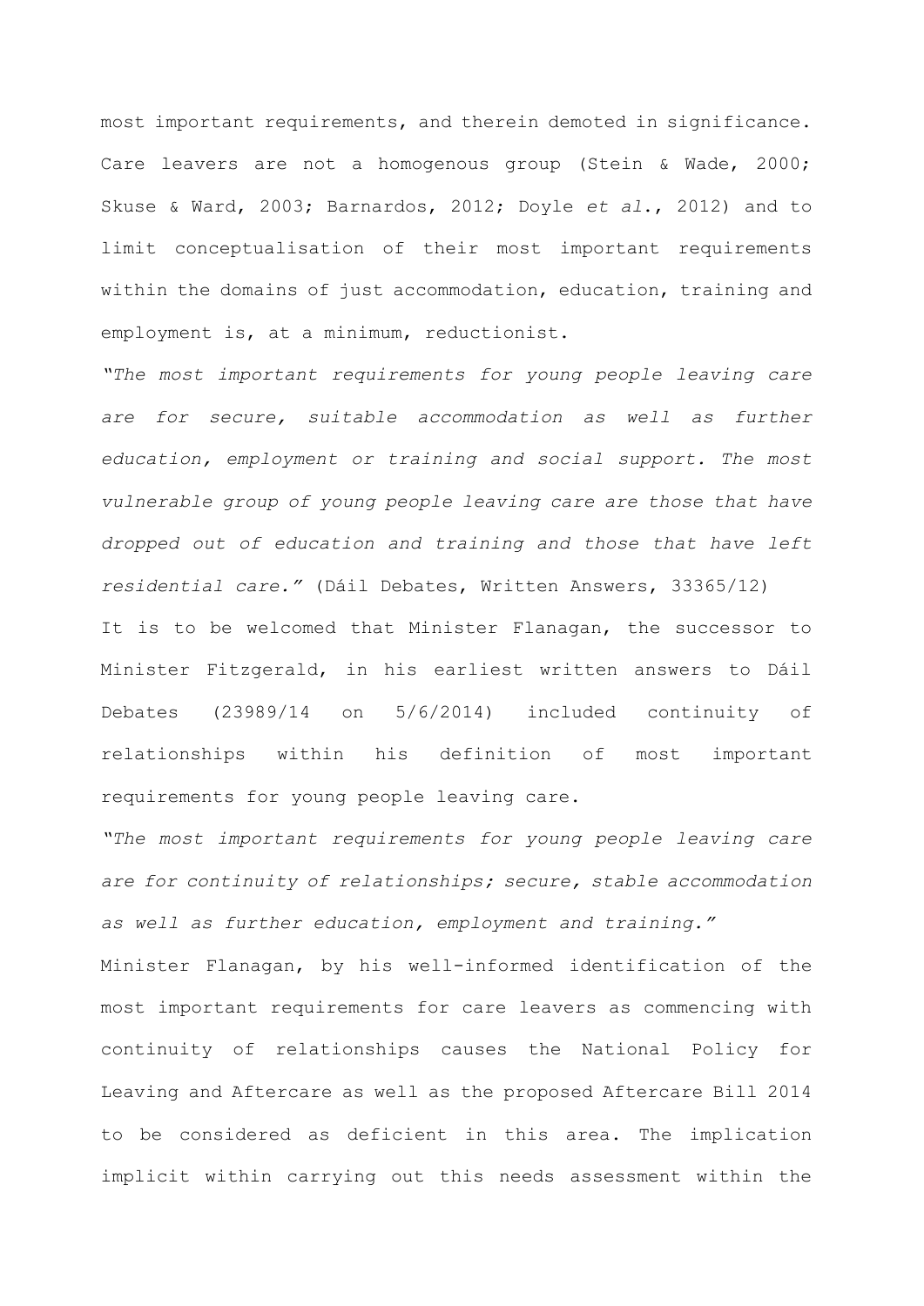most important requirements, and therein demoted in significance. Care leavers are not a homogenous group (Stein & Wade, 2000; Skuse & Ward, 2003; Barnardos, 2012; Doyle *et al.*, 2012) and to limit conceptualisation of their most important requirements within the domains of just accommodation, education, training and employment is, at a minimum, reductionist.

*"The most important requirements for young people leaving care are for secure, suitable accommodation as well as further education, employment or training and social support. The most vulnerable group of young people leaving care are those that have dropped out of education and training and those that have left residential care."* (Dáil Debates, Written Answers, 33365/12)

It is to be welcomed that Minister Flanagan, the successor to Minister Fitzgerald, in his earliest written answers to Dáil Debates (23989/14 on 5/6/2014) included continuity of relationships within his definition of most important requirements for young people leaving care.

*"The most important requirements for young people leaving care are for continuity of relationships; secure, stable accommodation as well as further education, employment and training."*

Minister Flanagan, by his well-informed identification of the most important requirements for care leavers as commencing with continuity of relationships causes the National Policy for Leaving and Aftercare as well as the proposed Aftercare Bill 2014 to be considered as deficient in this area. The implication implicit within carrying out this needs assessment within the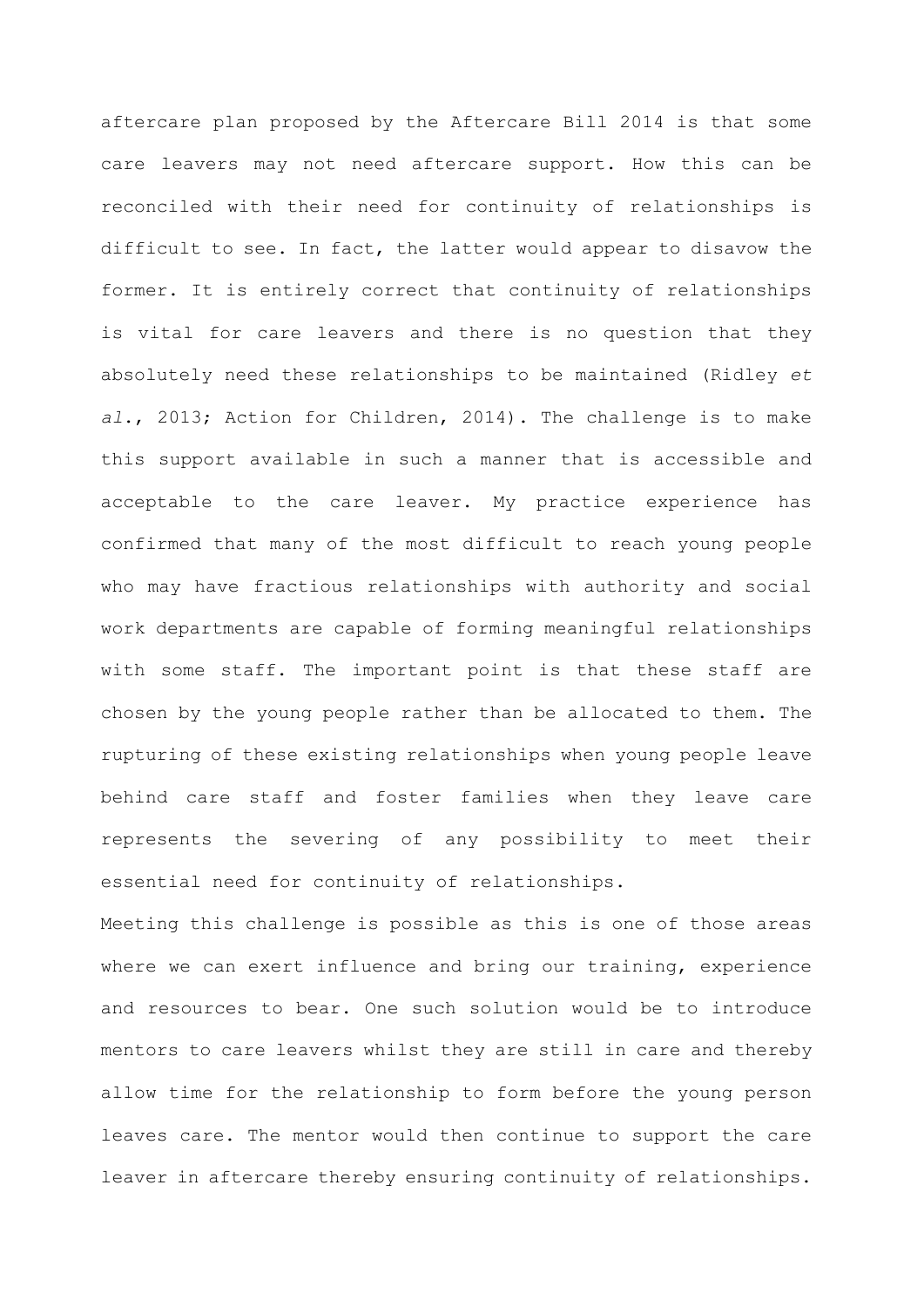aftercare plan proposed by the Aftercare Bill 2014 is that some care leavers may not need aftercare support. How this can be reconciled with their need for continuity of relationships is difficult to see. In fact, the latter would appear to disavow the former. It is entirely correct that continuity of relationships is vital for care leavers and there is no question that they absolutely need these relationships to be maintained (Ridley *et al*., 2013; Action for Children, 2014). The challenge is to make this support available in such a manner that is accessible and acceptable to the care leaver. My practice experience has confirmed that many of the most difficult to reach young people who may have fractious relationships with authority and social work departments are capable of forming meaningful relationships with some staff. The important point is that these staff are chosen by the young people rather than be allocated to them. The rupturing of these existing relationships when young people leave behind care staff and foster families when they leave care represents the severing of any possibility to meet their essential need for continuity of relationships.

Meeting this challenge is possible as this is one of those areas where we can exert influence and bring our training, experience and resources to bear. One such solution would be to introduce mentors to care leavers whilst they are still in care and thereby allow time for the relationship to form before the young person leaves care. The mentor would then continue to support the care leaver in aftercare thereby ensuring continuity of relationships.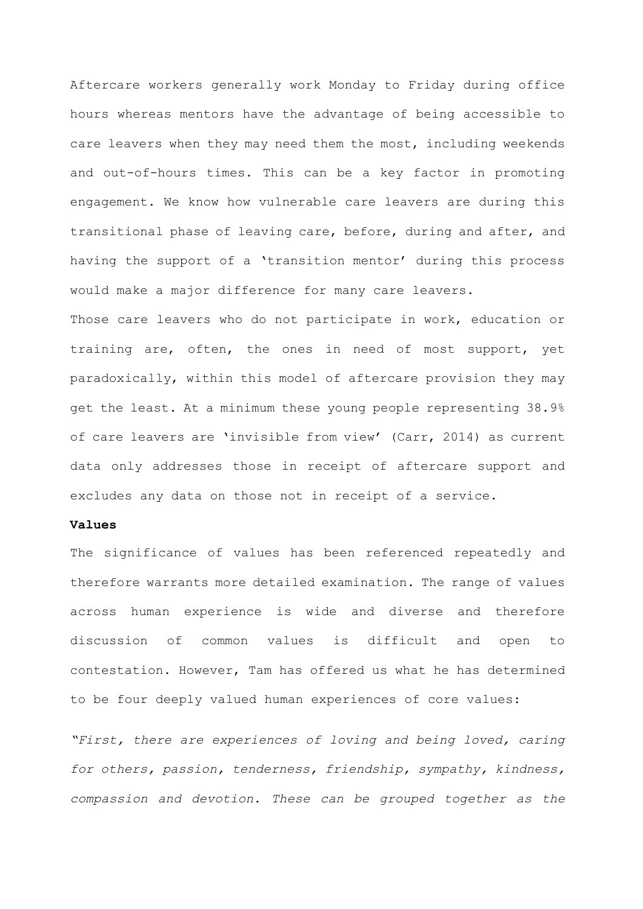Aftercare workers generally work Monday to Friday during office hours whereas mentors have the advantage of being accessible to care leavers when they may need them the most, including weekends and out-of-hours times. This can be a key factor in promoting engagement. We know how vulnerable care leavers are during this transitional phase of leaving care, before, during and after, and having the support of a 'transition mentor' during this process would make a major difference for many care leavers.

Those care leavers who do not participate in work, education or training are, often, the ones in need of most support, yet paradoxically, within this model of aftercare provision they may get the least. At a minimum these young people representing 38.9% of care leavers are 'invisible from view' (Carr, 2014) as current data only addresses those in receipt of aftercare support and excludes any data on those not in receipt of a service.

**Values**

The significance of values has been referenced repeatedly and therefore warrants more detailed examination. The range of values across human experience is wide and diverse and therefore discussion of common values is difficult and open to contestation. However, Tam has offered us what he has determined to be four deeply valued human experiences of core values:

*"First, there are experiences of loving and being loved, caring for others, passion, tenderness, friendship, sympathy, kindness, compassion and devotion. These can be grouped together as the*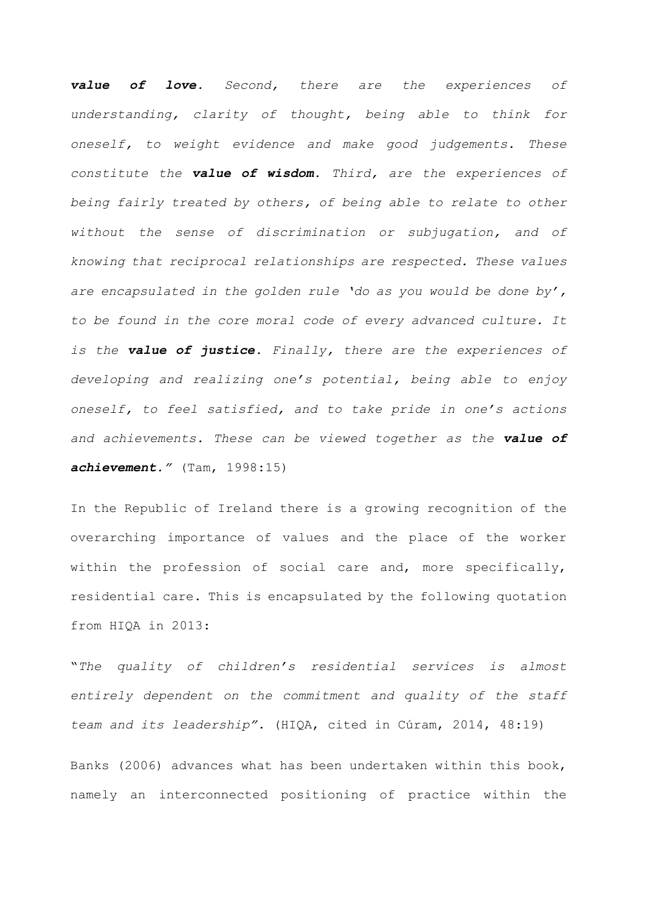***value of love.*** *Second, there are the experiences of understanding, clarity of thought, being able to think for oneself, to weight evidence and make good judgements. These constitute the* ***value of wisdom.*** *Third, are the experiences of being fairly treated by others, of being able to relate to other without the sense of discrimination or subjugation, and of knowing that reciprocal relationships are respected. These values are encapsulated in the golden rule 'do as you would be done by', to be found in the core moral code of every advanced culture. It is the* ***value of justice.*** *Finally, there are the experiences of developing and realizing one's potential, being able to enjoy oneself, to feel satisfied, and to take pride in one's actions and achievements. These can be viewed together as the* ***value of achievement."*** (Tam, 1998:15)

In the Republic of Ireland there is a growing recognition of the overarching importance of values and the place of the worker within the profession of social care and, more specifically, residential care. This is encapsulated by the following quotation from HIQA in 2013:

"*The quality of children's residential services is almost entirely dependent on the commitment and quality of the staff team and its leadership".* (HIQA, cited in Cúram, 2014, 48:19)

Banks (2006) advances what has been undertaken within this book, namely an interconnected positioning of practice within the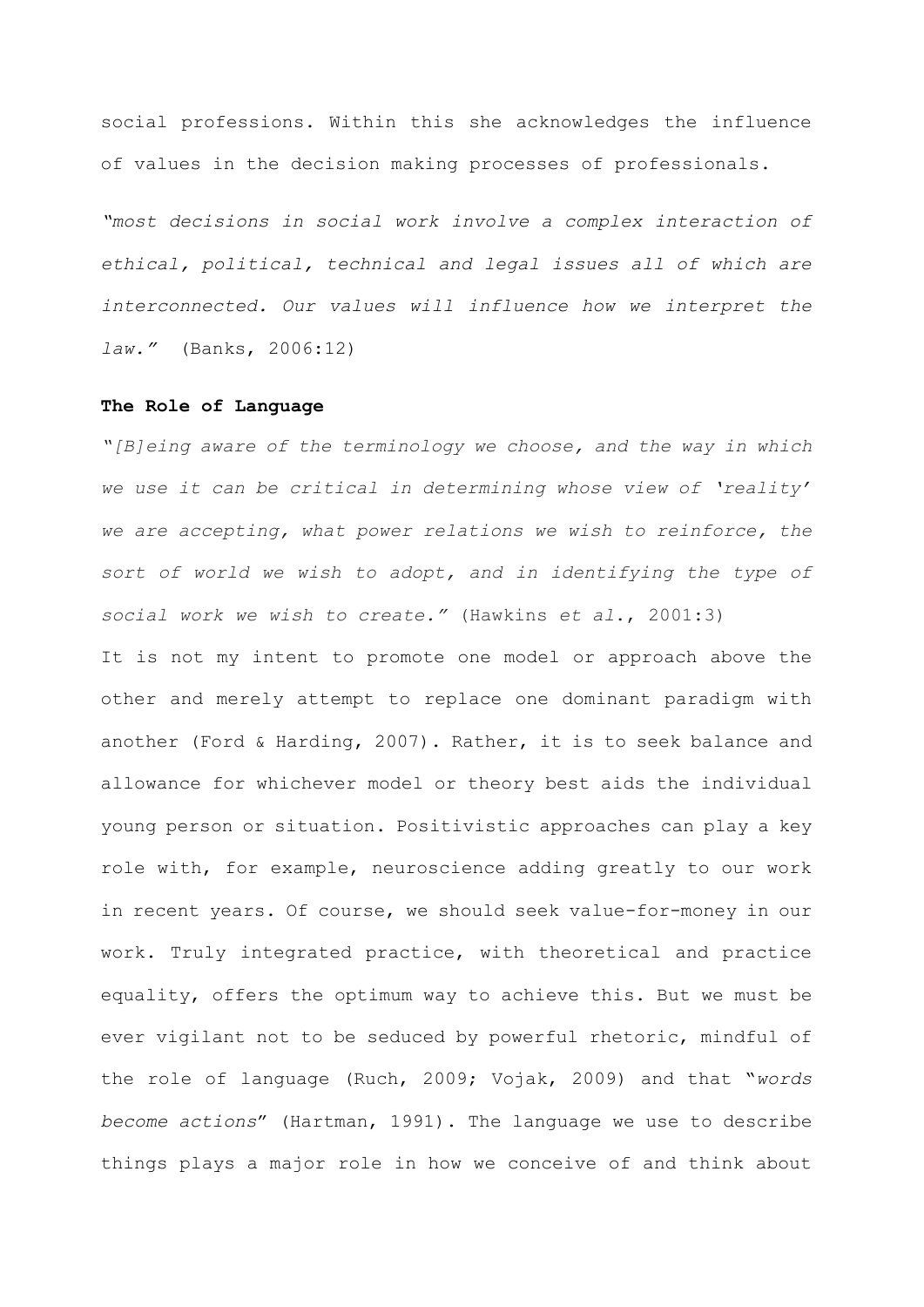social professions. Within this she acknowledges the influence of values in the decision making processes of professionals.

*"most decisions in social work involve a complex interaction of ethical, political, technical and legal issues all of which are interconnected. Our values will influence how we interpret the law."* (Banks, 2006:12)

**The Role of Language**

*"[B]eing aware of the terminology we choose, and the way in which we use it can be critical in determining whose view of 'reality' we are accepting, what power relations we wish to reinforce, the sort of world we wish to adopt, and in identifying the type of social work we wish to create."* (Hawkins *et al*., 2001:3)

It is not my intent to promote one model or approach above the other and merely attempt to replace one dominant paradigm with another (Ford & Harding, 2007). Rather, it is to seek balance and allowance for whichever model or theory best aids the individual young person or situation. Positivistic approaches can play a key role with, for example, neuroscience adding greatly to our work in recent years. Of course, we should seek value-for-money in our work. Truly integrated practice, with theoretical and practice equality, offers the optimum way to achieve this. But we must be ever vigilant not to be seduced by powerful rhetoric, mindful of the role of language (Ruch, 2009; Vojak, 2009) and that "*words become actions*" (Hartman, 1991). The language we use to describe things plays a major role in how we conceive of and think about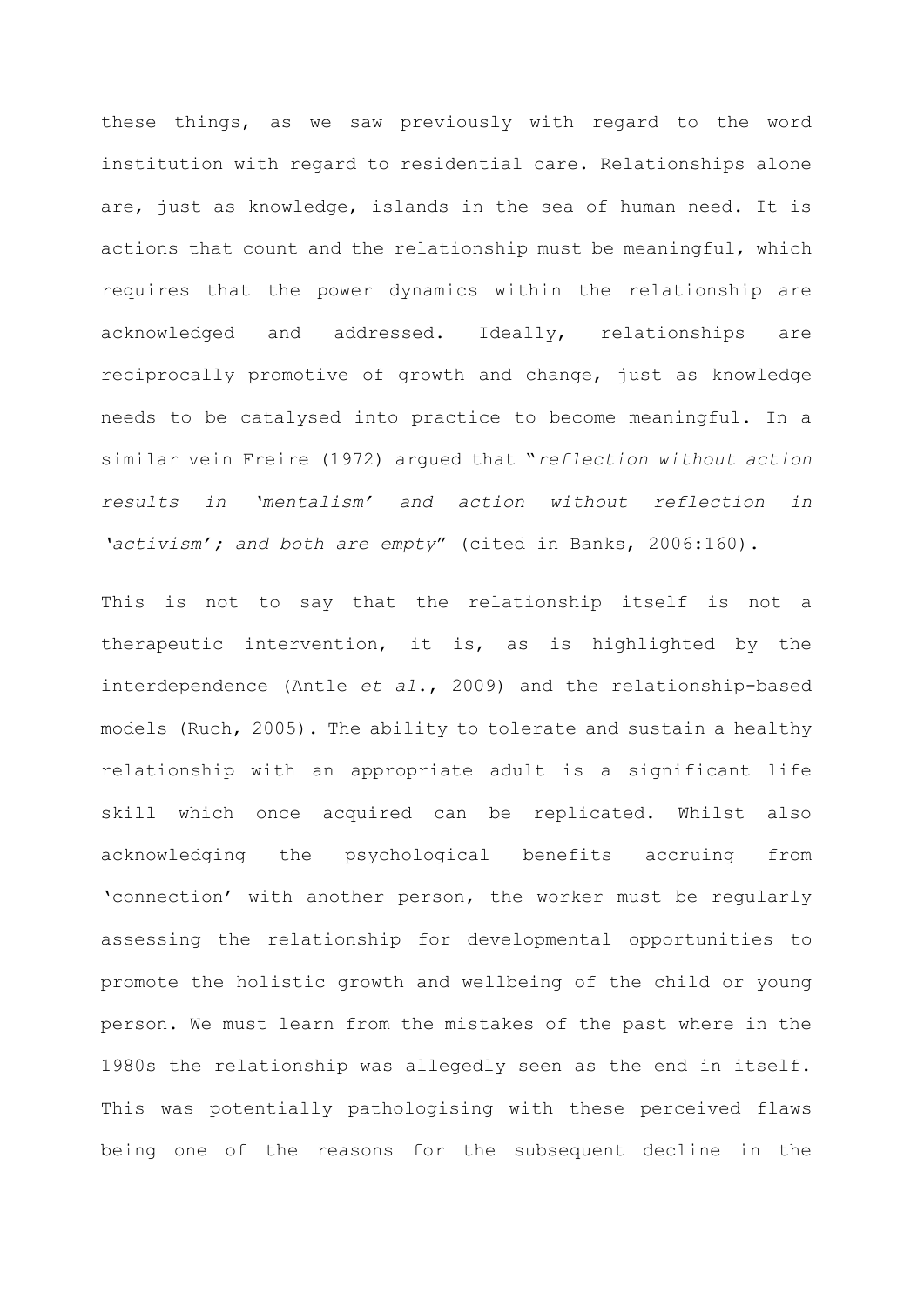these things, as we saw previously with regard to the word institution with regard to residential care. Relationships alone are, just as knowledge, islands in the sea of human need. It is actions that count and the relationship must be meaningful, which requires that the power dynamics within the relationship are acknowledged and addressed. Ideally, relationships are reciprocally promotive of growth and change, just as knowledge needs to be catalysed into practice to become meaningful. In a similar vein Freire (1972) argued that "*reflection without action results in 'mentalism' and action without reflection in 'activism'; and both are empty*" (cited in Banks, 2006:160).

This is not to say that the relationship itself is not a therapeutic intervention, it is, as is highlighted by the interdependence (Antle *et al.*, 2009) and the relationship-based models (Ruch, 2005). The ability to tolerate and sustain a healthy relationship with an appropriate adult is a significant life skill which once acquired can be replicated. Whilst also acknowledging the psychological benefits accruing from 'connection' with another person, the worker must be regularly assessing the relationship for developmental opportunities to promote the holistic growth and wellbeing of the child or young person. We must learn from the mistakes of the past where in the 1980s the relationship was allegedly seen as the end in itself. This was potentially pathologising with these perceived flaws being one of the reasons for the subsequent decline in the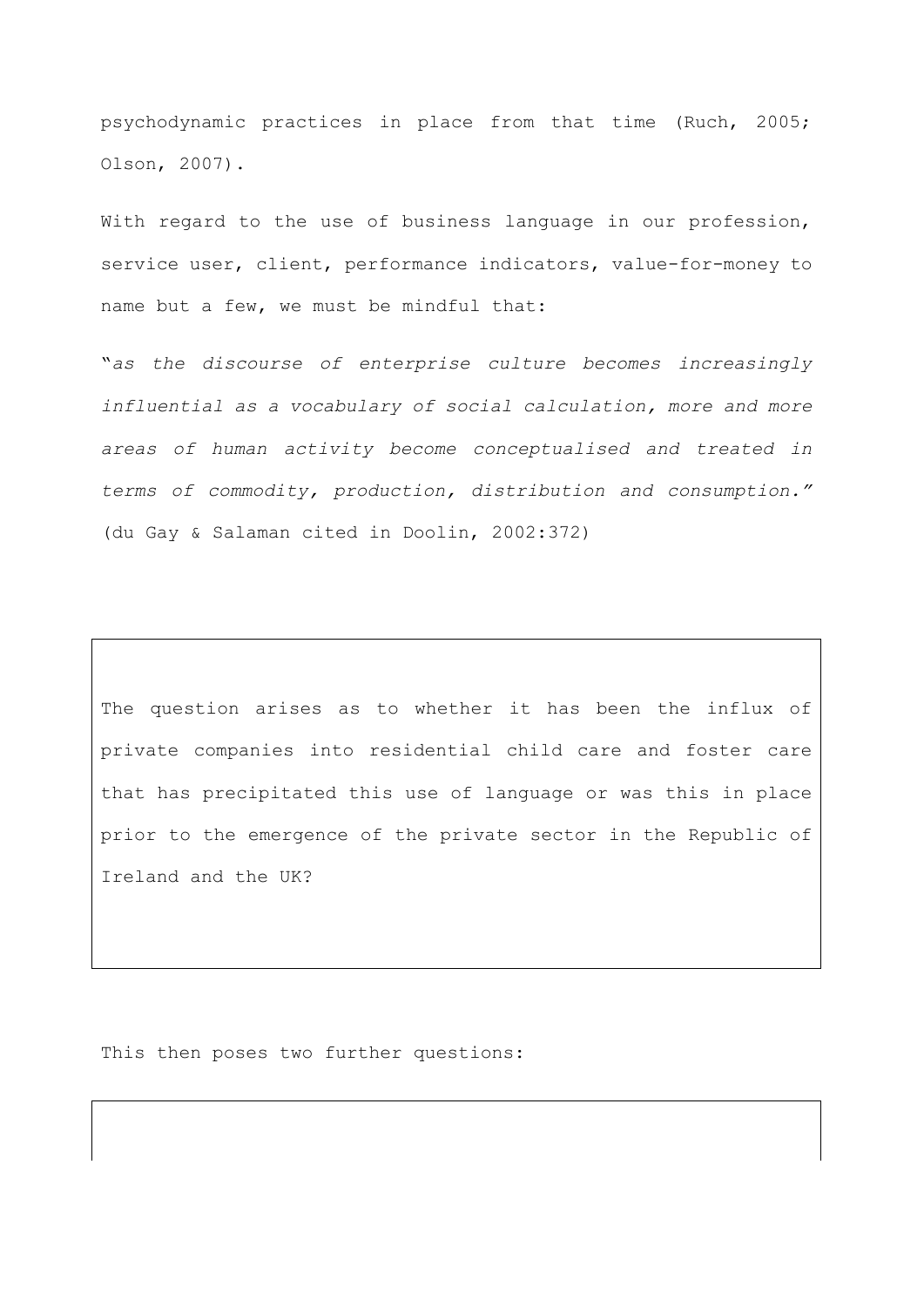psychodynamic practices in place from that time (Ruch, 2005; Olson, 2007).

With regard to the use of business language in our profession, service user, client, performance indicators, value-for-money to name but a few, we must be mindful that:

"*as the discourse of enterprise culture becomes increasingly influential as a vocabulary of social calculation, more and more areas of human activity become conceptualised and treated in terms of commodity, production, distribution and consumption.*" (du Gay & Salaman cited in Doolin, 2002:372)

> The question arises as to whether it has been the influx of private companies into residential child care and foster care that has precipitated this use of language or was this in place prior to the emergence of the private sector in the Republic of Ireland and the UK?

This then poses two further questions: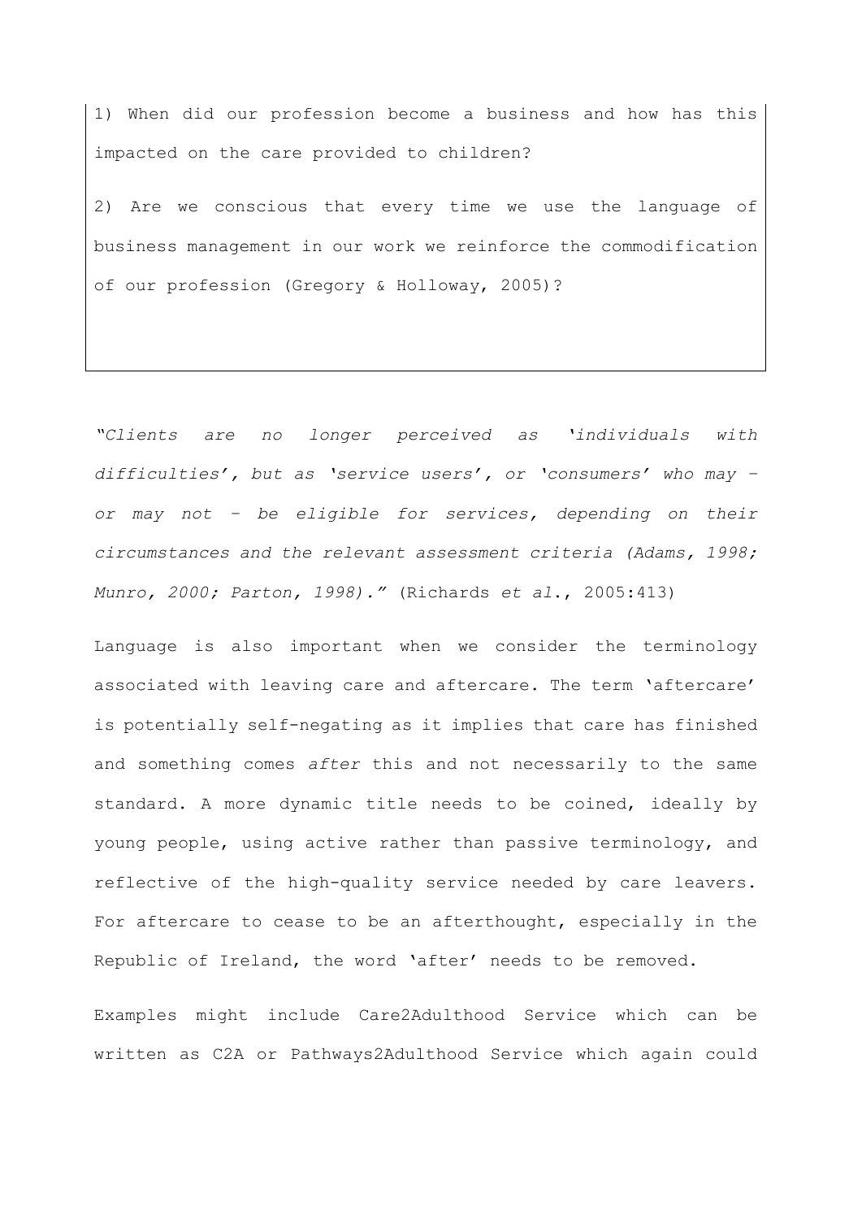1) When did our profession become a business and how has this impacted on the care provided to children?

2) Are we conscious that every time we use the language of business management in our work we reinforce the commodification of our profession (Gregory & Holloway, 2005)?

*"Clients are no longer perceived as 'individuals with difficulties', but as 'service users', or 'consumers' who may – or may not – be eligible for services, depending on their circumstances and the relevant assessment criteria (Adams, 1998; Munro, 2000; Parton, 1998)."* (Richards *et al*., 2005:413)

Language is also important when we consider the terminology associated with leaving care and aftercare. The term 'aftercare' is potentially self-negating as it implies that care has finished and something comes *after* this and not necessarily to the same standard. A more dynamic title needs to be coined, ideally by young people, using active rather than passive terminology, and reflective of the high-quality service needed by care leavers. For aftercare to cease to be an afterthought, especially in the Republic of Ireland, the word 'after' needs to be removed.

Examples might include Care2Adulthood Service which can be written as C2A or Pathways2Adulthood Service which again could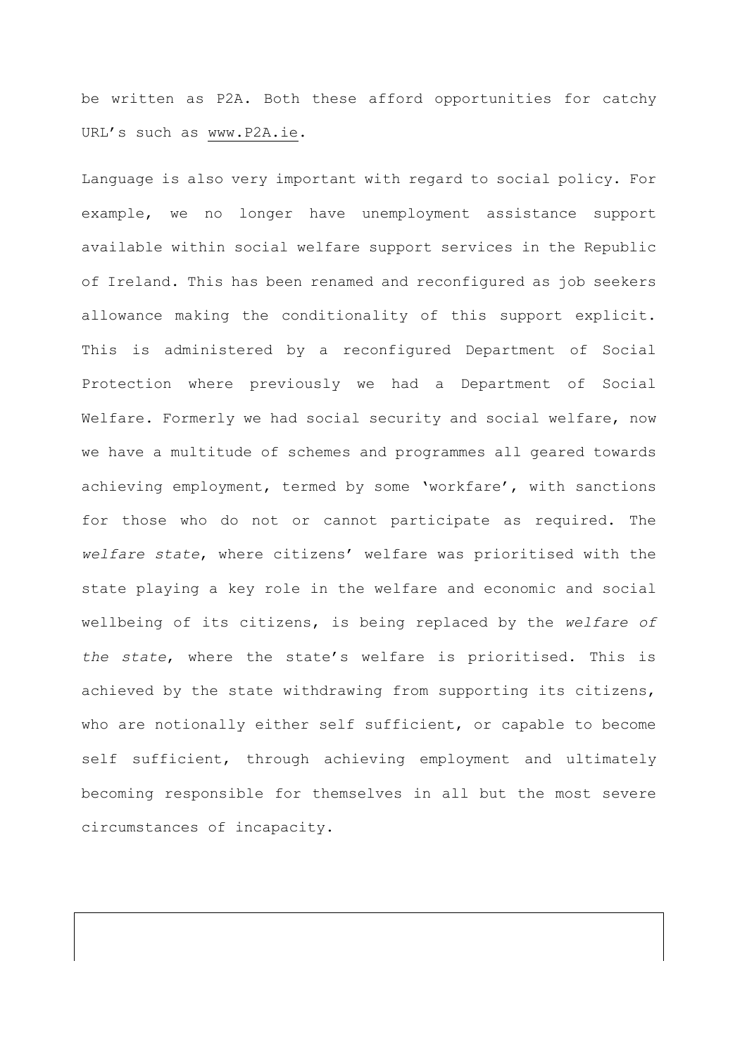be written as P2A. Both these afford opportunities for catchy URL's such as www.P2A.ie.

Language is also very important with regard to social policy. For example, we no longer have unemployment assistance support available within social welfare support services in the Republic of Ireland. This has been renamed and reconfigured as job seekers allowance making the conditionality of this support explicit. This is administered by a reconfigured Department of Social Protection where previously we had a Department of Social Welfare. Formerly we had social security and social welfare, now we have a multitude of schemes and programmes all geared towards achieving employment, termed by some 'workfare', with sanctions for those who do not or cannot participate as required. The *welfare state*, where citizens' welfare was prioritised with the state playing a key role in the welfare and economic and social wellbeing of its citizens, is being replaced by the *welfare of the state*, where the state's welfare is prioritised. This is achieved by the state withdrawing from supporting its citizens, who are notionally either self sufficient, or capable to become self sufficient, through achieving employment and ultimately becoming responsible for themselves in all but the most severe circumstances of incapacity.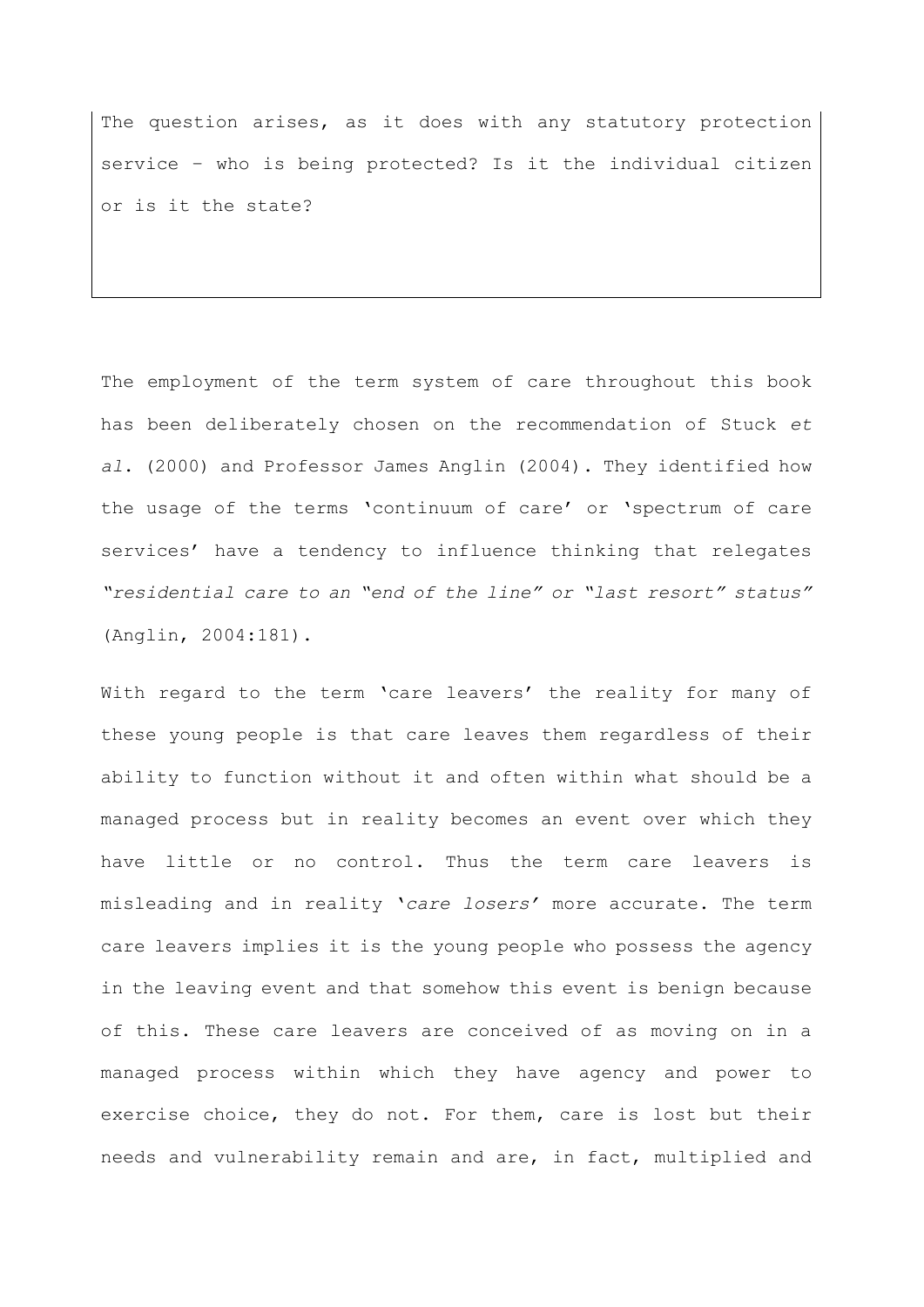The question arises, as it does with any statutory protection service – who is being protected? Is it the individual citizen or is it the state?

The employment of the term system of care throughout this book has been deliberately chosen on the recommendation of Stuck *et al*. (2000) and Professor James Anglin (2004). They identified how the usage of the terms 'continuum of care' or 'spectrum of care services' have a tendency to influence thinking that relegates *"residential care to an "end of the line" or "last resort" status"* (Anglin, 2004:181).

With regard to the term 'care leavers' the reality for many of these young people is that care leaves them regardless of their ability to function without it and often within what should be a managed process but in reality becomes an event over which they have little or no control. Thus the term care leavers is misleading and in reality '*care losers*' more accurate. The term care leavers implies it is the young people who possess the agency in the leaving event and that somehow this event is benign because of this. These care leavers are conceived of as moving on in a managed process within which they have agency and power to exercise choice, they do not. For them, care is lost but their needs and vulnerability remain and are, in fact, multiplied and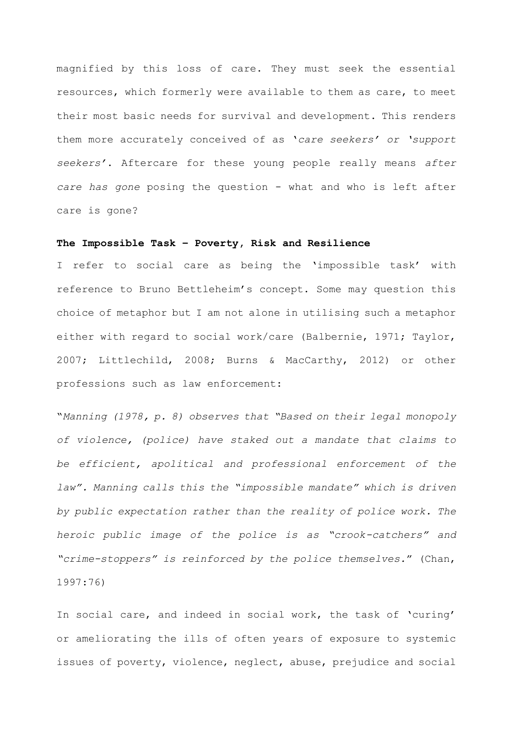magnified by this loss of care. They must seek the essential resources, which formerly were available to them as care, to meet their most basic needs for survival and development. This renders them more accurately conceived of as '*care seekers' or 'support seekers*'. Aftercare for these young people really means *after care has gone* posing the question - what and who is left after care is gone?

### The Impossible Task – Poverty, Risk and Resilience

I refer to social care as being the 'impossible task' with reference to Bruno Bettleheim's concept. Some may question this choice of metaphor but I am not alone in utilising such a metaphor either with regard to social work/care (Balbernie, 1971; Taylor, 2007; Littlechild, 2008; Burns & MacCarthy, 2012) or other professions such as law enforcement:

"*Manning (1978, p. 8) observes that "Based on their legal monopoly of violence, (police) have staked out a mandate that claims to be efficient, apolitical and professional enforcement of the law". Manning calls this the "impossible mandate" which is driven by public expectation rather than the reality of police work. The heroic public image of the police is as "crook-catchers" and "crime-stoppers" is reinforced by the police themselves.*" (Chan, 1997:76)

In social care, and indeed in social work, the task of 'curing' or ameliorating the ills of often years of exposure to systemic issues of poverty, violence, neglect, abuse, prejudice and social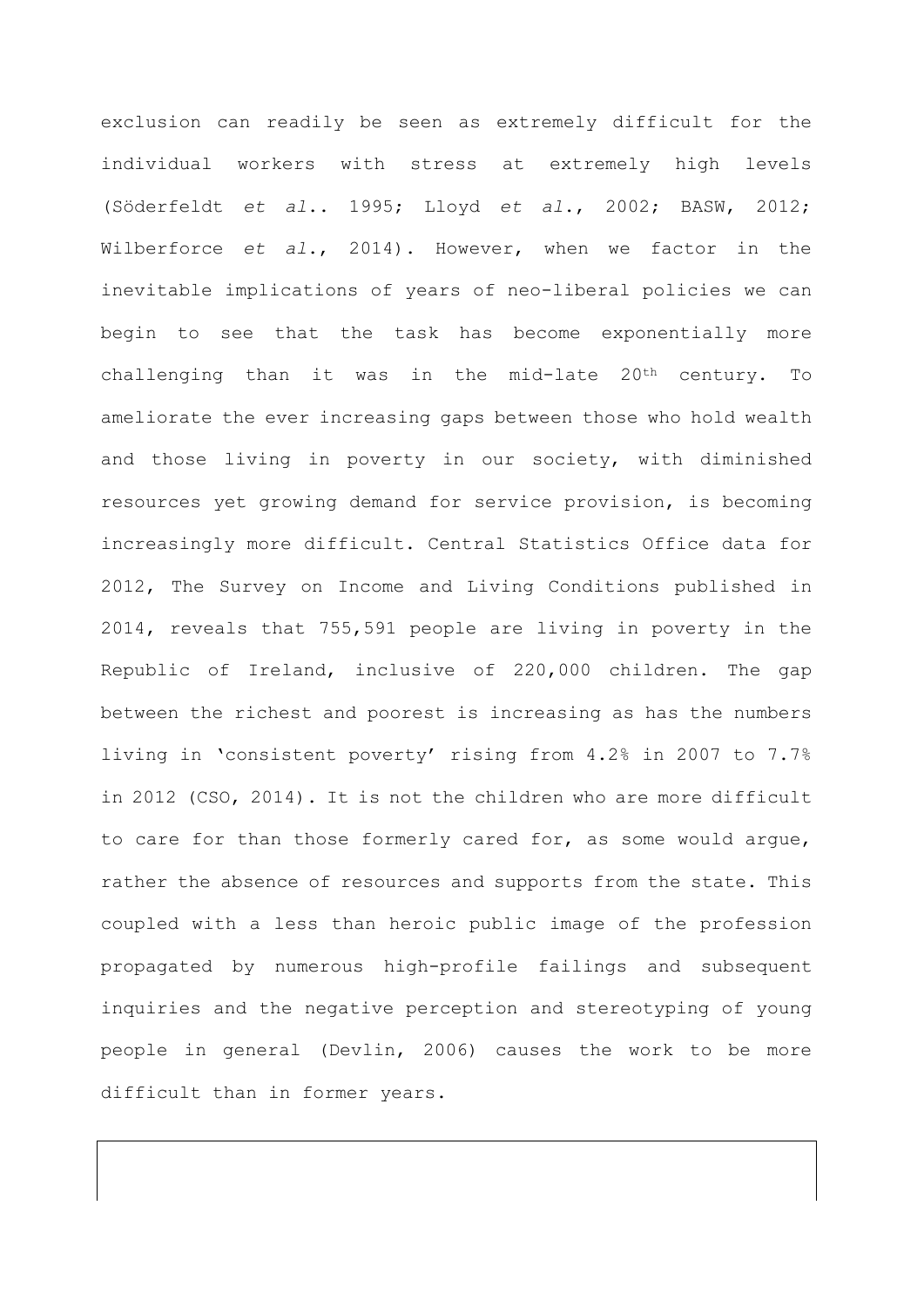exclusion can readily be seen as extremely difficult for the individual workers with stress at extremely high levels (Söderfeldt *et al*.. 1995; Lloyd *et al*., 2002; BASW, 2012; Wilberforce *et al*., 2014). However, when we factor in the inevitable implications of years of neo-liberal policies we can begin to see that the task has become exponentially more challenging than it was in the mid-late 20th century. To ameliorate the ever increasing gaps between those who hold wealth and those living in poverty in our society, with diminished resources yet growing demand for service provision, is becoming increasingly more difficult. Central Statistics Office data for 2012, The Survey on Income and Living Conditions published in 2014, reveals that 755,591 people are living in poverty in the Republic of Ireland, inclusive of 220,000 children. The gap between the richest and poorest is increasing as has the numbers living in 'consistent poverty' rising from 4.2% in 2007 to 7.7% in 2012 (CSO, 2014). It is not the children who are more difficult to care for than those formerly cared for, as some would argue, rather the absence of resources and supports from the state. This coupled with a less than heroic public image of the profession propagated by numerous high-profile failings and subsequent inquiries and the negative perception and stereotyping of young people in general (Devlin, 2006) causes the work to be more difficult than in former years.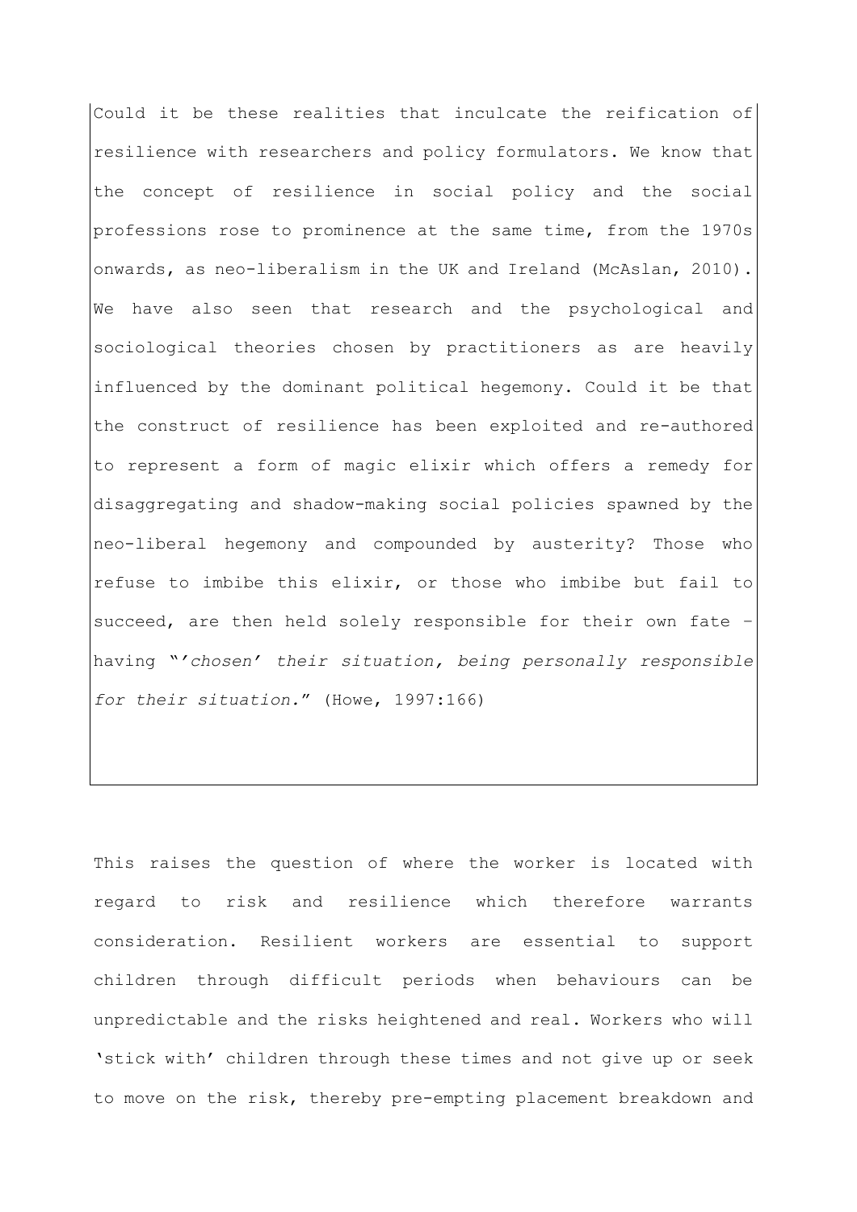Could it be these realities that inculcate the reification of resilience with researchers and policy formulators. We know that the concept of resilience in social policy and the social professions rose to prominence at the same time, from the 1970s onwards, as neo-liberalism in the UK and Ireland (McAslan, 2010). We have also seen that research and the psychological and sociological theories chosen by practitioners as are heavily influenced by the dominant political hegemony. Could it be that the construct of resilience has been exploited and re-authored to represent a form of magic elixir which offers a remedy for disaggregating and shadow-making social policies spawned by the neo-liberal hegemony and compounded by austerity? Those who refuse to imbibe this elixir, or those who imbibe but fail to succeed, are then held solely responsible for their own fate – having "*'chosen' their situation, being personally responsible for their situation.*" (Howe, 1997:166)

This raises the question of where the worker is located with regard to risk and resilience which therefore warrants consideration. Resilient workers are essential to support children through difficult periods when behaviours can be unpredictable and the risks heightened and real. Workers who will 'stick with' children through these times and not give up or seek to move on the risk, thereby pre-empting placement breakdown and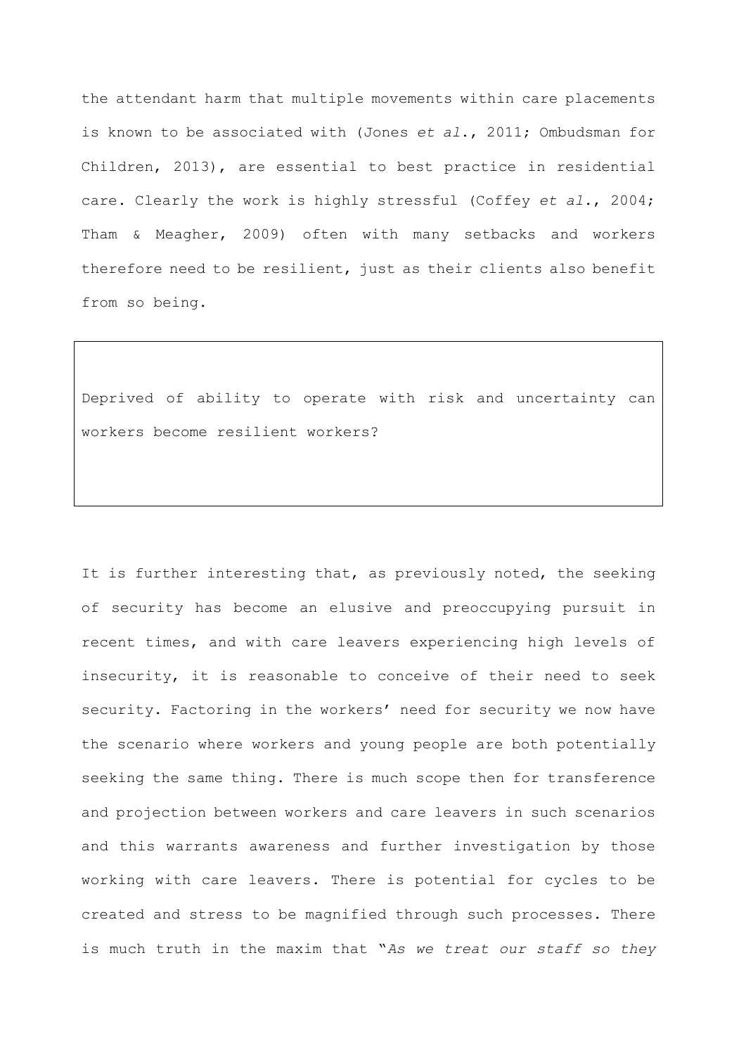the attendant harm that multiple movements within care placements is known to be associated with (Jones *et al.*, 2011; Ombudsman for Children, 2013), are essential to best practice in residential care. Clearly the work is highly stressful (Coffey *et al.*, 2004; Tham & Meagher, 2009) often with many setbacks and workers therefore need to be resilient, just as their clients also benefit from so being.

> Deprived of ability to operate with risk and uncertainty can workers become resilient workers?

It is further interesting that, as previously noted, the seeking of security has become an elusive and preoccupying pursuit in recent times, and with care leavers experiencing high levels of insecurity, it is reasonable to conceive of their need to seek security. Factoring in the workers' need for security we now have the scenario where workers and young people are both potentially seeking the same thing. There is much scope then for transference and projection between workers and care leavers in such scenarios and this warrants awareness and further investigation by those working with care leavers. There is potential for cycles to be created and stress to be magnified through such processes. There is much truth in the maxim that "*As we treat our staff so they*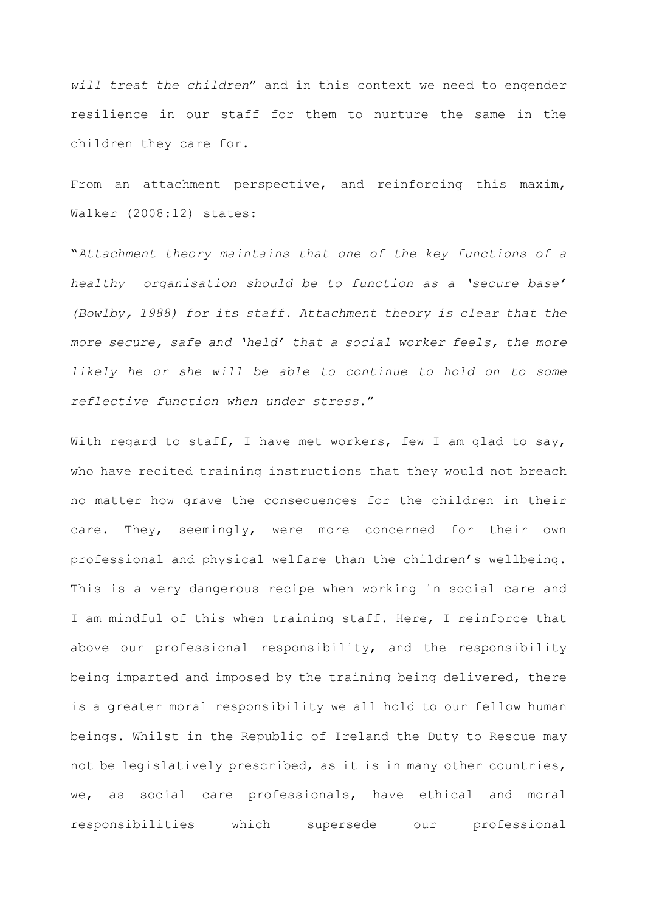*will treat the children*" and in this context we need to engender resilience in our staff for them to nurture the same in the children they care for.

From an attachment perspective, and reinforcing this maxim, Walker (2008:12) states:

"*Attachment theory maintains that one of the key functions of a healthy organisation should be to function as a 'secure base' (Bowlby, 1988) for its staff. Attachment theory is clear that the more secure, safe and 'held' that a social worker feels, the more likely he or she will be able to continue to hold on to some reflective function when under stress.*"

With regard to staff, I have met workers, few I am glad to say, who have recited training instructions that they would not breach no matter how grave the consequences for the children in their care. They, seemingly, were more concerned for their own professional and physical welfare than the children's wellbeing. This is a very dangerous recipe when working in social care and I am mindful of this when training staff. Here, I reinforce that above our professional responsibility, and the responsibility being imparted and imposed by the training being delivered, there is a greater moral responsibility we all hold to our fellow human beings. Whilst in the Republic of Ireland the Duty to Rescue may not be legislatively prescribed, as it is in many other countries, we, as social care professionals, have ethical and moral responsibilities which supersede our professional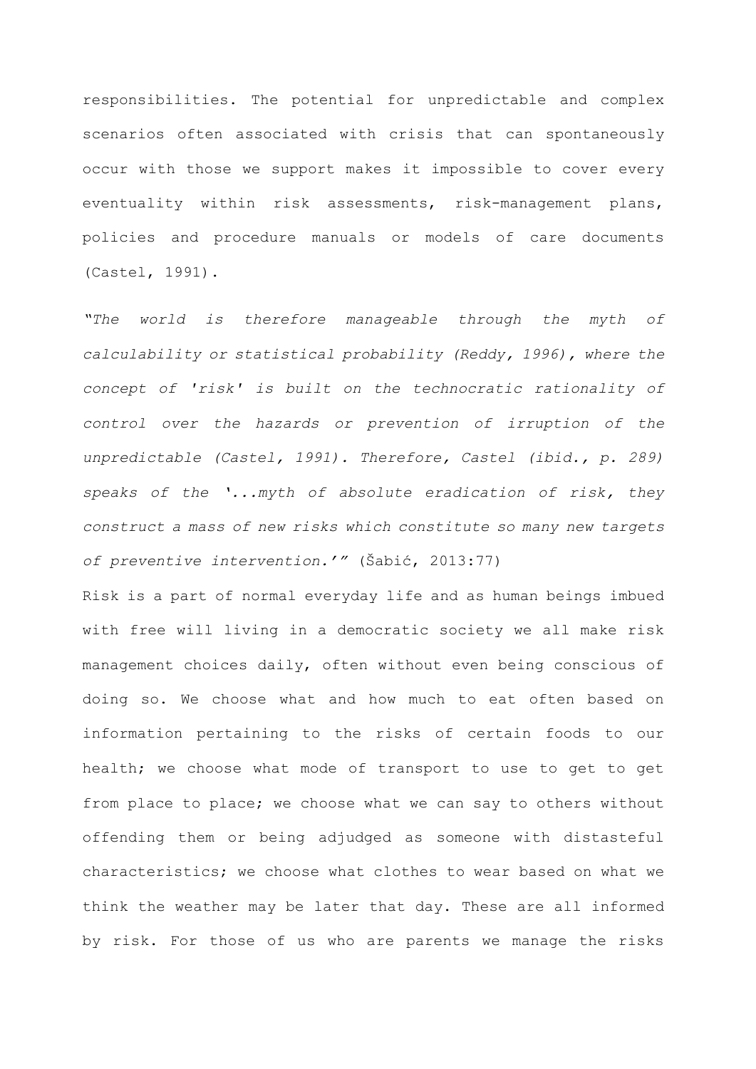responsibilities. The potential for unpredictable and complex scenarios often associated with crisis that can spontaneously occur with those we support makes it impossible to cover every eventuality within risk assessments, risk-management plans, policies and procedure manuals or models of care documents (Castel, 1991).

*"The world is therefore manageable through the myth of calculability or statistical probability (Reddy, 1996), where the concept of 'risk' is built on the technocratic rationality of control over the hazards or prevention of irruption of the unpredictable (Castel, 1991). Therefore, Castel (ibid., p. 289) speaks of the '...myth of absolute eradication of risk, they construct a mass of new risks which constitute so many new targets of preventive intervention.'"* (Šabić, 2013:77)

Risk is a part of normal everyday life and as human beings imbued with free will living in a democratic society we all make risk management choices daily, often without even being conscious of doing so. We choose what and how much to eat often based on information pertaining to the risks of certain foods to our health; we choose what mode of transport to use to get to get from place to place; we choose what we can say to others without offending them or being adjudged as someone with distasteful characteristics; we choose what clothes to wear based on what we think the weather may be later that day. These are all informed by risk. For those of us who are parents we manage the risks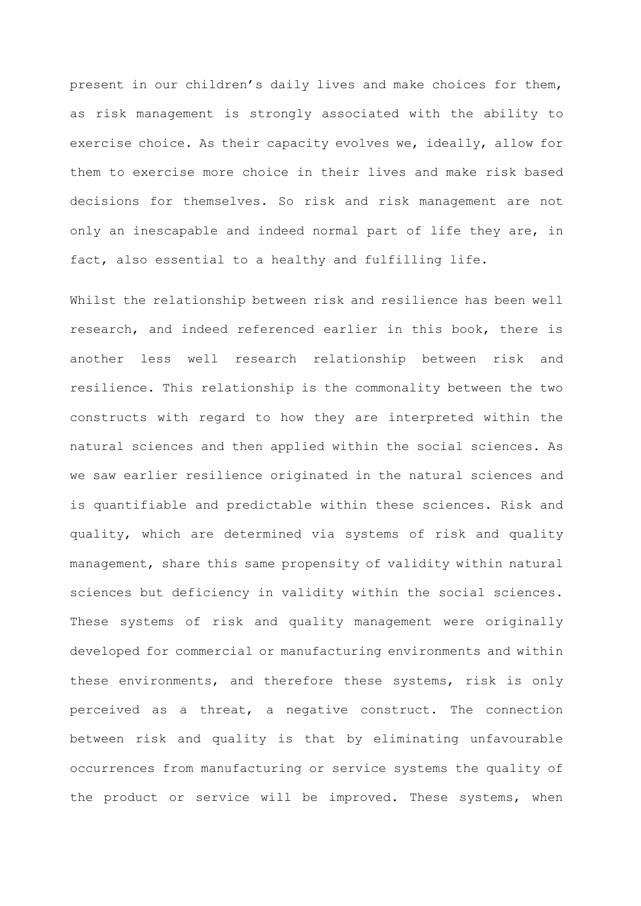present in our children's daily lives and make choices for them, as risk management is strongly associated with the ability to exercise choice. As their capacity evolves we, ideally, allow for them to exercise more choice in their lives and make risk based decisions for themselves. So risk and risk management are not only an inescapable and indeed normal part of life they are, in fact, also essential to a healthy and fulfilling life.

Whilst the relationship between risk and resilience has been well research, and indeed referenced earlier in this book, there is another less well research relationship between risk and resilience. This relationship is the commonality between the two constructs with regard to how they are interpreted within the natural sciences and then applied within the social sciences. As we saw earlier resilience originated in the natural sciences and is quantifiable and predictable within these sciences. Risk and quality, which are determined via systems of risk and quality management, share this same propensity of validity within natural sciences but deficiency in validity within the social sciences. These systems of risk and quality management were originally developed for commercial or manufacturing environments and within these environments, and therefore these systems, risk is only perceived as a threat, a negative construct. The connection between risk and quality is that by eliminating unfavourable occurrences from manufacturing or service systems the quality of the product or service will be improved. These systems, when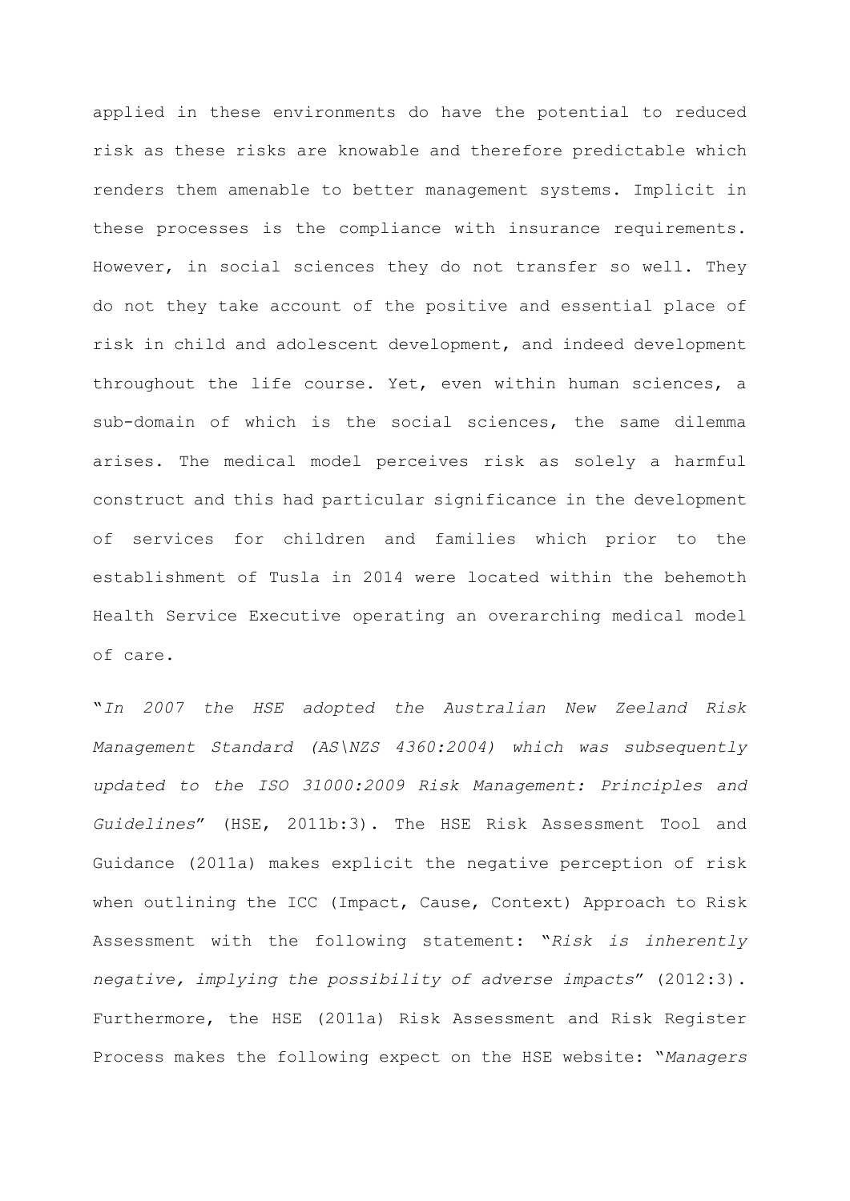applied in these environments do have the potential to reduced risk as these risks are knowable and therefore predictable which renders them amenable to better management systems. Implicit in these processes is the compliance with insurance requirements. However, in social sciences they do not transfer so well. They do not they take account of the positive and essential place of risk in child and adolescent development, and indeed development throughout the life course. Yet, even within human sciences, a sub-domain of which is the social sciences, the same dilemma arises. The medical model perceives risk as solely a harmful construct and this had particular significance in the development of services for children and families which prior to the establishment of Tusla in 2014 were located within the behemoth Health Service Executive operating an overarching medical model of care.

"*In 2007 the HSE adopted the Australian New Zeeland Risk Management Standard (AS\NZS 4360:2004) which was subsequently updated to the ISO 31000:2009 Risk Management: Principles and Guidelines*" (HSE, 2011b:3). The HSE Risk Assessment Tool and Guidance (2011a) makes explicit the negative perception of risk when outlining the ICC (Impact, Cause, Context) Approach to Risk Assessment with the following statement: "*Risk is inherently negative, implying the possibility of adverse impacts*" (2012:3). Furthermore, the HSE (2011a) Risk Assessment and Risk Register Process makes the following expect on the HSE website: "*Managers*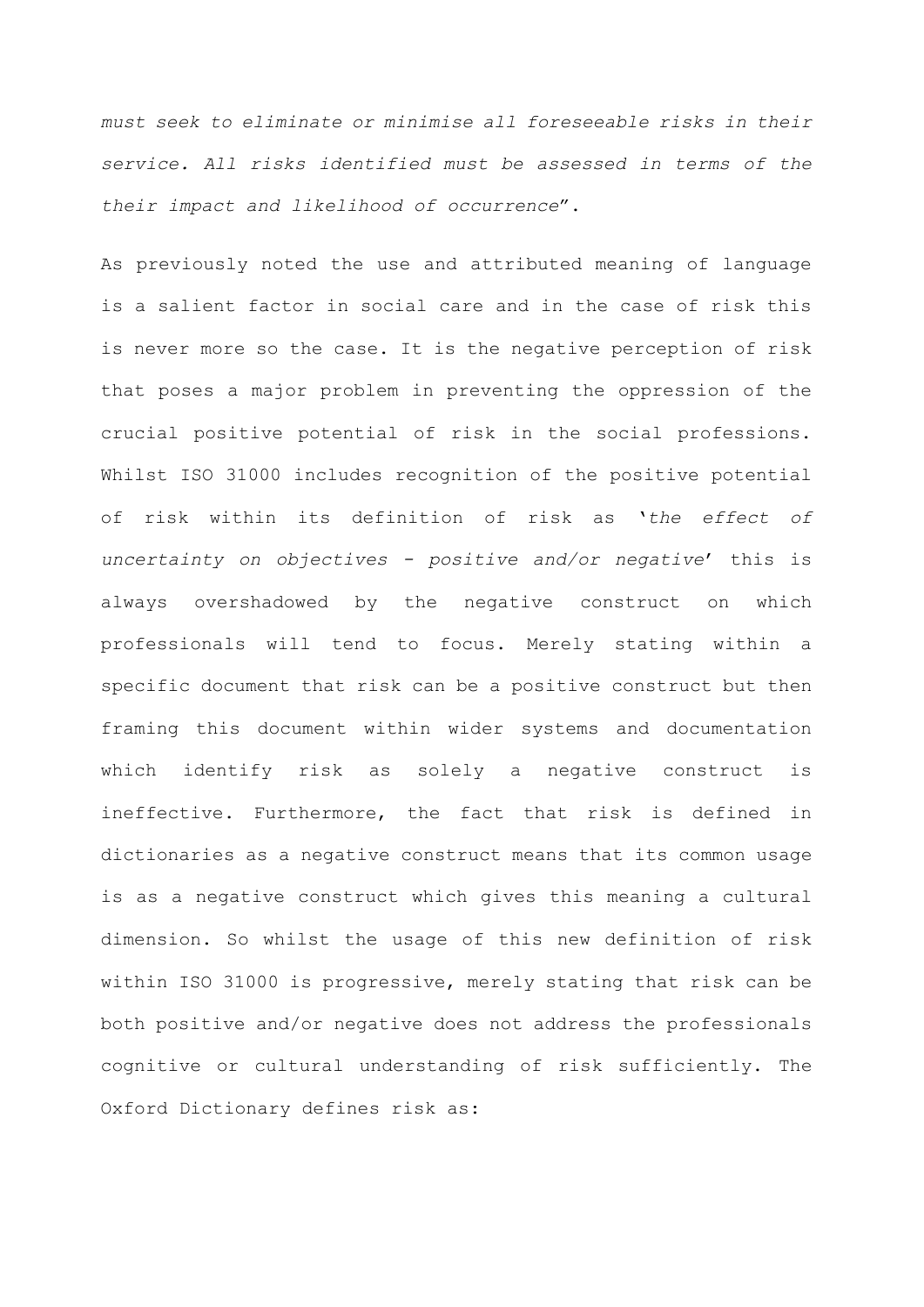*must seek to eliminate or minimise all foreseeable risks in their service. All risks identified must be assessed in terms of the their impact and likelihood of occurrence*".

As previously noted the use and attributed meaning of language is a salient factor in social care and in the case of risk this is never more so the case. It is the negative perception of risk that poses a major problem in preventing the oppression of the crucial positive potential of risk in the social professions. Whilst ISO 31000 includes recognition of the positive potential of risk within its definition of risk as '*the effect of uncertainty on objectives - positive and/or negative*' this is always overshadowed by the negative construct on which professionals will tend to focus. Merely stating within a specific document that risk can be a positive construct but then framing this document within wider systems and documentation which identify risk as solely a negative construct is ineffective. Furthermore, the fact that risk is defined in dictionaries as a negative construct means that its common usage is as a negative construct which gives this meaning a cultural dimension. So whilst the usage of this new definition of risk within ISO 31000 is progressive, merely stating that risk can be both positive and/or negative does not address the professionals cognitive or cultural understanding of risk sufficiently. The Oxford Dictionary defines risk as: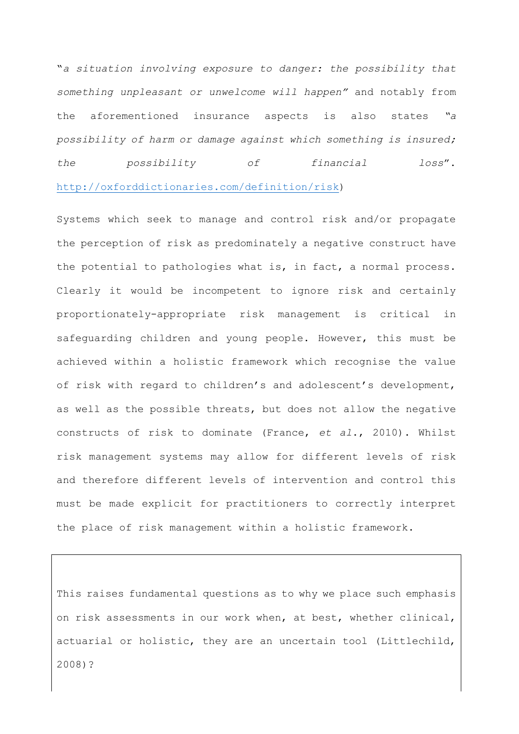"*a situation involving exposure to danger: the possibility that something unpleasant or unwelcome will happen*" and notably from the aforementioned insurance aspects is also states "*a possibility of harm or damage against which something is insured; the possibility of financial loss*". http://oxforddictionaries.com/definition/risk)

Systems which seek to manage and control risk and/or propagate the perception of risk as predominately a negative construct have the potential to pathologies what is, in fact, a normal process. Clearly it would be incompetent to ignore risk and certainly proportionately-appropriate risk management is critical in safeguarding children and young people. However, this must be achieved within a holistic framework which recognise the value of risk with regard to children's and adolescent's development, as well as the possible threats, but does not allow the negative constructs of risk to dominate (France, *et al.*, 2010). Whilst risk management systems may allow for different levels of risk and therefore different levels of intervention and control this must be made explicit for practitioners to correctly interpret the place of risk management within a holistic framework.

> This raises fundamental questions as to why we place such emphasis on risk assessments in our work when, at best, whether clinical, actuarial or holistic, they are an uncertain tool (Littlechild, 2008)?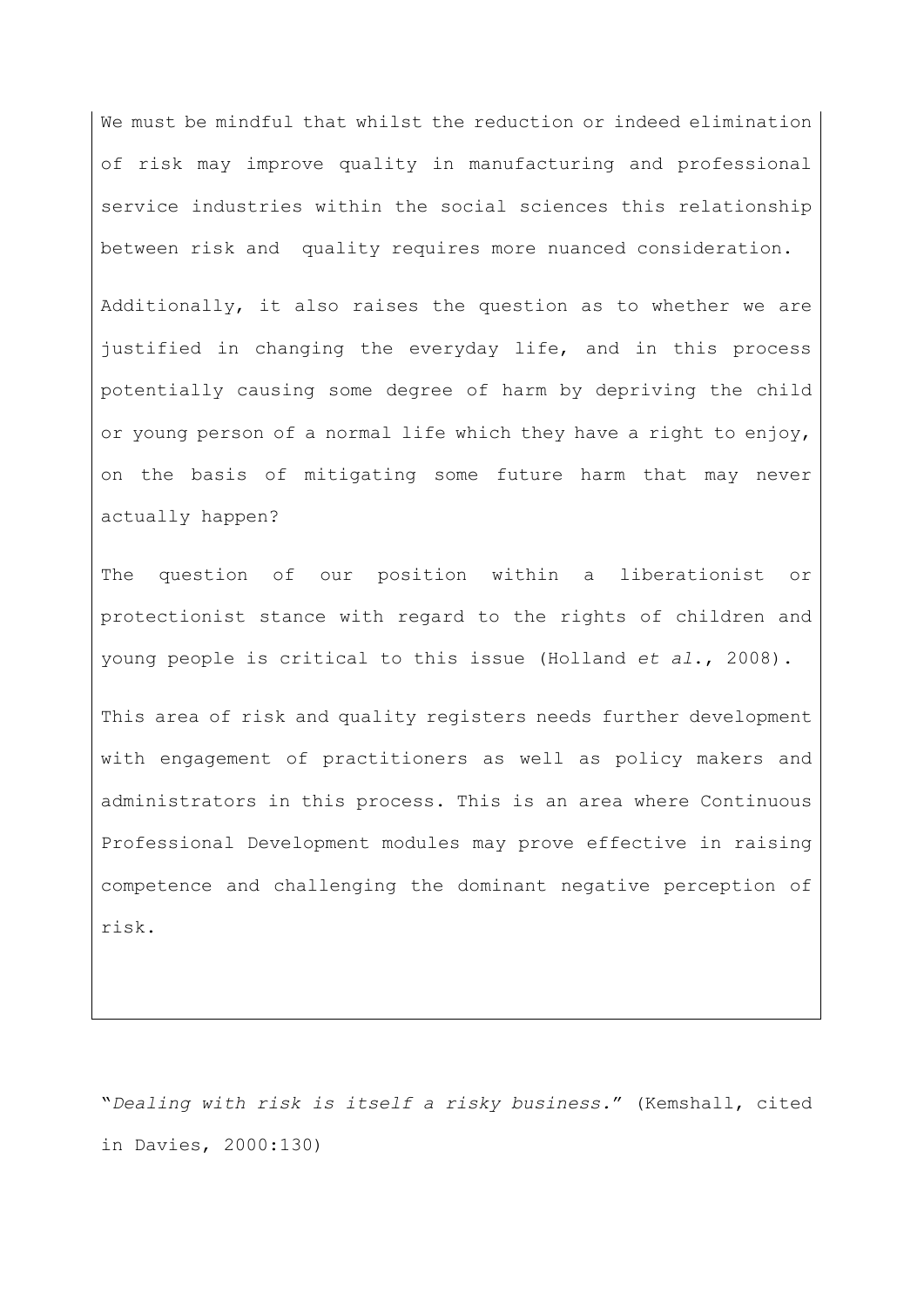We must be mindful that whilst the reduction or indeed elimination of risk may improve quality in manufacturing and professional service industries within the social sciences this relationship between risk and quality requires more nuanced consideration.

Additionally, it also raises the question as to whether we are justified in changing the everyday life, and in this process potentially causing some degree of harm by depriving the child or young person of a normal life which they have a right to enjoy, on the basis of mitigating some future harm that may never actually happen?

The question of our position within a liberationist or protectionist stance with regard to the rights of children and young people is critical to this issue (Holland *et al.*, 2008).

This area of risk and quality registers needs further development with engagement of practitioners as well as policy makers and administrators in this process. This is an area where Continuous Professional Development modules may prove effective in raising competence and challenging the dominant negative perception of risk.

"*Dealing with risk is itself a risky business.*" (Kemshall, cited in Davies, 2000:130)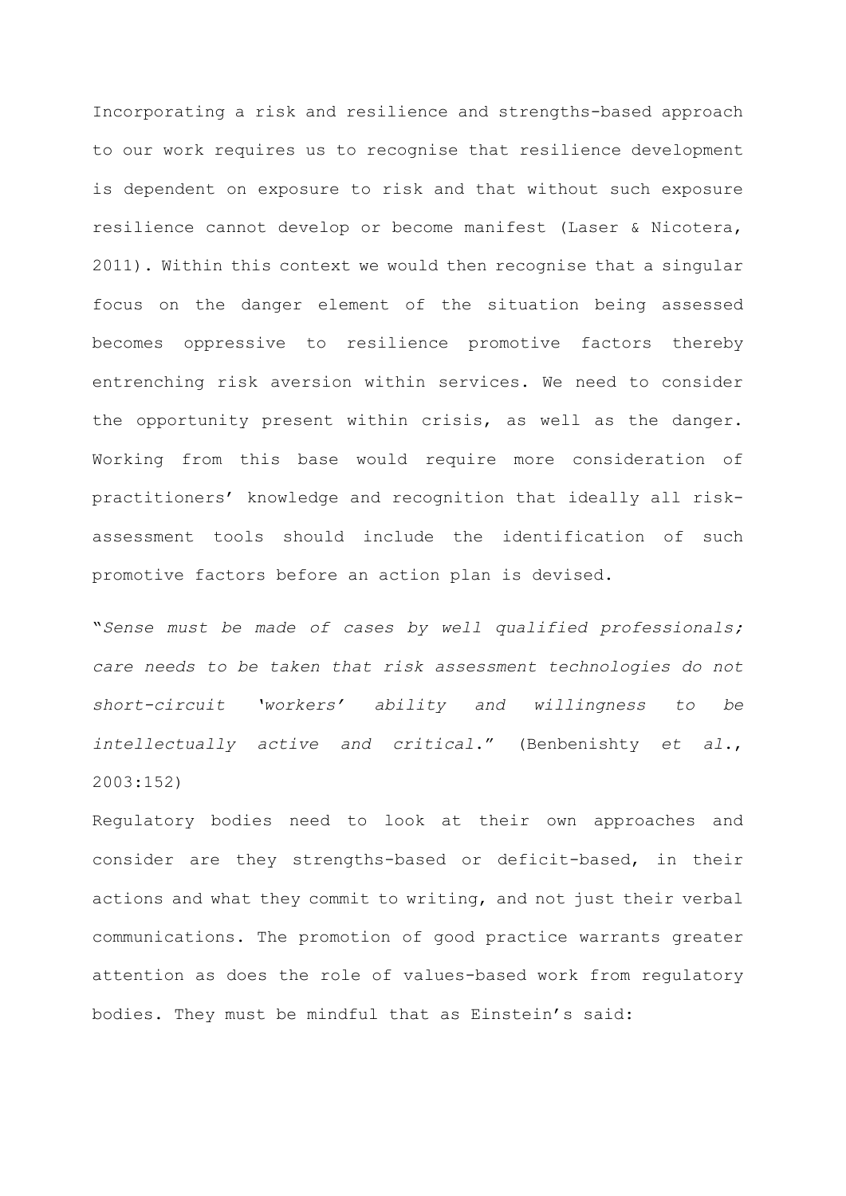Incorporating a risk and resilience and strengths-based approach to our work requires us to recognise that resilience development is dependent on exposure to risk and that without such exposure resilience cannot develop or become manifest (Laser & Nicotera, 2011). Within this context we would then recognise that a singular focus on the danger element of the situation being assessed becomes oppressive to resilience promotive factors thereby entrenching risk aversion within services. We need to consider the opportunity present within crisis, as well as the danger. Working from this base would require more consideration of practitioners' knowledge and recognition that ideally all risk-assessment tools should include the identification of such promotive factors before an action plan is devised.

"*Sense must be made of cases by well qualified professionals; care needs to be taken that risk assessment technologies do not short-circuit 'workers' ability and willingness to be intellectually active and critical*." (Benbenishty *et al*., 2003:152)

Regulatory bodies need to look at their own approaches and consider are they strengths-based or deficit-based, in their actions and what they commit to writing, and not just their verbal communications. The promotion of good practice warrants greater attention as does the role of values-based work from regulatory bodies. They must be mindful that as Einstein's said: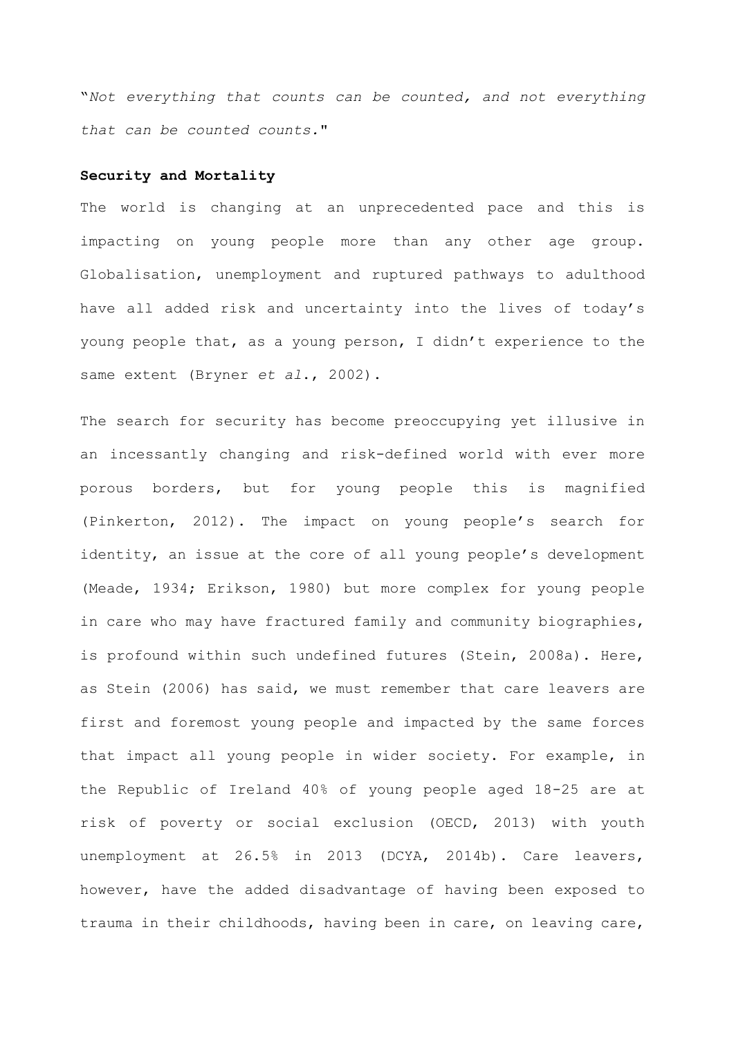"*Not everything that counts can be counted, and not everything that can be counted counts.*"

**Security and Mortality**

The world is changing at an unprecedented pace and this is impacting on young people more than any other age group. Globalisation, unemployment and ruptured pathways to adulthood have all added risk and uncertainty into the lives of today's young people that, as a young person, I didn't experience to the same extent (Bryner *et al*., 2002).

The search for security has become preoccupying yet illusive in an incessantly changing and risk-defined world with ever more porous borders, but for young people this is magnified (Pinkerton, 2012). The impact on young people's search for identity, an issue at the core of all young people's development (Meade, 1934; Erikson, 1980) but more complex for young people in care who may have fractured family and community biographies, is profound within such undefined futures (Stein, 2008a). Here, as Stein (2006) has said, we must remember that care leavers are first and foremost young people and impacted by the same forces that impact all young people in wider society. For example, in the Republic of Ireland 40% of young people aged 18-25 are at risk of poverty or social exclusion (OECD, 2013) with youth unemployment at 26.5% in 2013 (DCYA, 2014b). Care leavers, however, have the added disadvantage of having been exposed to trauma in their childhoods, having been in care, on leaving care,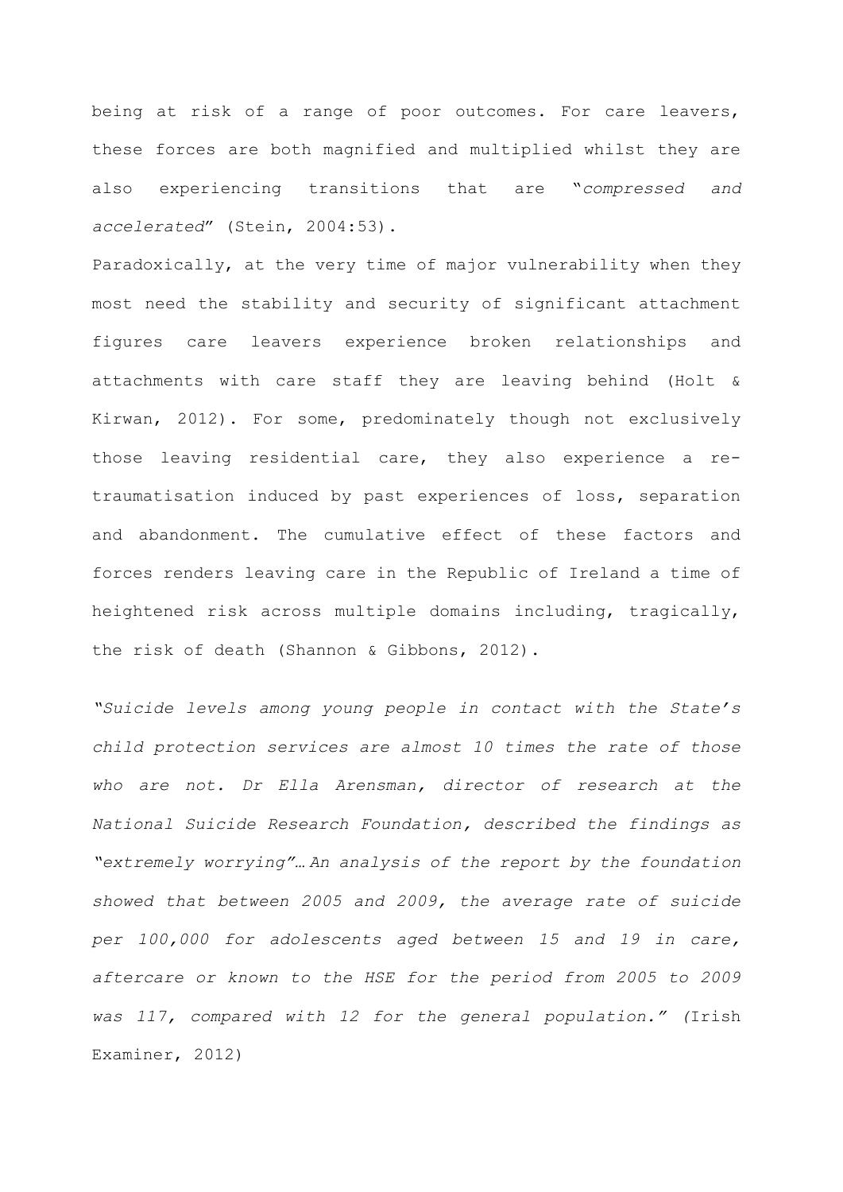being at risk of a range of poor outcomes. For care leavers, these forces are both magnified and multiplied whilst they are also experiencing transitions that are "*compressed and accelerated*" (Stein, 2004:53).

Paradoxically, at the very time of major vulnerability when they most need the stability and security of significant attachment figures care leavers experience broken relationships and attachments with care staff they are leaving behind (Holt & Kirwan, 2012). For some, predominately though not exclusively those leaving residential care, they also experience a re-traumatisation induced by past experiences of loss, separation and abandonment. The cumulative effect of these factors and forces renders leaving care in the Republic of Ireland a time of heightened risk across multiple domains including, tragically, the risk of death (Shannon & Gibbons, 2012).

*"Suicide levels among young people in contact with the State's child protection services are almost 10 times the rate of those who are not. Dr Ella Arensman, director of research at the National Suicide Research Foundation, described the findings as "extremely worrying"… An analysis of the report by the foundation showed that between 2005 and 2009, the average rate of suicide per 100,000 for adolescents aged between 15 and 19 in care, aftercare or known to the HSE for the period from 2005 to 2009 was 117, compared with 12 for the general population." (*Irish Examiner, 2012)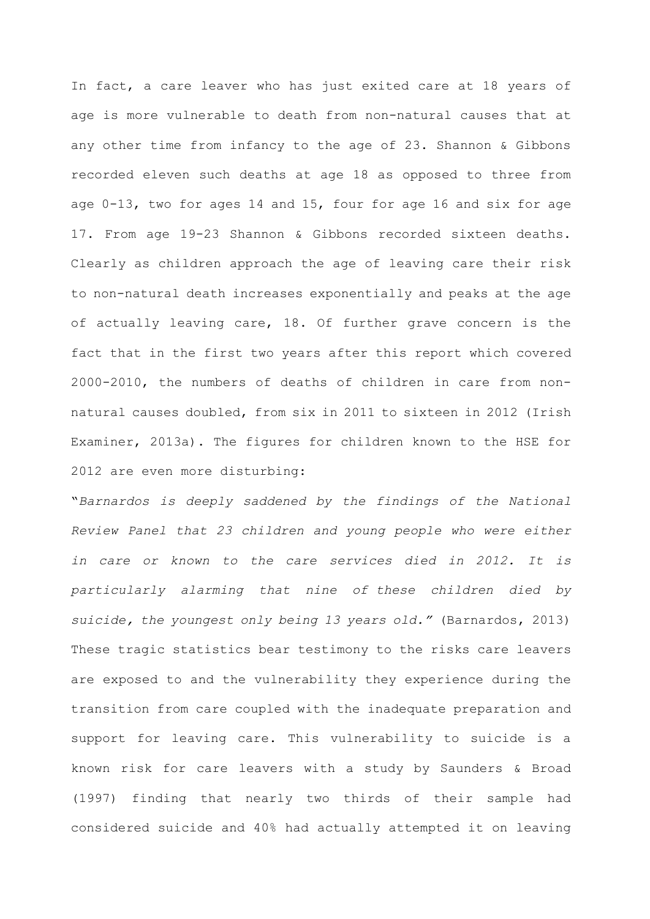In fact, a care leaver who has just exited care at 18 years of age is more vulnerable to death from non-natural causes that at any other time from infancy to the age of 23. Shannon & Gibbons recorded eleven such deaths at age 18 as opposed to three from age 0-13, two for ages 14 and 15, four for age 16 and six for age 17. From age 19-23 Shannon & Gibbons recorded sixteen deaths. Clearly as children approach the age of leaving care their risk to non-natural death increases exponentially and peaks at the age of actually leaving care, 18. Of further grave concern is the fact that in the first two years after this report which covered 2000-2010, the numbers of deaths of children in care from non-natural causes doubled, from six in 2011 to sixteen in 2012 (Irish Examiner, 2013a). The figures for children known to the HSE for 2012 are even more disturbing:

"*Barnardos is deeply saddened by the findings of the National Review Panel that 23 children and young people who were either in care or known to the care services died in 2012. It is particularly alarming that nine of these children died by suicide, the youngest only being 13 years old.*" (Barnardos, 2013) These tragic statistics bear testimony to the risks care leavers are exposed to and the vulnerability they experience during the transition from care coupled with the inadequate preparation and support for leaving care. This vulnerability to suicide is a known risk for care leavers with a study by Saunders & Broad (1997) finding that nearly two thirds of their sample had considered suicide and 40% had actually attempted it on leaving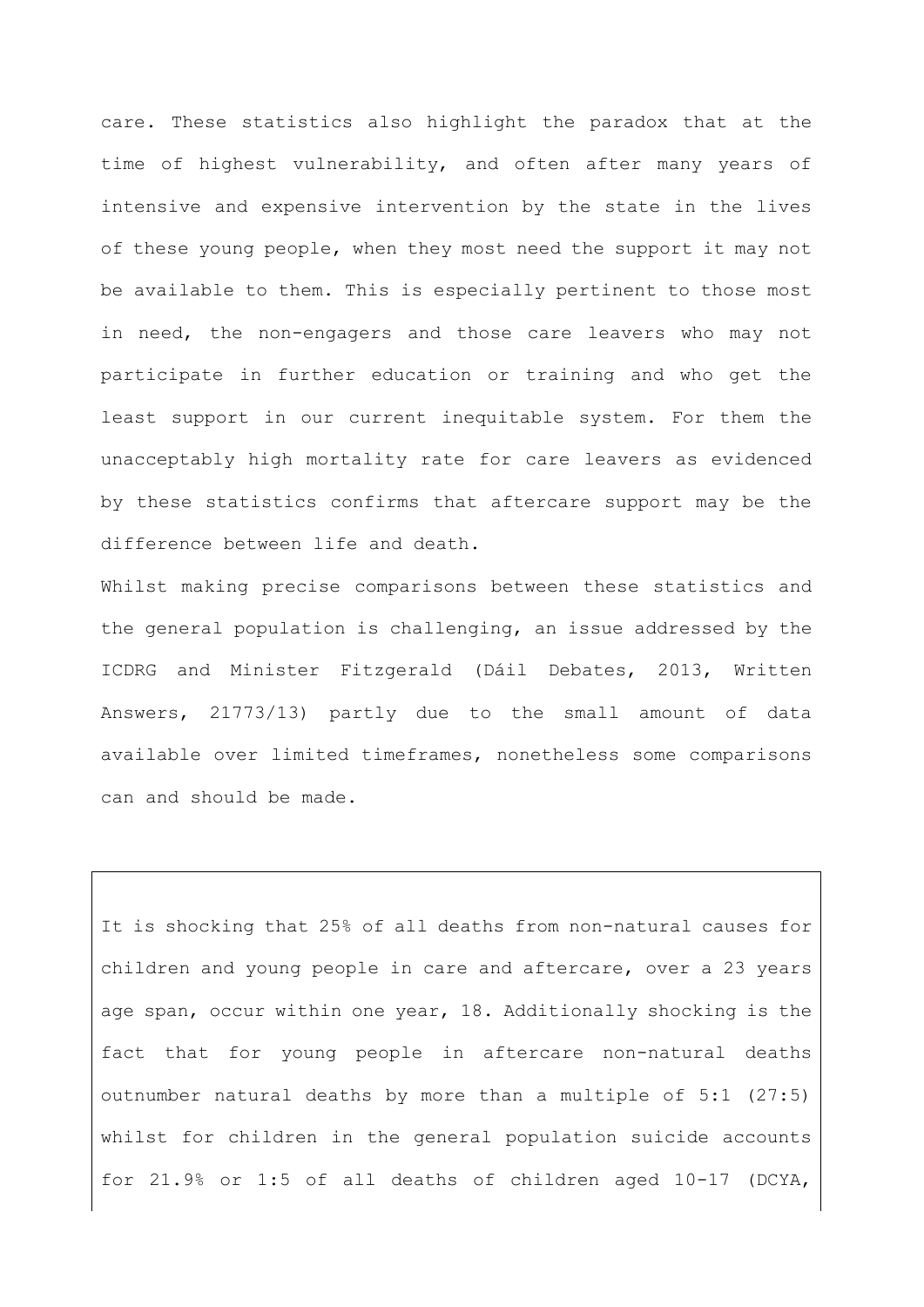care. These statistics also highlight the paradox that at the time of highest vulnerability, and often after many years of intensive and expensive intervention by the state in the lives of these young people, when they most need the support it may not be available to them. This is especially pertinent to those most in need, the non-engagers and those care leavers who may not participate in further education or training and who get the least support in our current inequitable system. For them the unacceptably high mortality rate for care leavers as evidenced by these statistics confirms that aftercare support may be the difference between life and death.

Whilst making precise comparisons between these statistics and the general population is challenging, an issue addressed by the ICDRG and Minister Fitzgerald (Dáil Debates, 2013, Written Answers, 21773/13) partly due to the small amount of data available over limited timeframes, nonetheless some comparisons can and should be made.

> It is shocking that 25% of all deaths from non-natural causes for children and young people in care and aftercare, over a 23 years age span, occur within one year, 18. Additionally shocking is the fact that for young people in aftercare non-natural deaths outnumber natural deaths by more than a multiple of 5:1 (27:5) whilst for children in the general population suicide accounts for 21.9% or 1:5 of all deaths of children aged 10-17 (DCYA,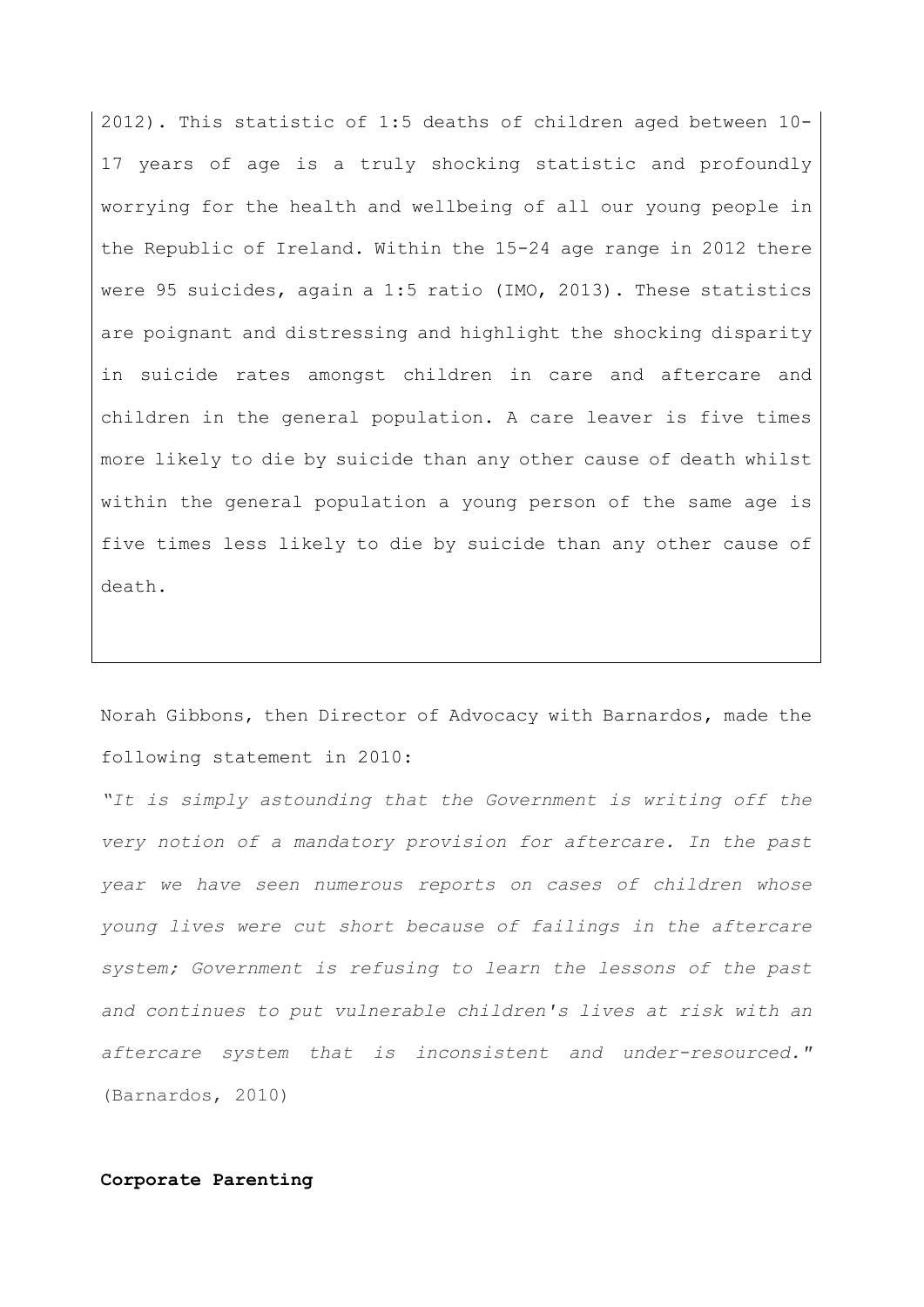2012). This statistic of 1:5 deaths of children aged between 10-17 years of age is a truly shocking statistic and profoundly worrying for the health and wellbeing of all our young people in the Republic of Ireland. Within the 15-24 age range in 2012 there were 95 suicides, again a 1:5 ratio (IMO, 2013). These statistics are poignant and distressing and highlight the shocking disparity in suicide rates amongst children in care and aftercare and children in the general population. A care leaver is five times more likely to die by suicide than any other cause of death whilst within the general population a young person of the same age is five times less likely to die by suicide than any other cause of death.

Norah Gibbons, then Director of Advocacy with Barnardos, made the following statement in 2010:

*"It is simply astounding that the Government is writing off the very notion of a mandatory provision for aftercare. In the past year we have seen numerous reports on cases of children whose young lives were cut short because of failings in the aftercare system; Government is refusing to learn the lessons of the past and continues to put vulnerable children's lives at risk with an aftercare system that is inconsistent and under-resourced."* (Barnardos, 2010)

**Corporate Parenting**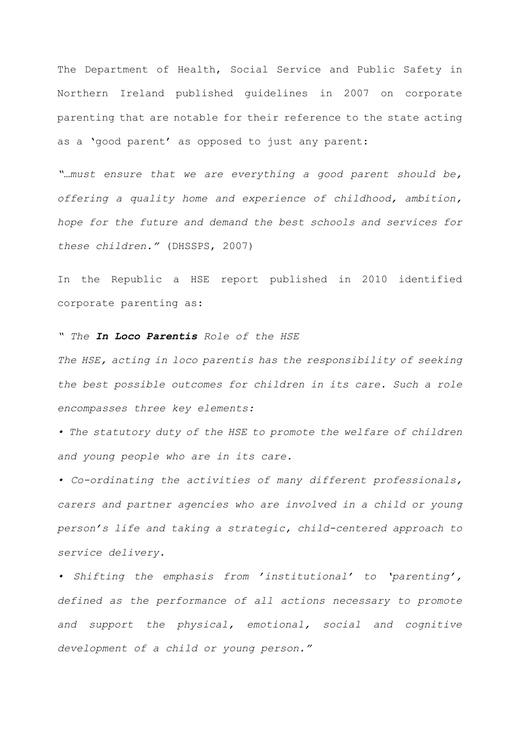The Department of Health, Social Service and Public Safety in Northern Ireland published guidelines in 2007 on corporate parenting that are notable for their reference to the state acting as a 'good parent' as opposed to just any parent:

*"…must ensure that we are everything a good parent should be, offering a quality home and experience of childhood, ambition, hope for the future and demand the best schools and services for these children."* (DHSSPS, 2007)

In the Republic a HSE report published in 2010 identified corporate parenting as:

*" The* ***In Loco Parentis*** *Role of the HSE*

*The HSE, acting in loco parentis has the responsibility of seeking the best possible outcomes for children in its care. Such a role encompasses three key elements:*

- *The statutory duty of the HSE to promote the welfare of children and young people who are in its care.*
- *Co-ordinating the activities of many different professionals, carers and partner agencies who are involved in a child or young person's life and taking a strategic, child-centered approach to service delivery.*
- *Shifting the emphasis from 'institutional' to 'parenting', defined as the performance of all actions necessary to promote and support the physical, emotional, social and cognitive development of a child or young person."*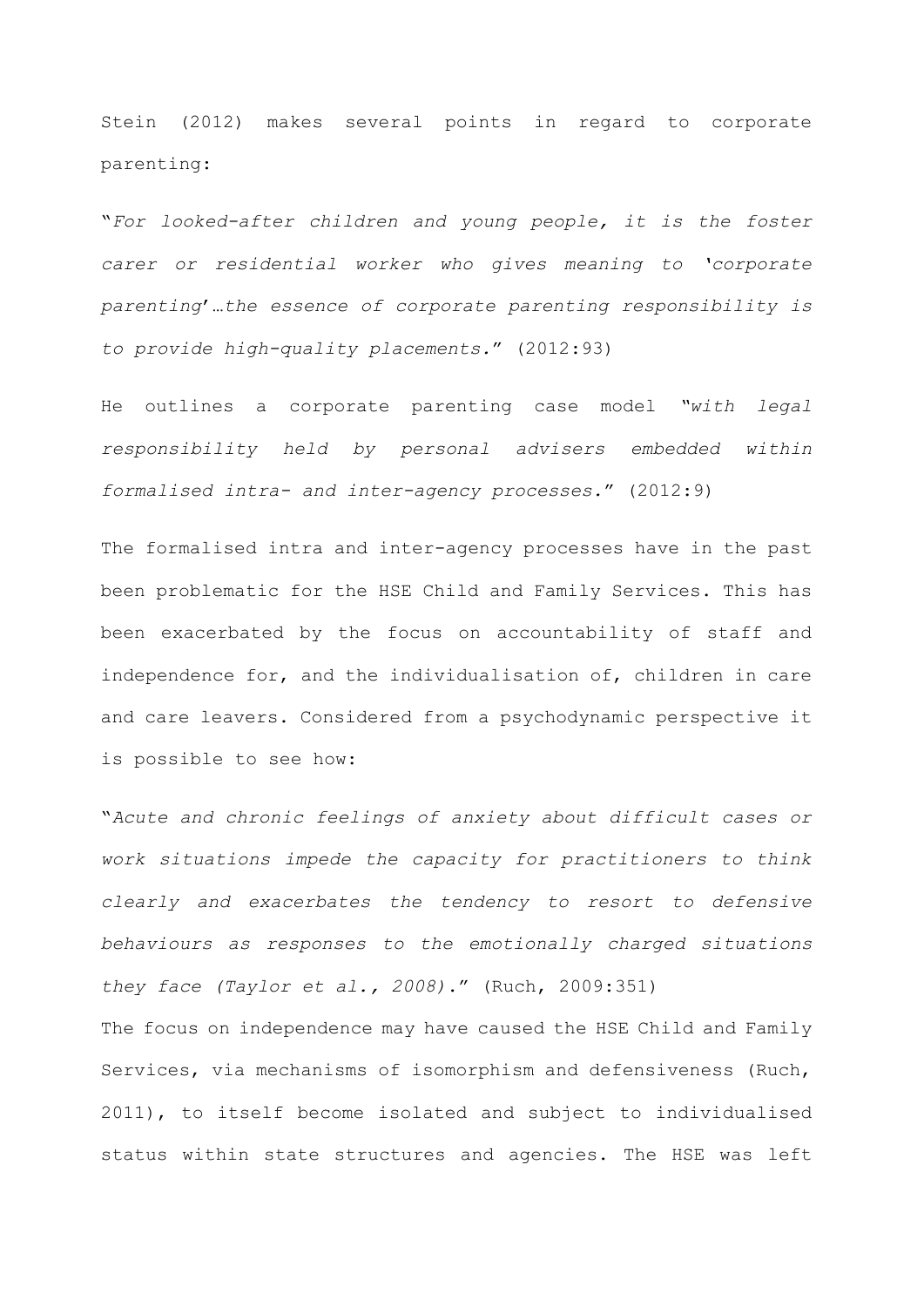Stein (2012) makes several points in regard to corporate parenting:

"*For looked-after children and young people, it is the foster carer or residential worker who gives meaning to 'corporate parenting'…the essence of corporate parenting responsibility is to provide high-quality placements.*" (2012:93)

He outlines a corporate parenting case model "*with legal responsibility held by personal advisers embedded within formalised intra- and inter-agency processes.*" (2012:9)

The formalised intra and inter-agency processes have in the past been problematic for the HSE Child and Family Services. This has been exacerbated by the focus on accountability of staff and independence for, and the individualisation of, children in care and care leavers. Considered from a psychodynamic perspective it is possible to see how:

"*Acute and chronic feelings of anxiety about difficult cases or work situations impede the capacity for practitioners to think clearly and exacerbates the tendency to resort to defensive behaviours as responses to the emotionally charged situations they face (Taylor et al., 2008)*." (Ruch, 2009:351)

The focus on independence may have caused the HSE Child and Family Services, via mechanisms of isomorphism and defensiveness (Ruch, 2011), to itself become isolated and subject to individualised status within state structures and agencies. The HSE was left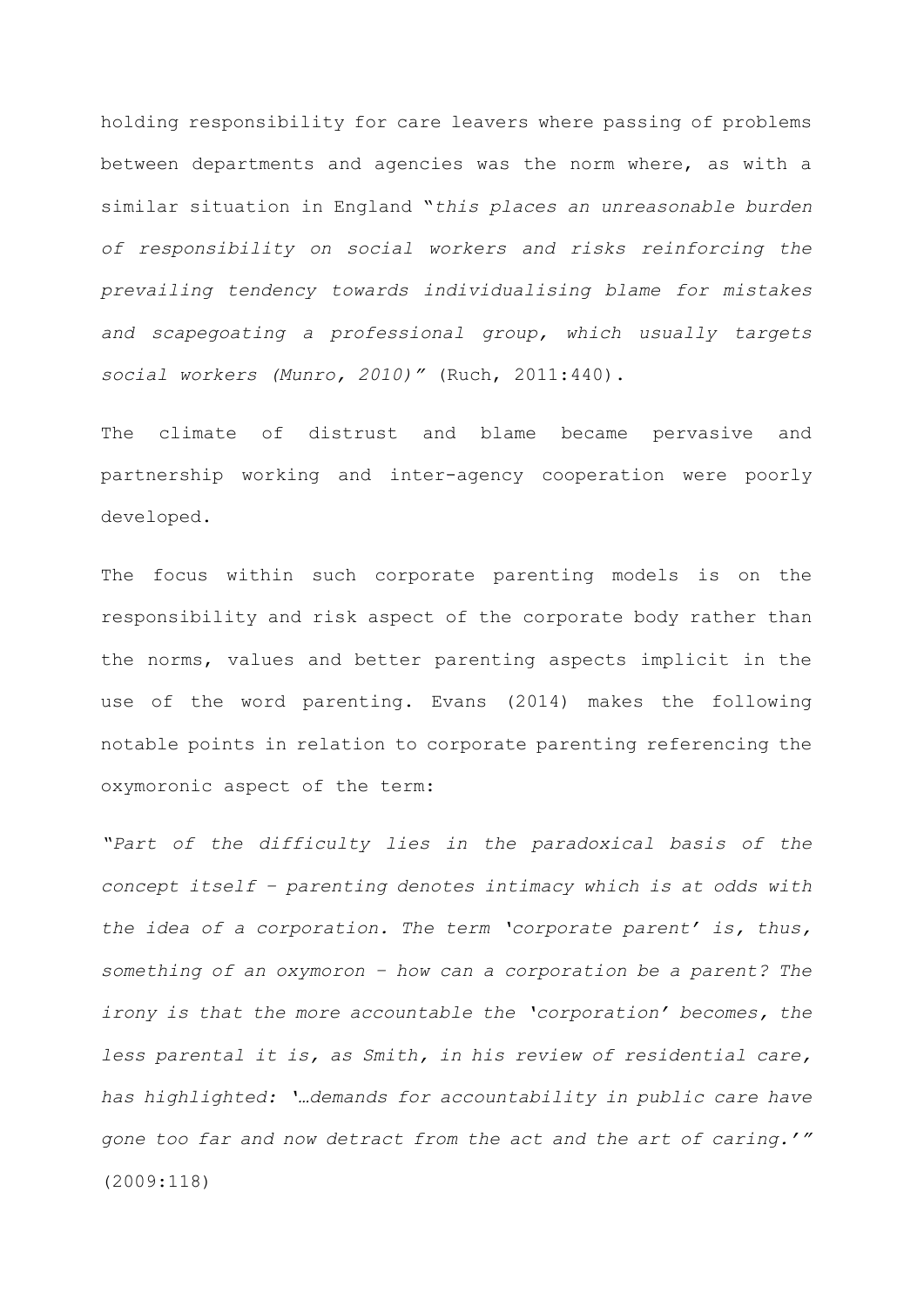holding responsibility for care leavers where passing of problems between departments and agencies was the norm where, as with a similar situation in England "*this places an unreasonable burden of responsibility on social workers and risks reinforcing the prevailing tendency towards individualising blame for mistakes and scapegoating a professional group, which usually targets social workers (Munro, 2010)*" (Ruch, 2011:440).

The climate of distrust and blame became pervasive and partnership working and inter-agency cooperation were poorly developed.

The focus within such corporate parenting models is on the responsibility and risk aspect of the corporate body rather than the norms, values and better parenting aspects implicit in the use of the word parenting. Evans (2014) makes the following notable points in relation to corporate parenting referencing the oxymoronic aspect of the term:

"*Part of the difficulty lies in the paradoxical basis of the concept itself – parenting denotes intimacy which is at odds with the idea of a corporation. The term 'corporate parent' is, thus, something of an oxymoron – how can a corporation be a parent? The irony is that the more accountable the 'corporation' becomes, the less parental it is, as Smith, in his review of residential care, has highlighted: '…demands for accountability in public care have gone too far and now detract from the act and the art of caring.'*" (2009:118)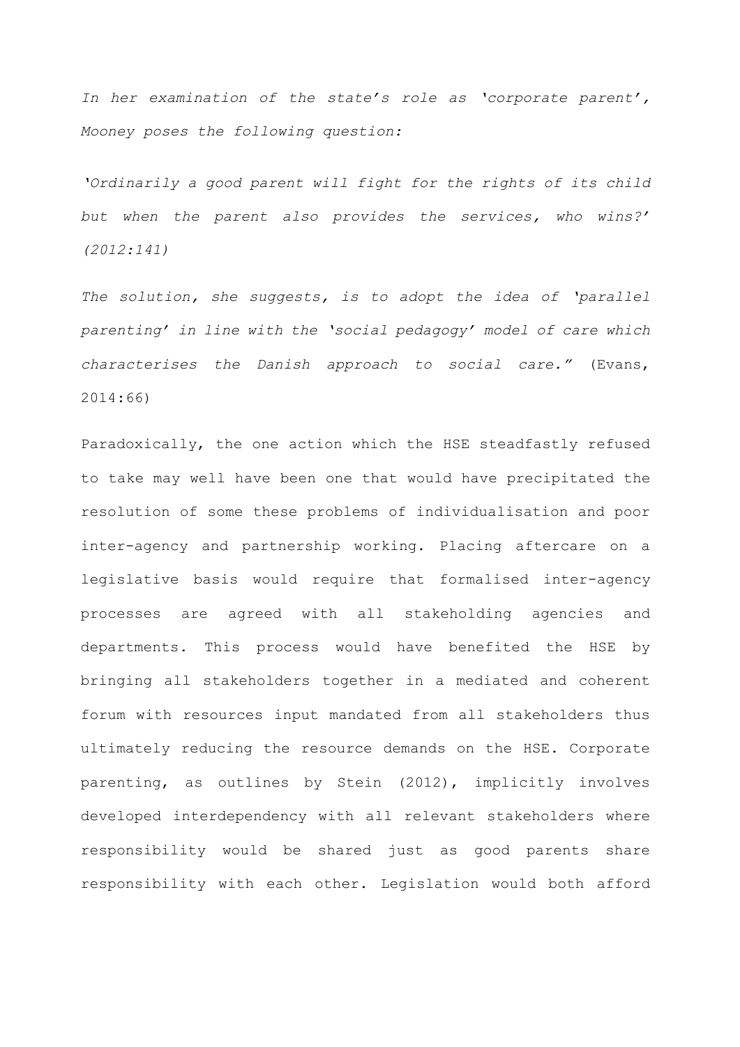*In her examination of the state's role as 'corporate parent', Mooney poses the following question:*

*'Ordinarily a good parent will fight for the rights of its child but when the parent also provides the services, who wins?' (2012:141)*

*The solution, she suggests, is to adopt the idea of 'parallel parenting' in line with the 'social pedagogy' model of care which characterises the Danish approach to social care."* (Evans, 2014:66)

Paradoxically, the one action which the HSE steadfastly refused to take may well have been one that would have precipitated the resolution of some these problems of individualisation and poor inter-agency and partnership working. Placing aftercare on a legislative basis would require that formalised inter-agency processes are agreed with all stakeholding agencies and departments. This process would have benefited the HSE by bringing all stakeholders together in a mediated and coherent forum with resources input mandated from all stakeholders thus ultimately reducing the resource demands on the HSE. Corporate parenting, as outlines by Stein (2012), implicitly involves developed interdependency with all relevant stakeholders where responsibility would be shared just as good parents share responsibility with each other. Legislation would both afford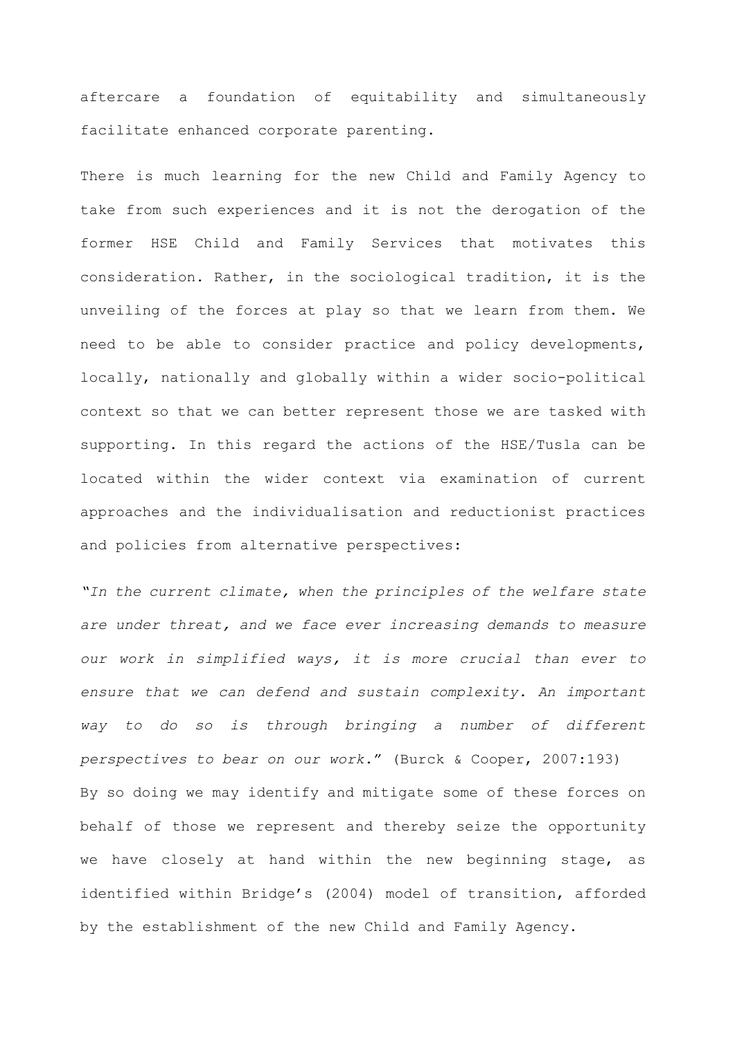aftercare a foundation of equitability and simultaneously facilitate enhanced corporate parenting.

There is much learning for the new Child and Family Agency to take from such experiences and it is not the derogation of the former HSE Child and Family Services that motivates this consideration. Rather, in the sociological tradition, it is the unveiling of the forces at play so that we learn from them. We need to be able to consider practice and policy developments, locally, nationally and globally within a wider socio-political context so that we can better represent those we are tasked with supporting. In this regard the actions of the HSE/Tusla can be located within the wider context via examination of current approaches and the individualisation and reductionist practices and policies from alternative perspectives:

"*In the current climate, when the principles of the welfare state are under threat, and we face ever increasing demands to measure our work in simplified ways, it is more crucial than ever to ensure that we can defend and sustain complexity. An important way to do so is through bringing a number of different perspectives to bear on our work*." (Burck & Cooper, 2007:193)

By so doing we may identify and mitigate some of these forces on behalf of those we represent and thereby seize the opportunity we have closely at hand within the new beginning stage, as identified within Bridge's (2004) model of transition, afforded by the establishment of the new Child and Family Agency.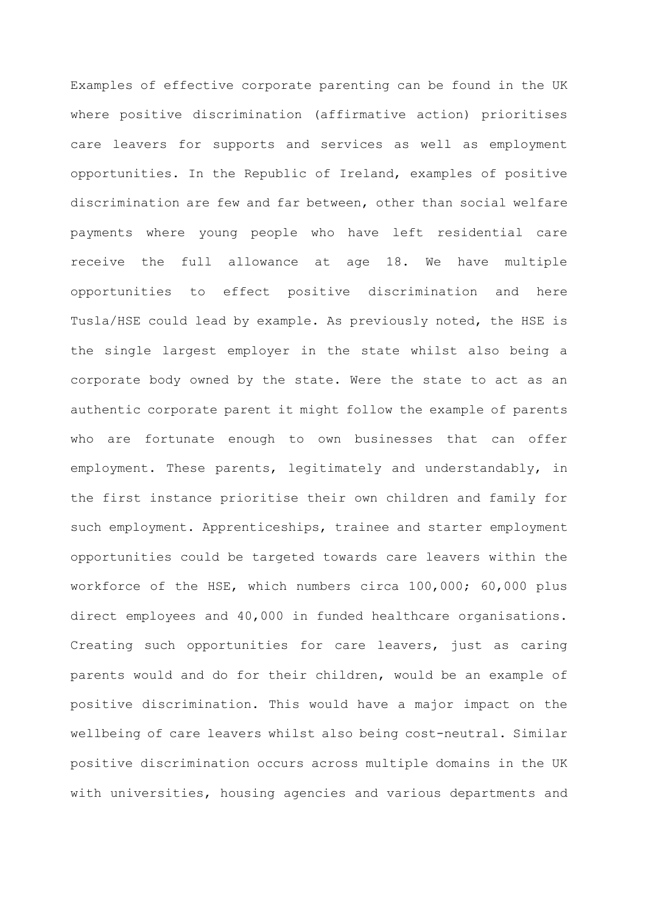Examples of effective corporate parenting can be found in the UK where positive discrimination (affirmative action) prioritises care leavers for supports and services as well as employment opportunities. In the Republic of Ireland, examples of positive discrimination are few and far between, other than social welfare payments where young people who have left residential care receive the full allowance at age 18. We have multiple opportunities to effect positive discrimination and here Tusla/HSE could lead by example. As previously noted, the HSE is the single largest employer in the state whilst also being a corporate body owned by the state. Were the state to act as an authentic corporate parent it might follow the example of parents who are fortunate enough to own businesses that can offer employment. These parents, legitimately and understandably, in the first instance prioritise their own children and family for such employment. Apprenticeships, trainee and starter employment opportunities could be targeted towards care leavers within the workforce of the HSE, which numbers circa 100,000; 60,000 plus direct employees and 40,000 in funded healthcare organisations. Creating such opportunities for care leavers, just as caring parents would and do for their children, would be an example of positive discrimination. This would have a major impact on the wellbeing of care leavers whilst also being cost-neutral. Similar positive discrimination occurs across multiple domains in the UK with universities, housing agencies and various departments and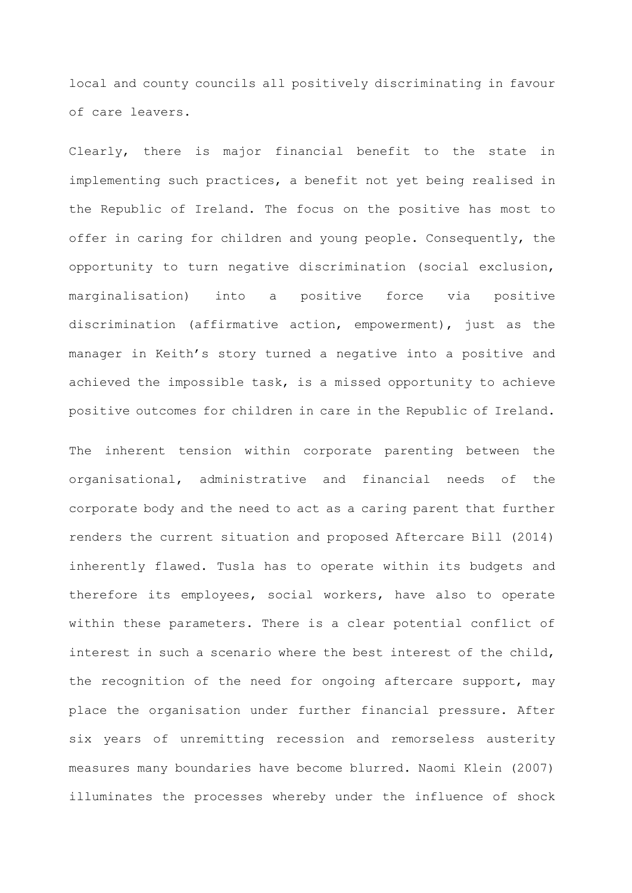local and county councils all positively discriminating in favour of care leavers.

Clearly, there is major financial benefit to the state in implementing such practices, a benefit not yet being realised in the Republic of Ireland. The focus on the positive has most to offer in caring for children and young people. Consequently, the opportunity to turn negative discrimination (social exclusion, marginalisation) into a positive force via positive discrimination (affirmative action, empowerment), just as the manager in Keith's story turned a negative into a positive and achieved the impossible task, is a missed opportunity to achieve positive outcomes for children in care in the Republic of Ireland.

The inherent tension within corporate parenting between the organisational, administrative and financial needs of the corporate body and the need to act as a caring parent that further renders the current situation and proposed Aftercare Bill (2014) inherently flawed. Tusla has to operate within its budgets and therefore its employees, social workers, have also to operate within these parameters. There is a clear potential conflict of interest in such a scenario where the best interest of the child, the recognition of the need for ongoing aftercare support, may place the organisation under further financial pressure. After six years of unremitting recession and remorseless austerity measures many boundaries have become blurred. Naomi Klein (2007) illuminates the processes whereby under the influence of shock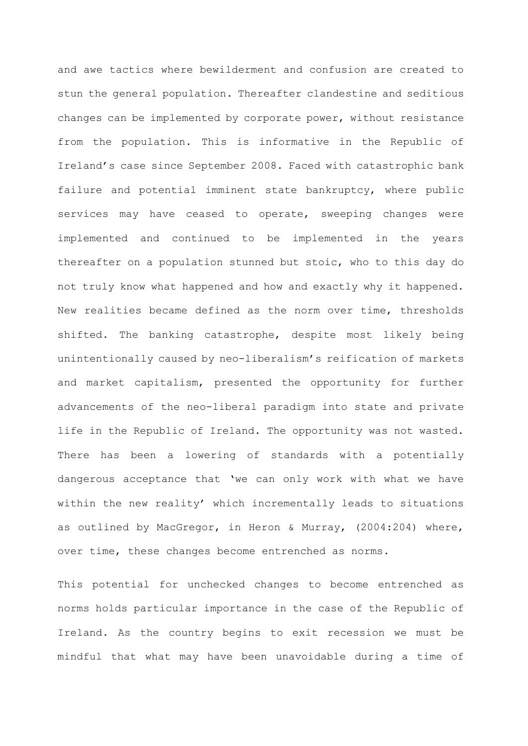and awe tactics where bewilderment and confusion are created to stun the general population. Thereafter clandestine and seditious changes can be implemented by corporate power, without resistance from the population. This is informative in the Republic of Ireland's case since September 2008. Faced with catastrophic bank failure and potential imminent state bankruptcy, where public services may have ceased to operate, sweeping changes were implemented and continued to be implemented in the years thereafter on a population stunned but stoic, who to this day do not truly know what happened and how and exactly why it happened. New realities became defined as the norm over time, thresholds shifted. The banking catastrophe, despite most likely being unintentionally caused by neo-liberalism's reification of markets and market capitalism, presented the opportunity for further advancements of the neo-liberal paradigm into state and private life in the Republic of Ireland. The opportunity was not wasted. There has been a lowering of standards with a potentially dangerous acceptance that 'we can only work with what we have within the new reality' which incrementally leads to situations as outlined by MacGregor, in Heron & Murray, (2004:204) where, over time, these changes become entrenched as norms.

This potential for unchecked changes to become entrenched as norms holds particular importance in the case of the Republic of Ireland. As the country begins to exit recession we must be mindful that what may have been unavoidable during a time of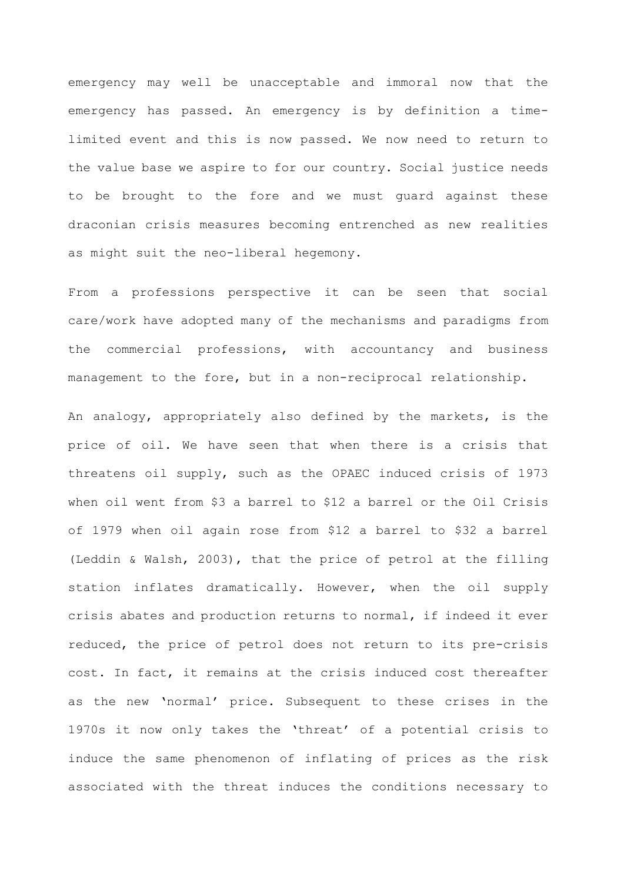emergency may well be unacceptable and immoral now that the emergency has passed. An emergency is by definition a time-limited event and this is now passed. We now need to return to the value base we aspire to for our country. Social justice needs to be brought to the fore and we must guard against these draconian crisis measures becoming entrenched as new realities as might suit the neo-liberal hegemony.

From a professions perspective it can be seen that social care/work have adopted many of the mechanisms and paradigms from the commercial professions, with accountancy and business management to the fore, but in a non-reciprocal relationship.

An analogy, appropriately also defined by the markets, is the price of oil. We have seen that when there is a crisis that threatens oil supply, such as the OPAEC induced crisis of 1973 when oil went from $3 a barrel to $12 a barrel or the Oil Crisis of 1979 when oil again rose from $12 a barrel to $32 a barrel (Leddin & Walsh, 2003), that the price of petrol at the filling station inflates dramatically. However, when the oil supply crisis abates and production returns to normal, if indeed it ever reduced, the price of petrol does not return to its pre-crisis cost. In fact, it remains at the crisis induced cost thereafter as the new 'normal' price. Subsequent to these crises in the 1970s it now only takes the 'threat' of a potential crisis to induce the same phenomenon of inflating of prices as the risk associated with the threat induces the conditions necessary to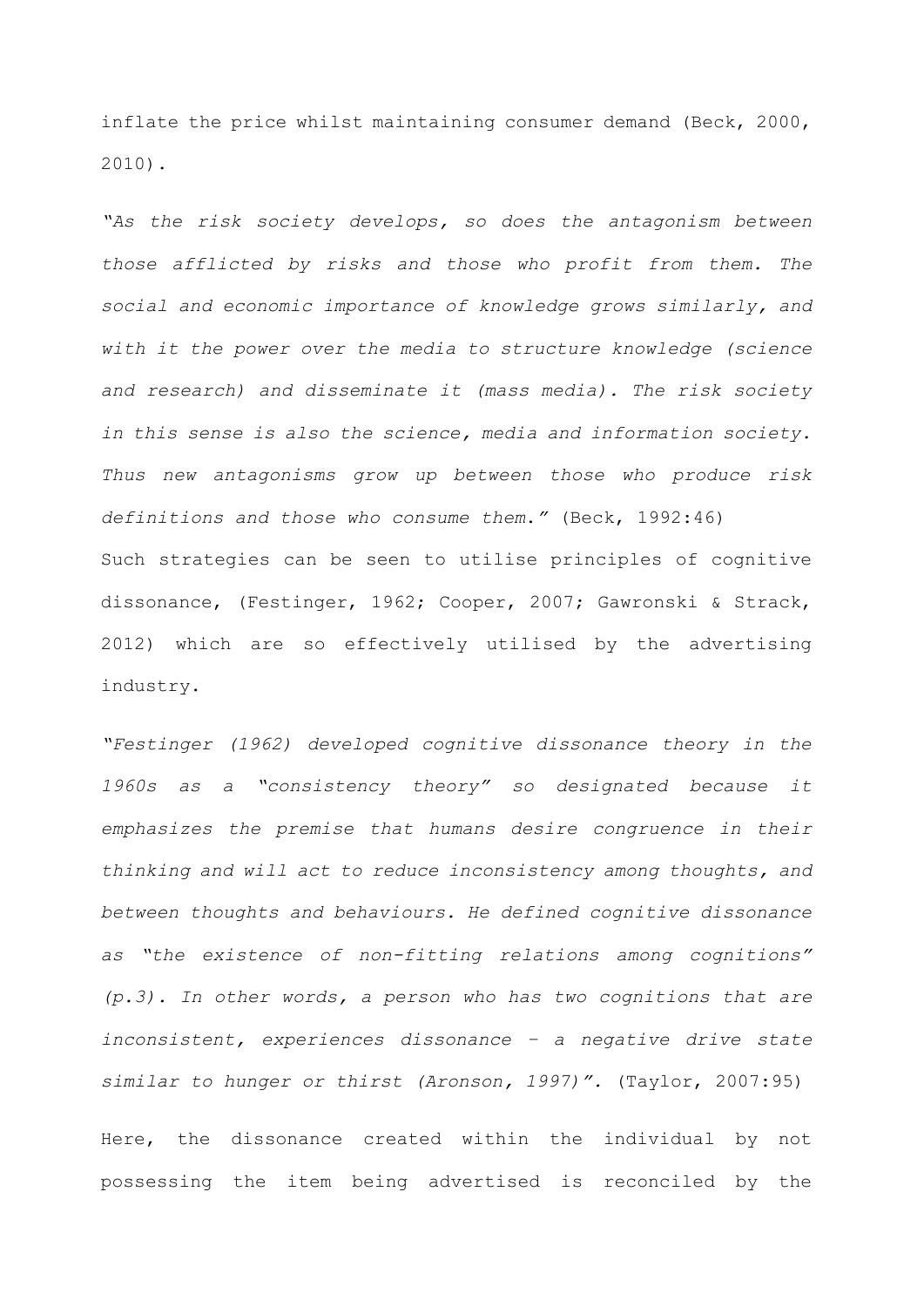inflate the price whilst maintaining consumer demand (Beck, 2000, 2010).

*"As the risk society develops, so does the antagonism between those afflicted by risks and those who profit from them. The social and economic importance of knowledge grows similarly, and with it the power over the media to structure knowledge (science and research) and disseminate it (mass media). The risk society in this sense is also the science, media and information society. Thus new antagonisms grow up between those who produce risk definitions and those who consume them."* (Beck, 1992:46)

Such strategies can be seen to utilise principles of cognitive dissonance, (Festinger, 1962; Cooper, 2007; Gawronski & Strack, 2012) which are so effectively utilised by the advertising industry.

*"Festinger (1962) developed cognitive dissonance theory in the 1960s as a "consistency theory" so designated because it emphasizes the premise that humans desire congruence in their thinking and will act to reduce inconsistency among thoughts, and between thoughts and behaviours. He defined cognitive dissonance as "the existence of non-fitting relations among cognitions" (p.3). In other words, a person who has two cognitions that are inconsistent, experiences dissonance – a negative drive state similar to hunger or thirst (Aronson, 1997)".* (Taylor, 2007:95)

Here, the dissonance created within the individual by not possessing the item being advertised is reconciled by the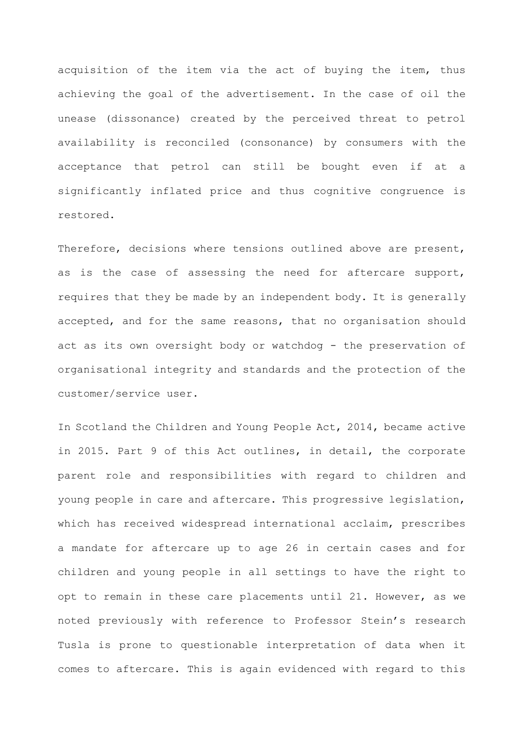acquisition of the item via the act of buying the item, thus achieving the goal of the advertisement. In the case of oil the unease (dissonance) created by the perceived threat to petrol availability is reconciled (consonance) by consumers with the acceptance that petrol can still be bought even if at a significantly inflated price and thus cognitive congruence is restored.

Therefore, decisions where tensions outlined above are present, as is the case of assessing the need for aftercare support, requires that they be made by an independent body. It is generally accepted, and for the same reasons, that no organisation should act as its own oversight body or watchdog - the preservation of organisational integrity and standards and the protection of the customer/service user.

In Scotland the Children and Young People Act, 2014, became active in 2015. Part 9 of this Act outlines, in detail, the corporate parent role and responsibilities with regard to children and young people in care and aftercare. This progressive legislation, which has received widespread international acclaim, prescribes a mandate for aftercare up to age 26 in certain cases and for children and young people in all settings to have the right to opt to remain in these care placements until 21. However, as we noted previously with reference to Professor Stein's research Tusla is prone to questionable interpretation of data when it comes to aftercare. This is again evidenced with regard to this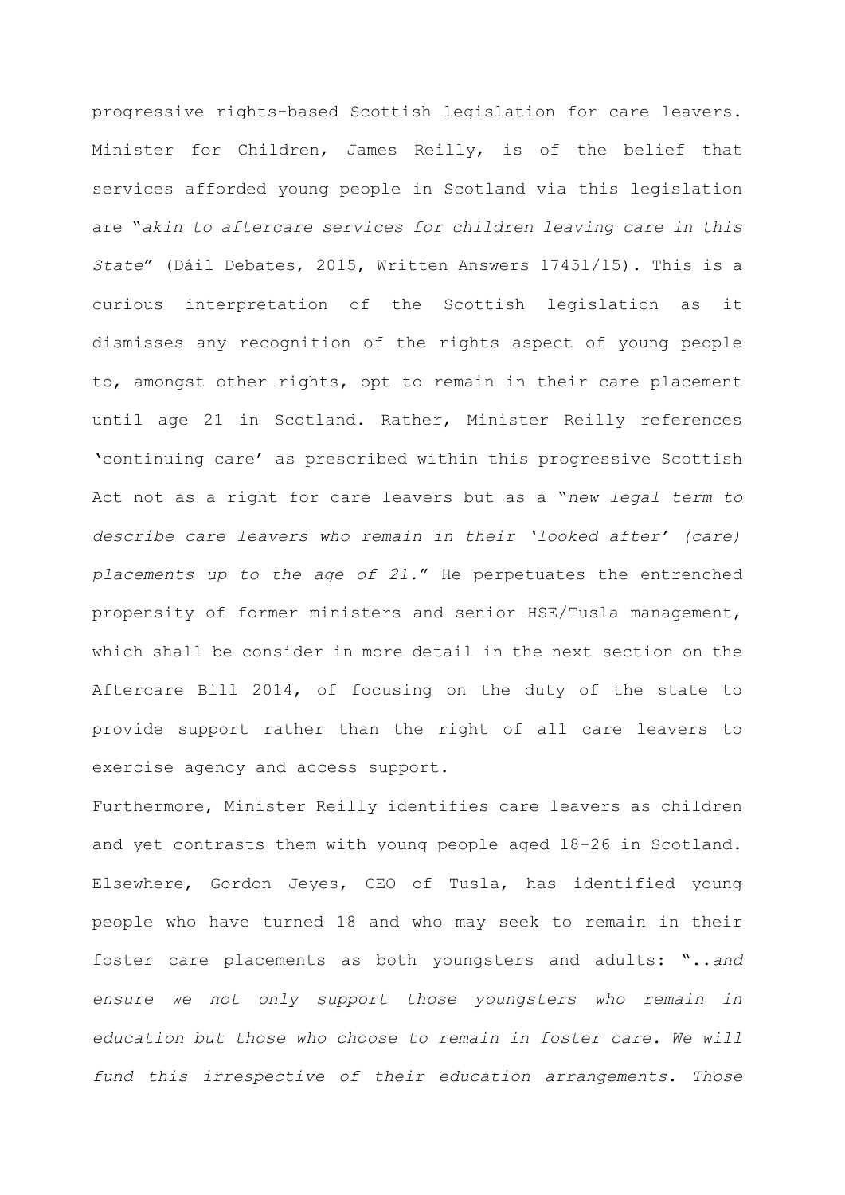progressive rights-based Scottish legislation for care leavers. Minister for Children, James Reilly, is of the belief that services afforded young people in Scotland via this legislation are "*akin to aftercare services for children leaving care in this State*" (Dáil Debates, 2015, Written Answers 17451/15). This is a curious interpretation of the Scottish legislation as it dismisses any recognition of the rights aspect of young people to, amongst other rights, opt to remain in their care placement until age 21 in Scotland. Rather, Minister Reilly references 'continuing care' as prescribed within this progressive Scottish Act not as a right for care leavers but as a "*new legal term to describe care leavers who remain in their 'looked after' (care) placements up to the age of 21.*" He perpetuates the entrenched propensity of former ministers and senior HSE/Tusla management, which shall be consider in more detail in the next section on the Aftercare Bill 2014, of focusing on the duty of the state to provide support rather than the right of all care leavers to exercise agency and access support.

Furthermore, Minister Reilly identifies care leavers as children and yet contrasts them with young people aged 18-26 in Scotland. Elsewhere, Gordon Jeyes, CEO of Tusla, has identified young people who have turned 18 and who may seek to remain in their foster care placements as both youngsters and adults: "..*and ensure we not only support those youngsters who remain in education but those who choose to remain in foster care. We will fund this irrespective of their education arrangements. Those*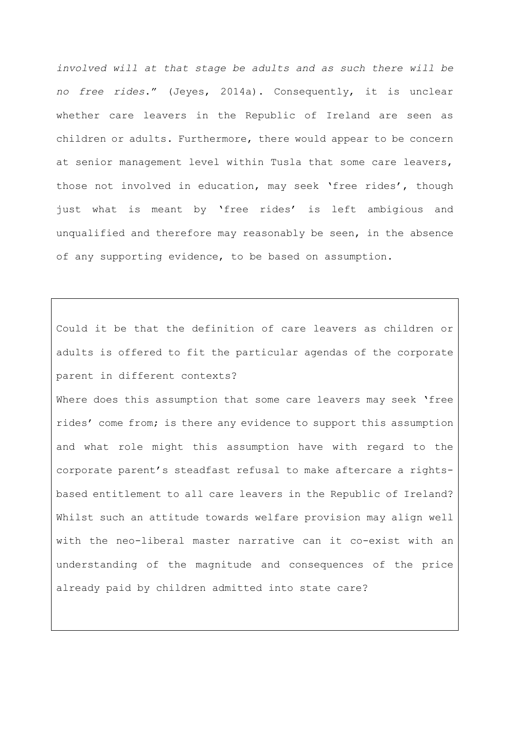*involved will at that stage be adults and as such there will be no free rides*." (Jeyes, 2014a). Consequently, it is unclear whether care leavers in the Republic of Ireland are seen as children or adults. Furthermore, there would appear to be concern at senior management level within Tusla that some care leavers, those not involved in education, may seek 'free rides', though just what is meant by 'free rides' is left ambigious and unqualified and therefore may reasonably be seen, in the absence of any supporting evidence, to be based on assumption.

> Could it be that the definition of care leavers as children or adults is offered to fit the particular agendas of the corporate parent in different contexts?
>
> Where does this assumption that some care leavers may seek 'free rides' come from; is there any evidence to support this assumption and what role might this assumption have with regard to the corporate parent's steadfast refusal to make aftercare a rights-based entitlement to all care leavers in the Republic of Ireland? Whilst such an attitude towards welfare provision may align well with the neo-liberal master narrative can it co-exist with an understanding of the magnitude and consequences of the price already paid by children admitted into state care?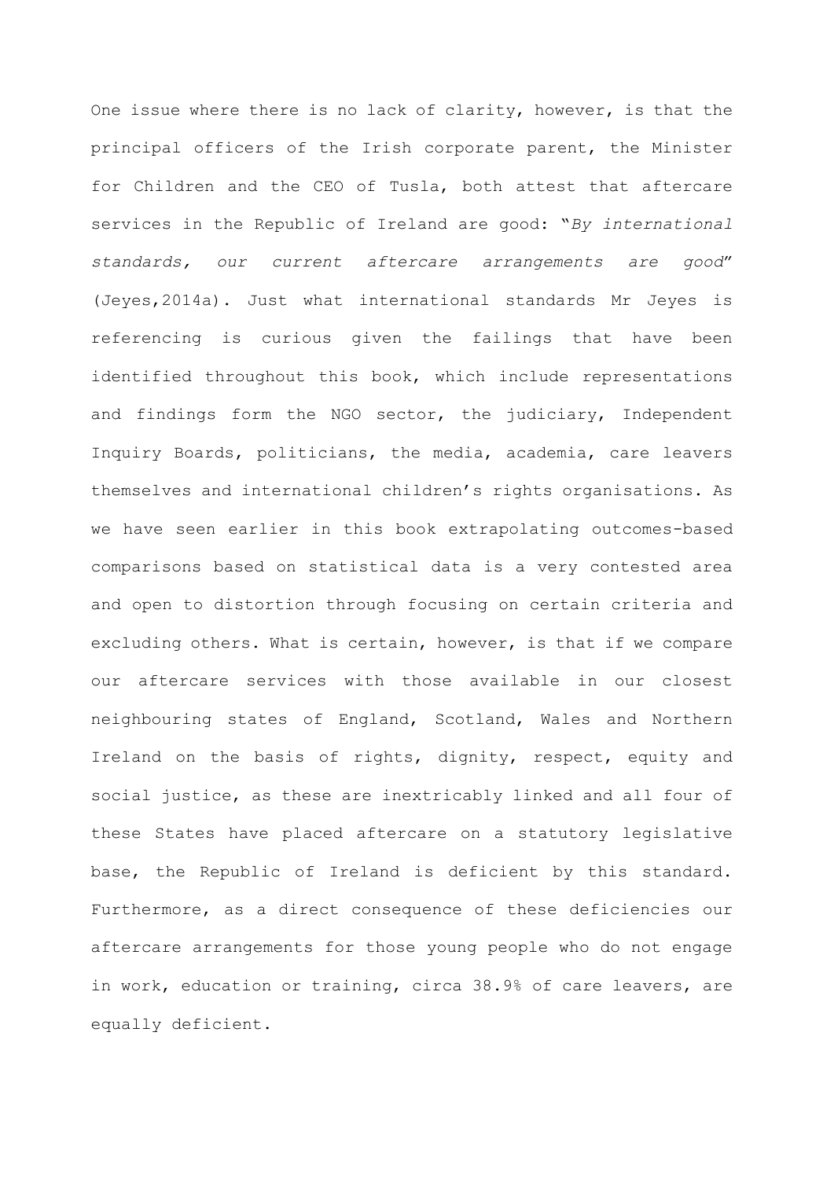One issue where there is no lack of clarity, however, is that the principal officers of the Irish corporate parent, the Minister for Children and the CEO of Tusla, both attest that aftercare services in the Republic of Ireland are good: "*By international standards, our current aftercare arrangements are good*" (Jeyes,2014a). Just what international standards Mr Jeyes is referencing is curious given the failings that have been identified throughout this book, which include representations and findings form the NGO sector, the judiciary, Independent Inquiry Boards, politicians, the media, academia, care leavers themselves and international children's rights organisations. As we have seen earlier in this book extrapolating outcomes-based comparisons based on statistical data is a very contested area and open to distortion through focusing on certain criteria and excluding others. What is certain, however, is that if we compare our aftercare services with those available in our closest neighbouring states of England, Scotland, Wales and Northern Ireland on the basis of rights, dignity, respect, equity and social justice, as these are inextricably linked and all four of these States have placed aftercare on a statutory legislative base, the Republic of Ireland is deficient by this standard. Furthermore, as a direct consequence of these deficiencies our aftercare arrangements for those young people who do not engage in work, education or training, circa 38.9% of care leavers, are equally deficient.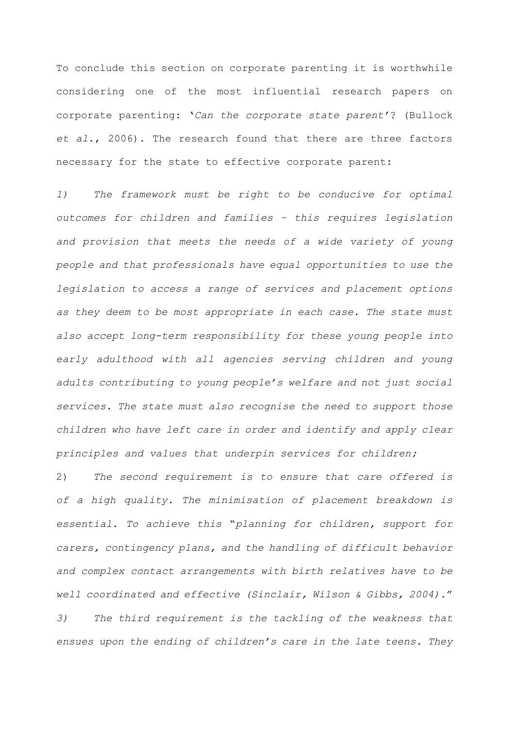To conclude this section on corporate parenting it is worthwhile considering one of the most influential research papers on corporate parenting: '*Can the corporate state parent*'? (Bullock *et al.*, 2006). The research found that there are three factors necessary for the state to effective corporate parent:

*1) The framework must be right to be conducive for optimal outcomes for children and families – this requires legislation and provision that meets the needs of a wide variety of young people and that professionals have equal opportunities to use the legislation to access a range of services and placement options as they deem to be most appropriate in each case. The state must also accept long-term responsibility for these young people into early adulthood with all agencies serving children and young adults contributing to young people's welfare and not just social services. The state must also recognise the need to support those children who have left care in order and identify and apply clear principles and values that underpin services for children;*

2) *The second requirement is to ensure that care offered is of a high quality. The minimisation of placement breakdown is essential. To achieve this "planning for children, support for carers, contingency plans, and the handling of difficult behavior and complex contact arrangements with birth relatives have to be well coordinated and effective (Sinclair, Wilson & Gibbs, 2004)."*

*3) The third requirement is the tackling of the weakness that ensues upon the ending of children's care in the late teens. They*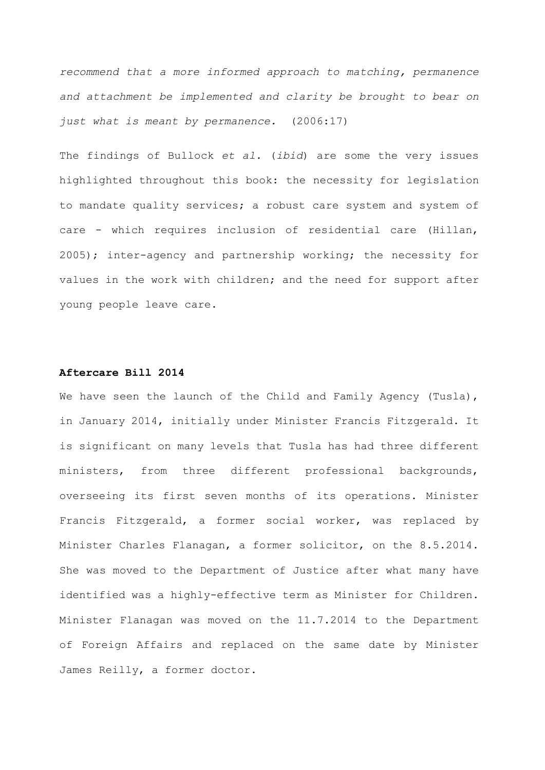*recommend that a more informed approach to matching, permanence and attachment be implemented and clarity be brought to bear on just what is meant by permanence.* (2006:17)

The findings of Bullock *et al.* (*ibid*) are some the very issues highlighted throughout this book: the necessity for legislation to mandate quality services; a robust care system and system of care - which requires inclusion of residential care (Hillan, 2005); inter-agency and partnership working; the necessity for values in the work with children; and the need for support after young people leave care.

**Aftercare Bill 2014**

We have seen the launch of the Child and Family Agency (Tusla), in January 2014, initially under Minister Francis Fitzgerald. It is significant on many levels that Tusla has had three different ministers, from three different professional backgrounds, overseeing its first seven months of its operations. Minister Francis Fitzgerald, a former social worker, was replaced by Minister Charles Flanagan, a former solicitor, on the 8.5.2014. She was moved to the Department of Justice after what many have identified was a highly-effective term as Minister for Children. Minister Flanagan was moved on the 11.7.2014 to the Department of Foreign Affairs and replaced on the same date by Minister James Reilly, a former doctor.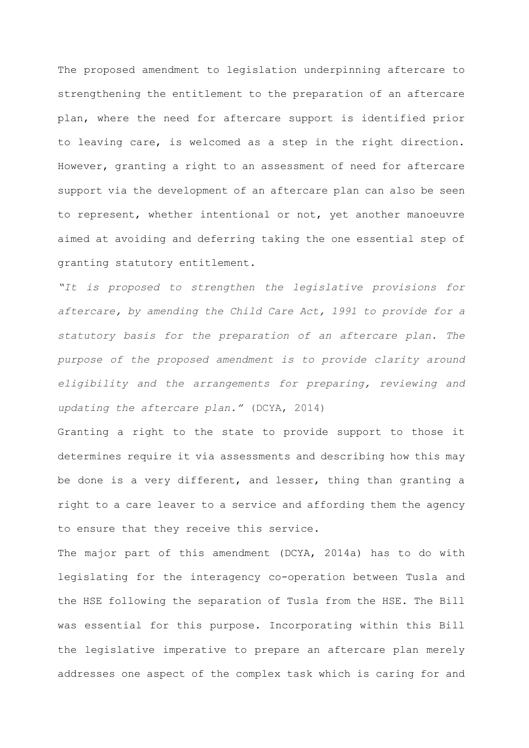The proposed amendment to legislation underpinning aftercare to strengthening the entitlement to the preparation of an aftercare plan, where the need for aftercare support is identified prior to leaving care, is welcomed as a step in the right direction. However, granting a right to an assessment of need for aftercare support via the development of an aftercare plan can also be seen to represent, whether intentional or not, yet another manoeuvre aimed at avoiding and deferring taking the one essential step of granting statutory entitlement.

*"It is proposed to strengthen the legislative provisions for aftercare, by amending the Child Care Act, 1991 to provide for a statutory basis for the preparation of an aftercare plan. The purpose of the proposed amendment is to provide clarity around eligibility and the arrangements for preparing, reviewing and updating the aftercare plan."* (DCYA, 2014)

Granting a right to the state to provide support to those it determines require it via assessments and describing how this may be done is a very different, and lesser, thing than granting a right to a care leaver to a service and affording them the agency to ensure that they receive this service.

The major part of this amendment (DCYA, 2014a) has to do with legislating for the interagency co-operation between Tusla and the HSE following the separation of Tusla from the HSE. The Bill was essential for this purpose. Incorporating within this Bill the legislative imperative to prepare an aftercare plan merely addresses one aspect of the complex task which is caring for and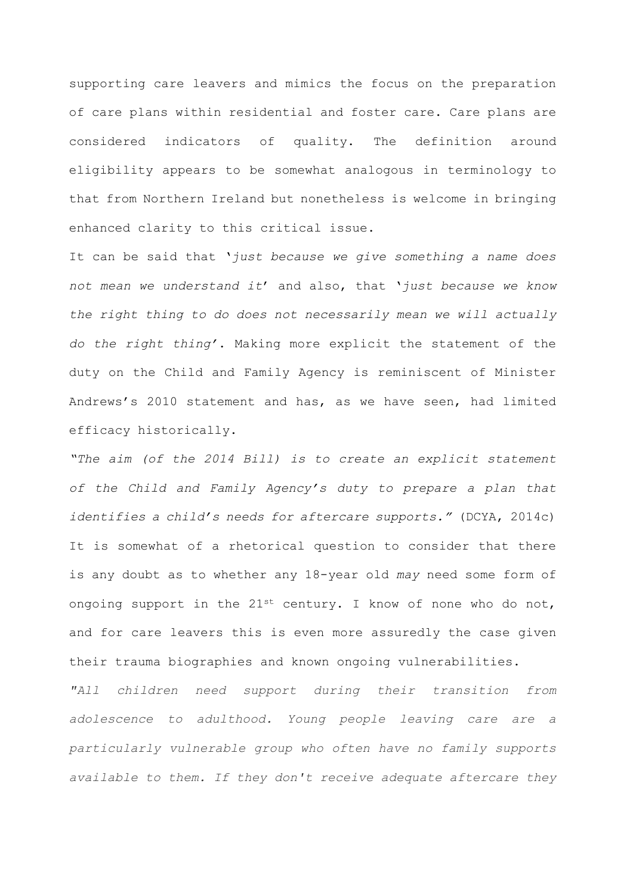supporting care leavers and mimics the focus on the preparation of care plans within residential and foster care. Care plans are considered indicators of quality. The definition around eligibility appears to be somewhat analogous in terminology to that from Northern Ireland but nonetheless is welcome in bringing enhanced clarity to this critical issue.

It can be said that '*just because we give something a name does not mean we understand it*' and also, that '*just because we know the right thing to do does not necessarily mean we will actually do the right thing*'. Making more explicit the statement of the duty on the Child and Family Agency is reminiscent of Minister Andrews's 2010 statement and has, as we have seen, had limited efficacy historically.

*"The aim (of the 2014 Bill) is to create an explicit statement of the Child and Family Agency's duty to prepare a plan that identifies a child's needs for aftercare supports."* (DCYA, 2014c)

It is somewhat of a rhetorical question to consider that there is any doubt as to whether any 18-year old *may* need some form of ongoing support in the 21st century. I know of none who do not, and for care leavers this is even more assuredly the case given their trauma biographies and known ongoing vulnerabilities.

*"All children need support during their transition from adolescence to adulthood. Young people leaving care are a particularly vulnerable group who often have no family supports available to them. If they don't receive adequate aftercare they*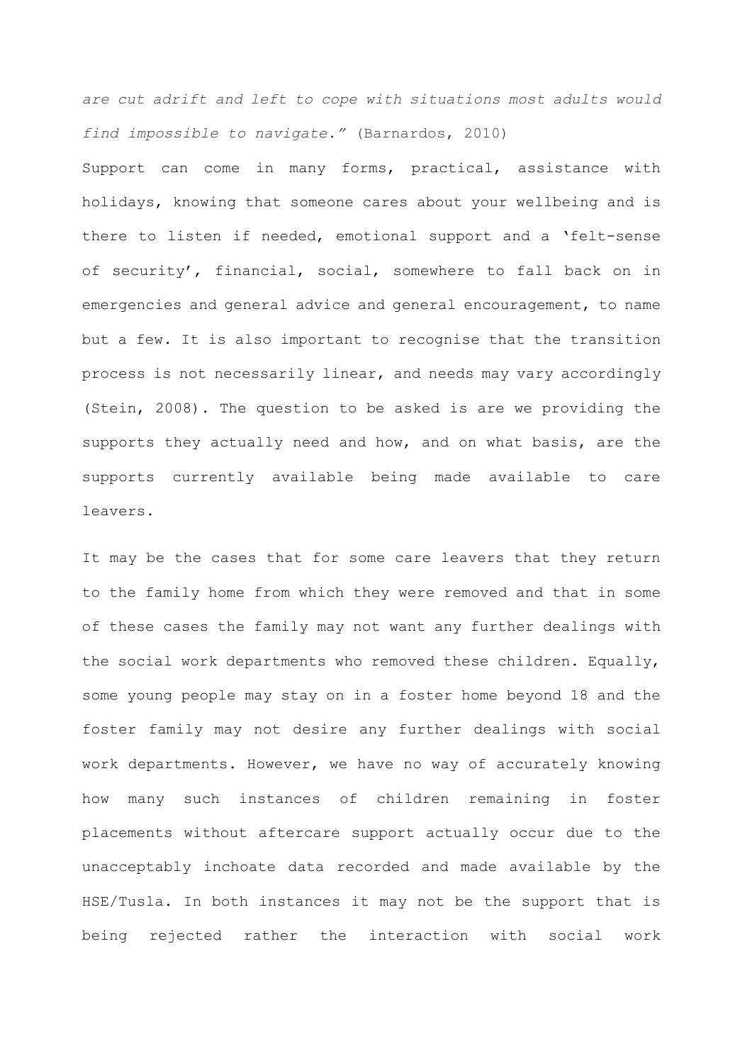*are cut adrift and left to cope with situations most adults would find impossible to navigate."* (Barnardos, 2010)

Support can come in many forms, practical, assistance with holidays, knowing that someone cares about your wellbeing and is there to listen if needed, emotional support and a 'felt-sense of security', financial, social, somewhere to fall back on in emergencies and general advice and general encouragement, to name but a few. It is also important to recognise that the transition process is not necessarily linear, and needs may vary accordingly (Stein, 2008). The question to be asked is are we providing the supports they actually need and how, and on what basis, are the supports currently available being made available to care leavers.

It may be the cases that for some care leavers that they return to the family home from which they were removed and that in some of these cases the family may not want any further dealings with the social work departments who removed these children. Equally, some young people may stay on in a foster home beyond 18 and the foster family may not desire any further dealings with social work departments. However, we have no way of accurately knowing how many such instances of children remaining in foster placements without aftercare support actually occur due to the unacceptably inchoate data recorded and made available by the HSE/Tusla. In both instances it may not be the support that is being rejected rather the interaction with social work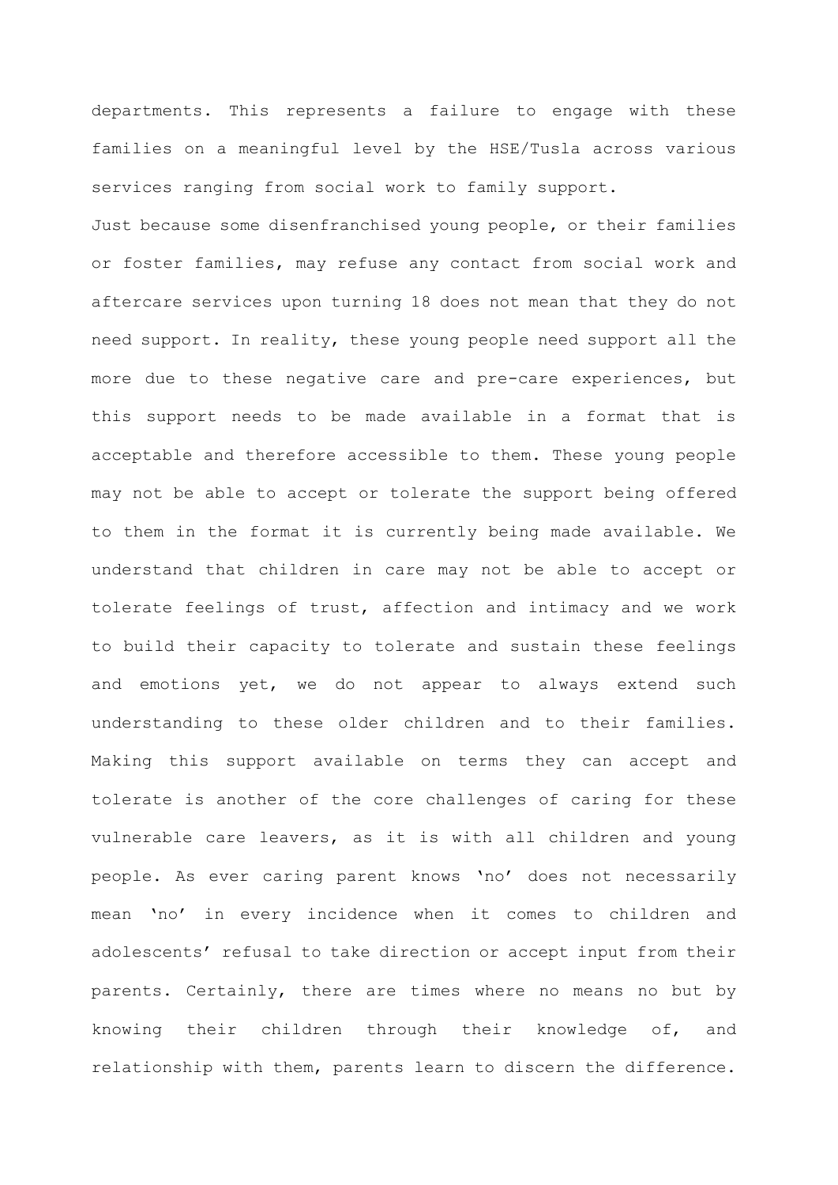departments. This represents a failure to engage with these families on a meaningful level by the HSE/Tusla across various services ranging from social work to family support.

Just because some disenfranchised young people, or their families or foster families, may refuse any contact from social work and aftercare services upon turning 18 does not mean that they do not need support. In reality, these young people need support all the more due to these negative care and pre-care experiences, but this support needs to be made available in a format that is acceptable and therefore accessible to them. These young people may not be able to accept or tolerate the support being offered to them in the format it is currently being made available. We understand that children in care may not be able to accept or tolerate feelings of trust, affection and intimacy and we work to build their capacity to tolerate and sustain these feelings and emotions yet, we do not appear to always extend such understanding to these older children and to their families. Making this support available on terms they can accept and tolerate is another of the core challenges of caring for these vulnerable care leavers, as it is with all children and young people. As ever caring parent knows 'no' does not necessarily mean 'no' in every incidence when it comes to children and adolescents' refusal to take direction or accept input from their parents. Certainly, there are times where no means no but by knowing their children through their knowledge of, and relationship with them, parents learn to discern the difference.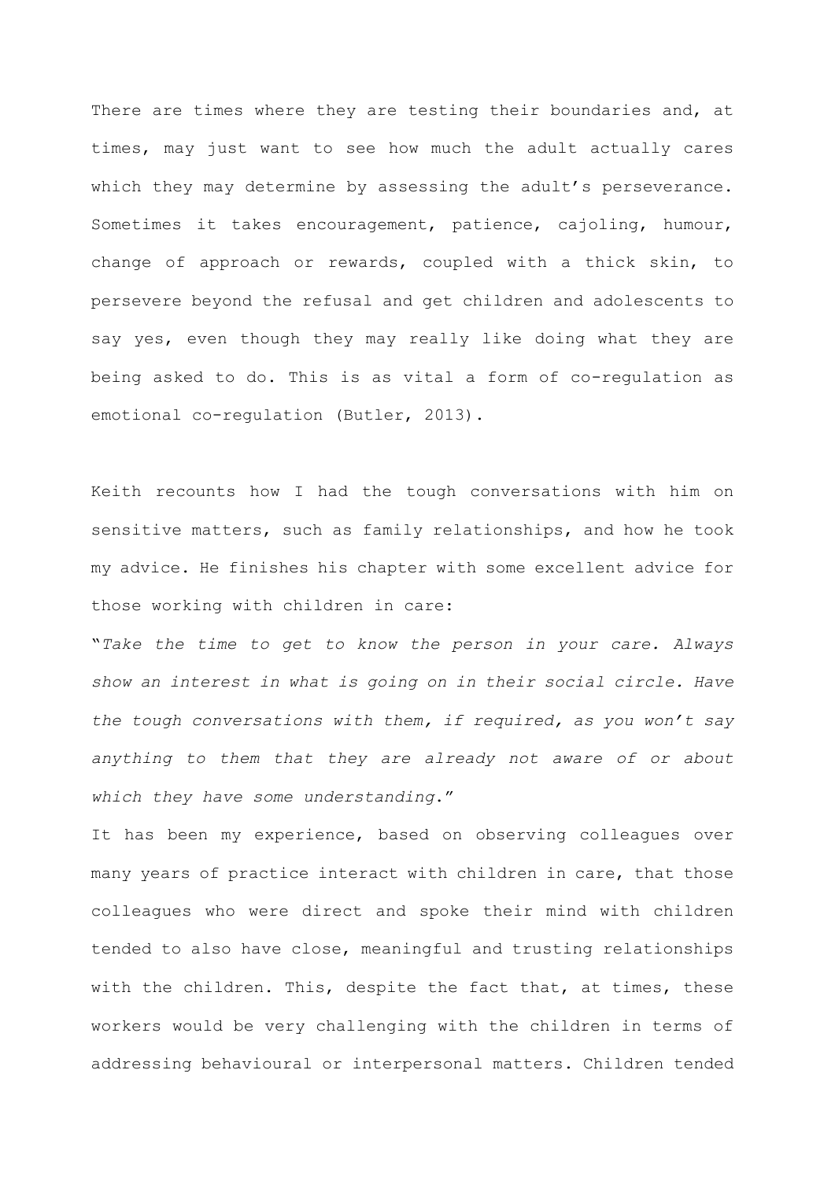There are times where they are testing their boundaries and, at times, may just want to see how much the adult actually cares which they may determine by assessing the adult's perseverance. Sometimes it takes encouragement, patience, cajoling, humour, change of approach or rewards, coupled with a thick skin, to persevere beyond the refusal and get children and adolescents to say yes, even though they may really like doing what they are being asked to do. This is as vital a form of co-regulation as emotional co-regulation (Butler, 2013).

Keith recounts how I had the tough conversations with him on sensitive matters, such as family relationships, and how he took my advice. He finishes his chapter with some excellent advice for those working with children in care:

"*Take the time to get to know the person in your care. Always show an interest in what is going on in their social circle. Have the tough conversations with them, if required, as you won't say anything to them that they are already not aware of or about which they have some understanding.*"

It has been my experience, based on observing colleagues over many years of practice interact with children in care, that those colleagues who were direct and spoke their mind with children tended to also have close, meaningful and trusting relationships with the children. This, despite the fact that, at times, these workers would be very challenging with the children in terms of addressing behavioural or interpersonal matters. Children tended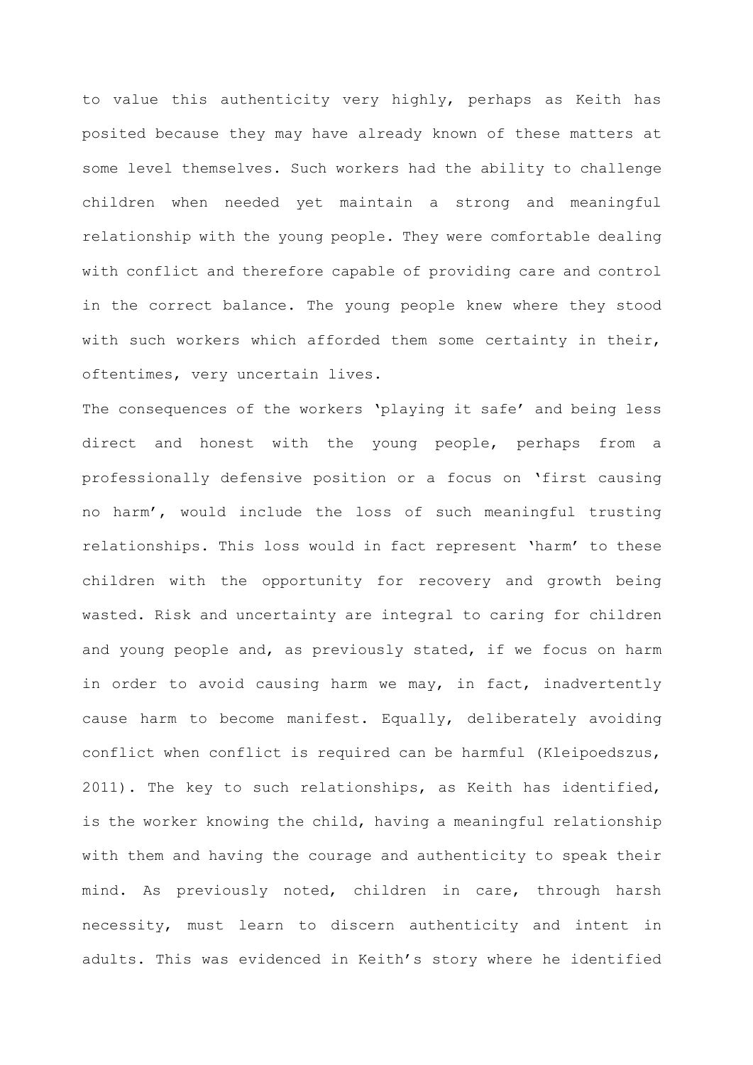to value this authenticity very highly, perhaps as Keith has posited because they may have already known of these matters at some level themselves. Such workers had the ability to challenge children when needed yet maintain a strong and meaningful relationship with the young people. They were comfortable dealing with conflict and therefore capable of providing care and control in the correct balance. The young people knew where they stood with such workers which afforded them some certainty in their, oftentimes, very uncertain lives.

The consequences of the workers 'playing it safe' and being less direct and honest with the young people, perhaps from a professionally defensive position or a focus on 'first causing no harm', would include the loss of such meaningful trusting relationships. This loss would in fact represent 'harm' to these children with the opportunity for recovery and growth being wasted. Risk and uncertainty are integral to caring for children and young people and, as previously stated, if we focus on harm in order to avoid causing harm we may, in fact, inadvertently cause harm to become manifest. Equally, deliberately avoiding conflict when conflict is required can be harmful (Kleipoedszus, 2011). The key to such relationships, as Keith has identified, is the worker knowing the child, having a meaningful relationship with them and having the courage and authenticity to speak their mind. As previously noted, children in care, through harsh necessity, must learn to discern authenticity and intent in adults. This was evidenced in Keith's story where he identified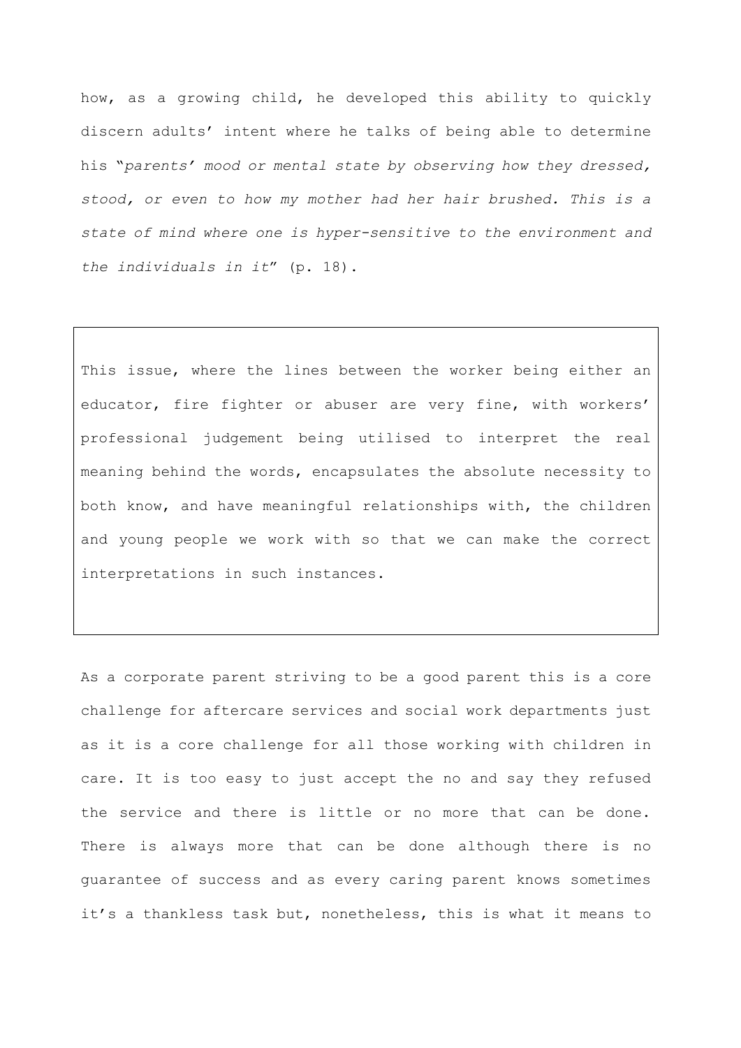how, as a growing child, he developed this ability to quickly discern adults' intent where he talks of being able to determine his "*parents' mood or mental state by observing how they dressed, stood, or even to how my mother had her hair brushed. This is a state of mind where one is hyper-sensitive to the environment and the individuals in it*" (p. 18).

> This issue, where the lines between the worker being either an educator, fire fighter or abuser are very fine, with workers' professional judgement being utilised to interpret the real meaning behind the words, encapsulates the absolute necessity to both know, and have meaningful relationships with, the children and young people we work with so that we can make the correct interpretations in such instances.

As a corporate parent striving to be a good parent this is a core challenge for aftercare services and social work departments just as it is a core challenge for all those working with children in care. It is too easy to just accept the no and say they refused the service and there is little or no more that can be done. There is always more that can be done although there is no guarantee of success and as every caring parent knows sometimes it's a thankless task but, nonetheless, this is what it means to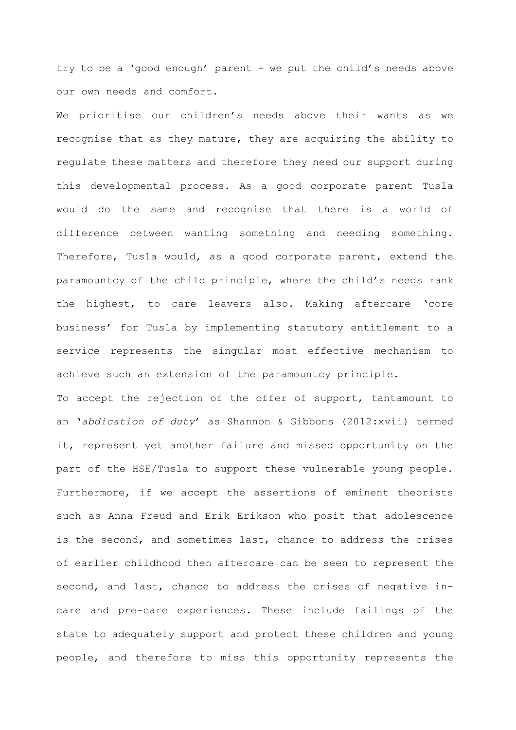try to be a 'good enough' parent - we put the child's needs above our own needs and comfort.

We prioritise our children's needs above their wants as we recognise that as they mature, they are acquiring the ability to regulate these matters and therefore they need our support during this developmental process. As a good corporate parent Tusla would do the same and recognise that there is a world of difference between wanting something and needing something. Therefore, Tusla would, as a good corporate parent, extend the paramountcy of the child principle, where the child's needs rank the highest, to care leavers also. Making aftercare 'core business' for Tusla by implementing statutory entitlement to a service represents the singular most effective mechanism to achieve such an extension of the paramountcy principle.

To accept the rejection of the offer of support, tantamount to an '*abdication of duty*' as Shannon & Gibbons (2012:xvii) termed it, represent yet another failure and missed opportunity on the part of the HSE/Tusla to support these vulnerable young people. Furthermore, if we accept the assertions of eminent theorists such as Anna Freud and Erik Erikson who posit that adolescence is the second, and sometimes last, chance to address the crises of earlier childhood then aftercare can be seen to represent the second, and last, chance to address the crises of negative in-care and pre-care experiences. These include failings of the state to adequately support and protect these children and young people, and therefore to miss this opportunity represents the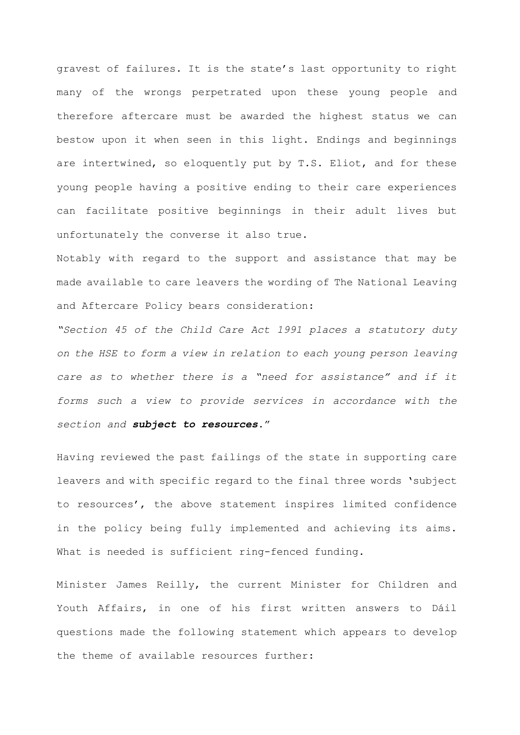gravest of failures. It is the state's last opportunity to right many of the wrongs perpetrated upon these young people and therefore aftercare must be awarded the highest status we can bestow upon it when seen in this light. Endings and beginnings are intertwined, so eloquently put by T.S. Eliot, and for these young people having a positive ending to their care experiences can facilitate positive beginnings in their adult lives but unfortunately the converse it also true.

Notably with regard to the support and assistance that may be made available to care leavers the wording of The National Leaving and Aftercare Policy bears consideration:

*"Section 45 of the Child Care Act 1991 places a statutory duty on the HSE to form a view in relation to each young person leaving care as to whether there is a "need for assistance" and if it forms such a view to provide services in accordance with the section and* ***subject to resources****."*

Having reviewed the past failings of the state in supporting care leavers and with specific regard to the final three words 'subject to resources', the above statement inspires limited confidence in the policy being fully implemented and achieving its aims. What is needed is sufficient ring-fenced funding.

Minister James Reilly, the current Minister for Children and Youth Affairs, in one of his first written answers to Dáil questions made the following statement which appears to develop the theme of available resources further: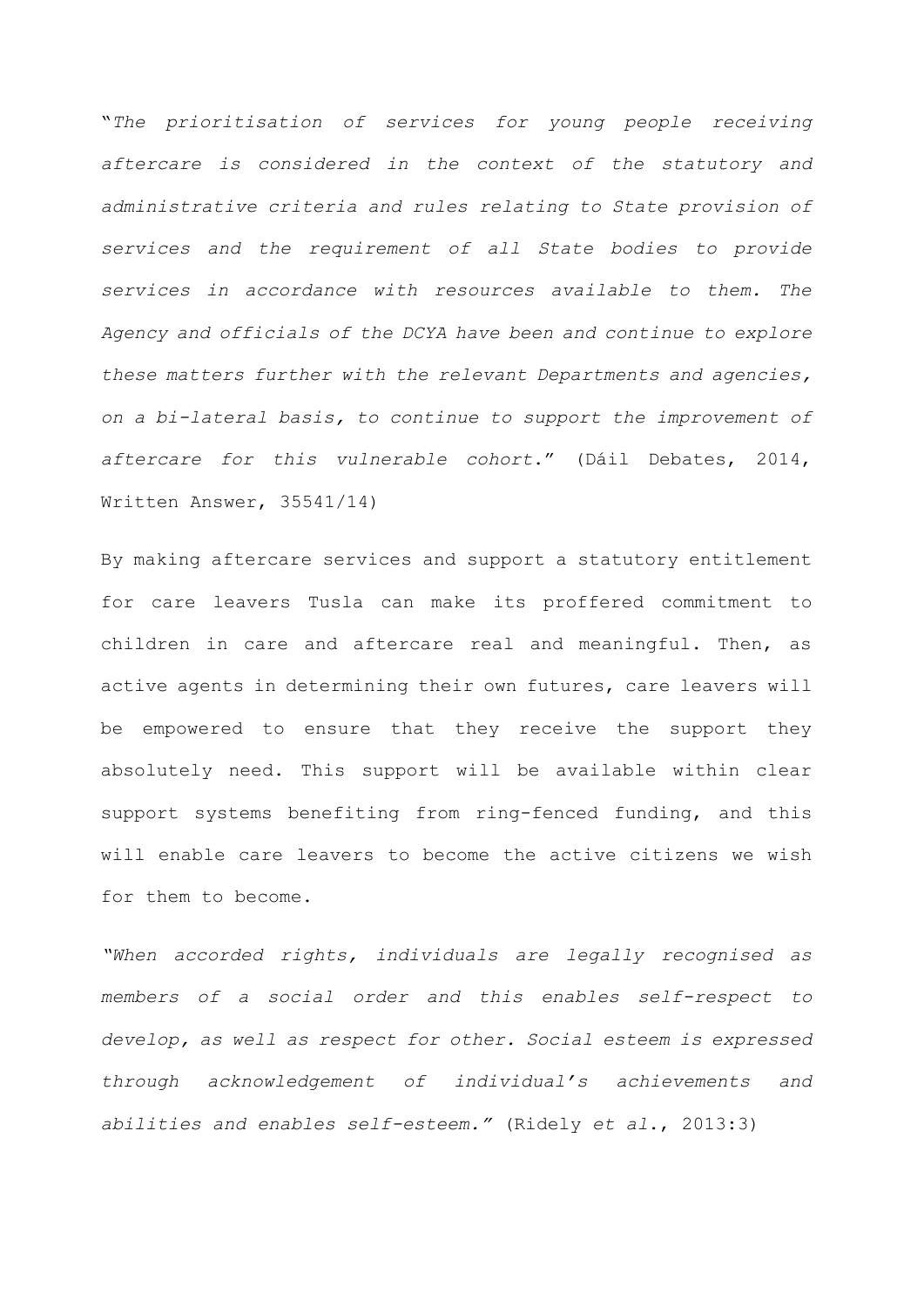"*The prioritisation of services for young people receiving aftercare is considered in the context of the statutory and administrative criteria and rules relating to State provision of services and the requirement of all State bodies to provide services in accordance with resources available to them. The Agency and officials of the DCYA have been and continue to explore these matters further with the relevant Departments and agencies, on a bi-lateral basis, to continue to support the improvement of aftercare for this vulnerable cohort*." (Dáil Debates, 2014, Written Answer, 35541/14)

By making aftercare services and support a statutory entitlement for care leavers Tusla can make its proffered commitment to children in care and aftercare real and meaningful. Then, as active agents in determining their own futures, care leavers will be empowered to ensure that they receive the support they absolutely need. This support will be available within clear support systems benefiting from ring-fenced funding, and this will enable care leavers to become the active citizens we wish for them to become.

*"When accorded rights, individuals are legally recognised as members of a social order and this enables self-respect to develop, as well as respect for other. Social esteem is expressed through acknowledgement of individual's achievements and abilities and enables self-esteem."* (Ridely *et al*., 2013:3)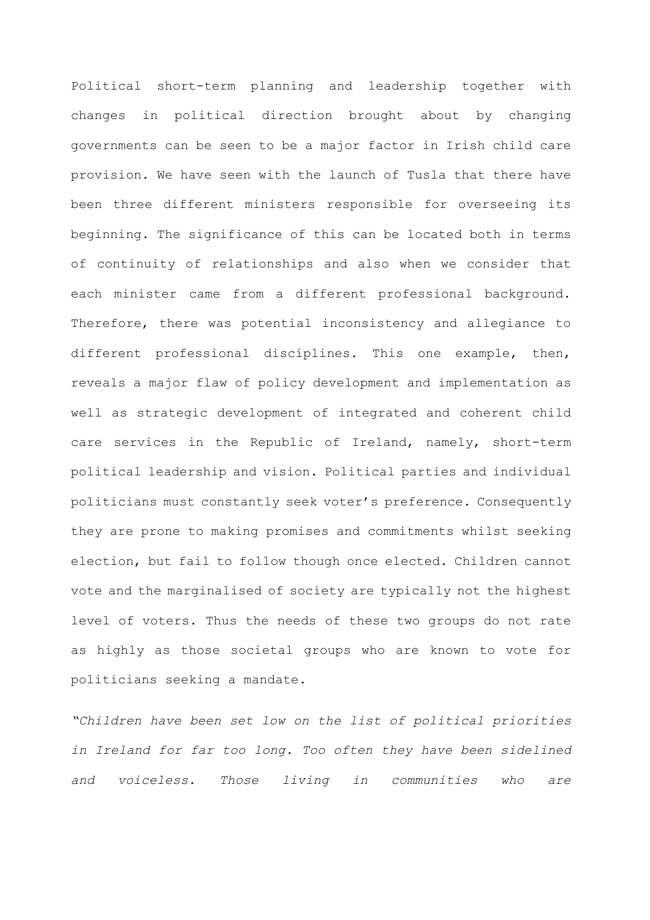Political short-term planning and leadership together with changes in political direction brought about by changing governments can be seen to be a major factor in Irish child care provision. We have seen with the launch of Tusla that there have been three different ministers responsible for overseeing its beginning. The significance of this can be located both in terms of continuity of relationships and also when we consider that each minister came from a different professional background. Therefore, there was potential inconsistency and allegiance to different professional disciplines. This one example, then, reveals a major flaw of policy development and implementation as well as strategic development of integrated and coherent child care services in the Republic of Ireland, namely, short-term political leadership and vision. Political parties and individual politicians must constantly seek voter's preference. Consequently they are prone to making promises and commitments whilst seeking election, but fail to follow though once elected. Children cannot vote and the marginalised of society are typically not the highest level of voters. Thus the needs of these two groups do not rate as highly as those societal groups who are known to vote for politicians seeking a mandate.

*"Children have been set low on the list of political priorities in Ireland for far too long. Too often they have been sidelined and voiceless. Those living in communities who are*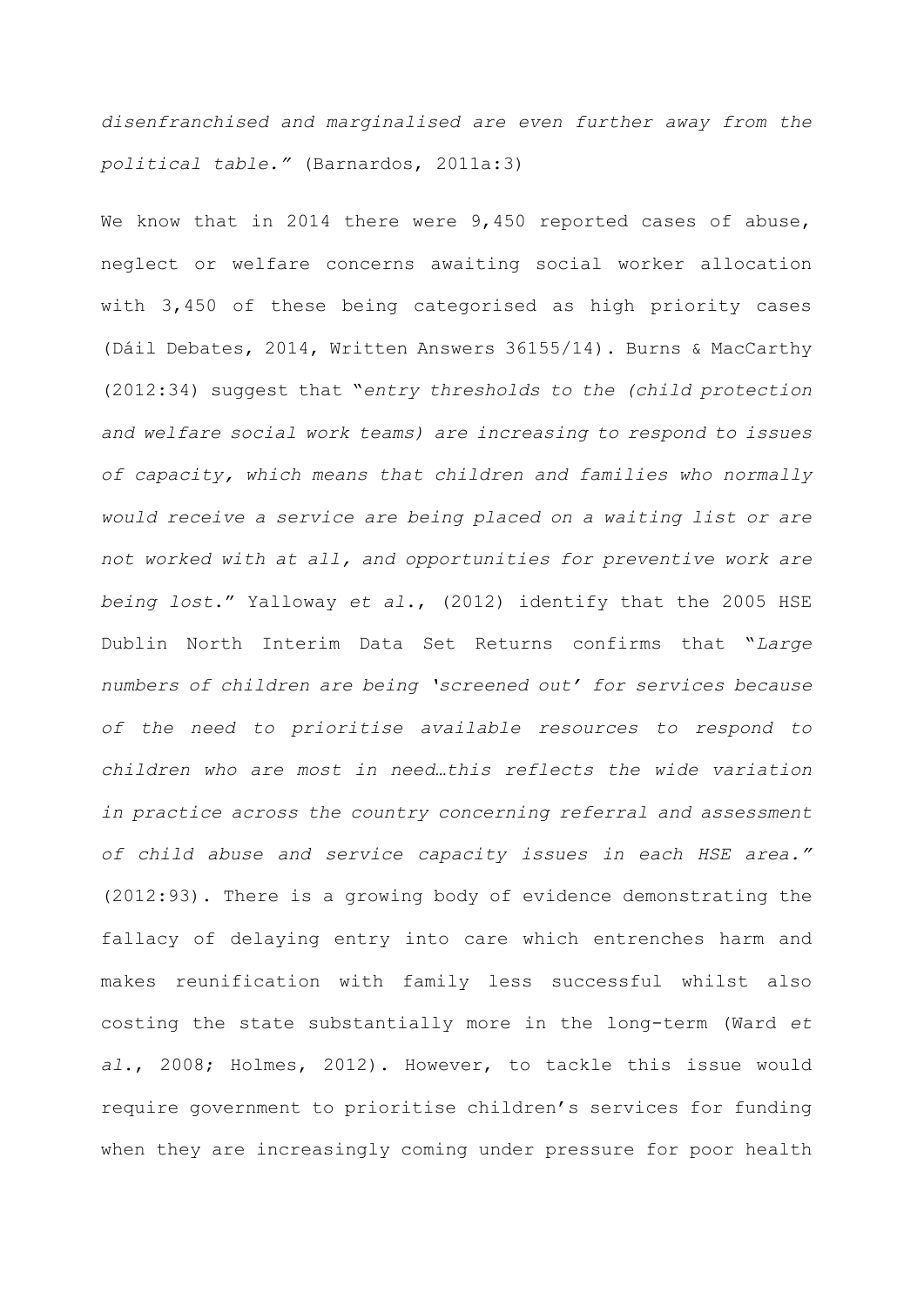*disenfranchised and marginalised are even further away from the political table."* (Barnardos, 2011a:3)

We know that in 2014 there were 9,450 reported cases of abuse, neglect or welfare concerns awaiting social worker allocation with 3,450 of these being categorised as high priority cases (Dáil Debates, 2014, Written Answers 36155/14). Burns & MacCarthy (2012:34) suggest that "*entry thresholds to the (child protection and welfare social work teams) are increasing to respond to issues of capacity, which means that children and families who normally would receive a service are being placed on a waiting list or are not worked with at all, and opportunities for preventive work are being lost*." Yalloway *et al.*, (2012) identify that the 2005 HSE Dublin North Interim Data Set Returns confirms that "*Large numbers of children are being 'screened out' for services because of the need to prioritise available resources to respond to children who are most in need…this reflects the wide variation in practice across the country concerning referral and assessment of child abuse and service capacity issues in each HSE area."* (2012:93). There is a growing body of evidence demonstrating the fallacy of delaying entry into care which entrenches harm and makes reunification with family less successful whilst also costing the state substantially more in the long-term (Ward *et al.*, 2008; Holmes, 2012). However, to tackle this issue would require government to prioritise children's services for funding when they are increasingly coming under pressure for poor health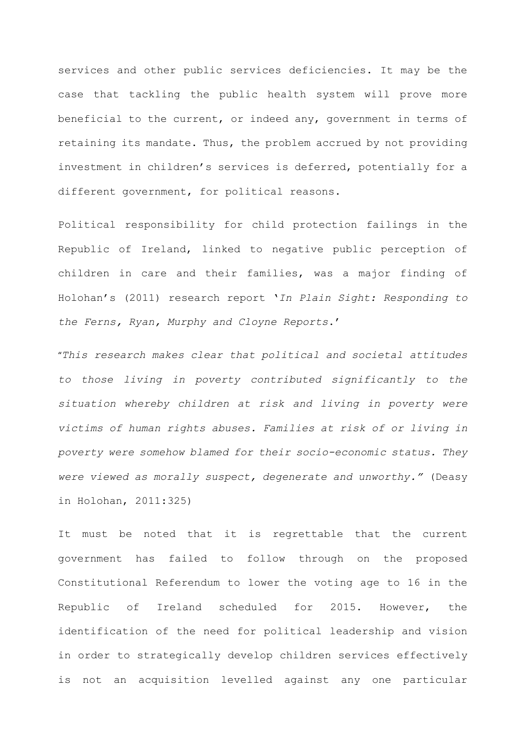services and other public services deficiencies. It may be the case that tackling the public health system will prove more beneficial to the current, or indeed any, government in terms of retaining its mandate. Thus, the problem accrued by not providing investment in children's services is deferred, potentially for a different government, for political reasons.

Political responsibility for child protection failings in the Republic of Ireland, linked to negative public perception of children in care and their families, was a major finding of Holohan's (2011) research report '*In Plain Sight: Responding to the Ferns, Ryan, Murphy and Cloyne Reports*.'

"*This research makes clear that political and societal attitudes to those living in poverty contributed significantly to the situation whereby children at risk and living in poverty were victims of human rights abuses. Families at risk of or living in poverty were somehow blamed for their socio-economic status. They were viewed as morally suspect, degenerate and unworthy.*" (Deasy in Holohan, 2011:325)

It must be noted that it is regrettable that the current government has failed to follow through on the proposed Constitutional Referendum to lower the voting age to 16 in the Republic of Ireland scheduled for 2015. However, the identification of the need for political leadership and vision in order to strategically develop children services effectively is not an acquisition levelled against any one particular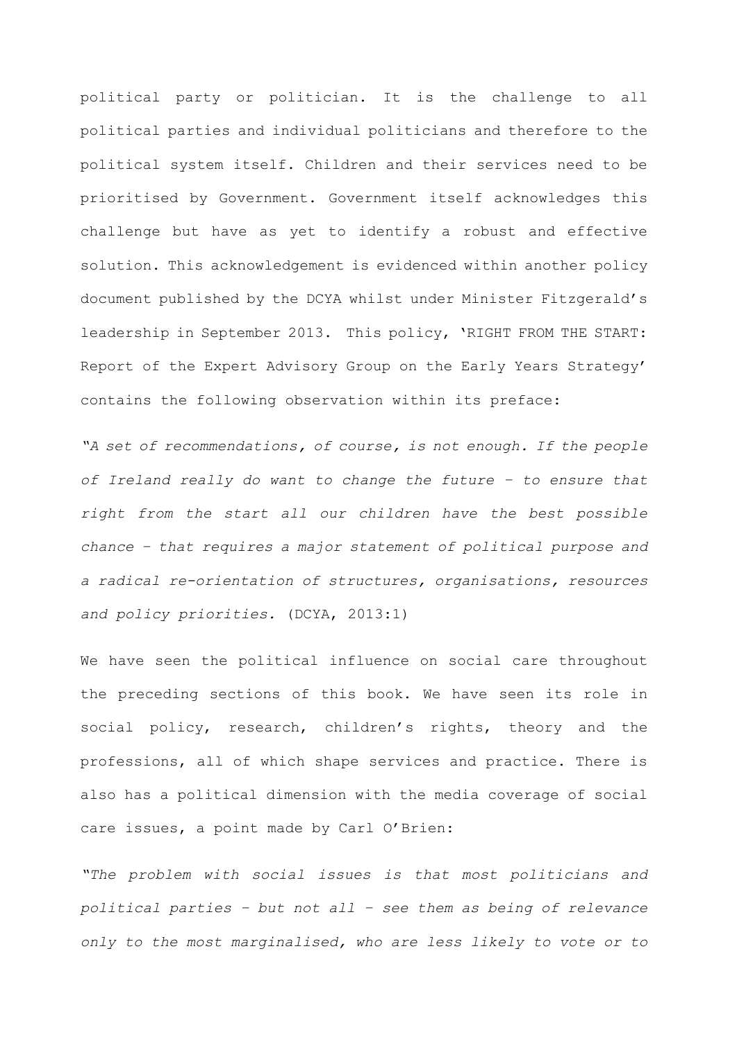political party or politician. It is the challenge to all political parties and individual politicians and therefore to the political system itself. Children and their services need to be prioritised by Government. Government itself acknowledges this challenge but have as yet to identify a robust and effective solution. This acknowledgement is evidenced within another policy document published by the DCYA whilst under Minister Fitzgerald's leadership in September 2013. This policy, 'RIGHT FROM THE START: Report of the Expert Advisory Group on the Early Years Strategy' contains the following observation within its preface:

*"A set of recommendations, of course, is not enough. If the people of Ireland really do want to change the future – to ensure that right from the start all our children have the best possible chance – that requires a major statement of political purpose and a radical re-orientation of structures, organisations, resources and policy priorities.* (DCYA, 2013:1)

We have seen the political influence on social care throughout the preceding sections of this book. We have seen its role in social policy, research, children's rights, theory and the professions, all of which shape services and practice. There is also has a political dimension with the media coverage of social care issues, a point made by Carl O'Brien:

*"The problem with social issues is that most politicians and political parties – but not all – see them as being of relevance only to the most marginalised, who are less likely to vote or to*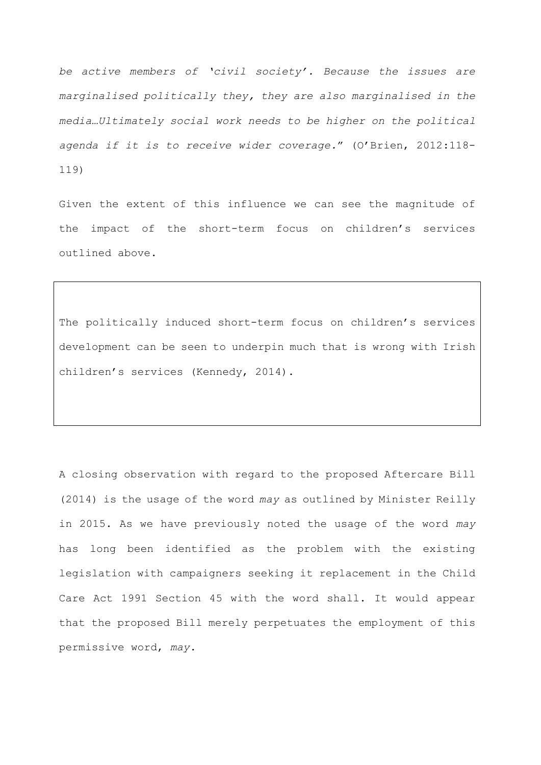*be active members of 'civil society'. Because the issues are marginalised politically they, they are also marginalised in the media…Ultimately social work needs to be higher on the political agenda if it is to receive wider coverage.*" (O'Brien, 2012:118-119)

Given the extent of this influence we can see the magnitude of the impact of the short-term focus on children's services outlined above.

> The politically induced short-term focus on children's services development can be seen to underpin much that is wrong with Irish children's services (Kennedy, 2014).

A closing observation with regard to the proposed Aftercare Bill (2014) is the usage of the word *may* as outlined by Minister Reilly in 2015. As we have previously noted the usage of the word *may* has long been identified as the problem with the existing legislation with campaigners seeking it replacement in the Child Care Act 1991 Section 45 with the word shall. It would appear that the proposed Bill merely perpetuates the employment of this permissive word, *may*.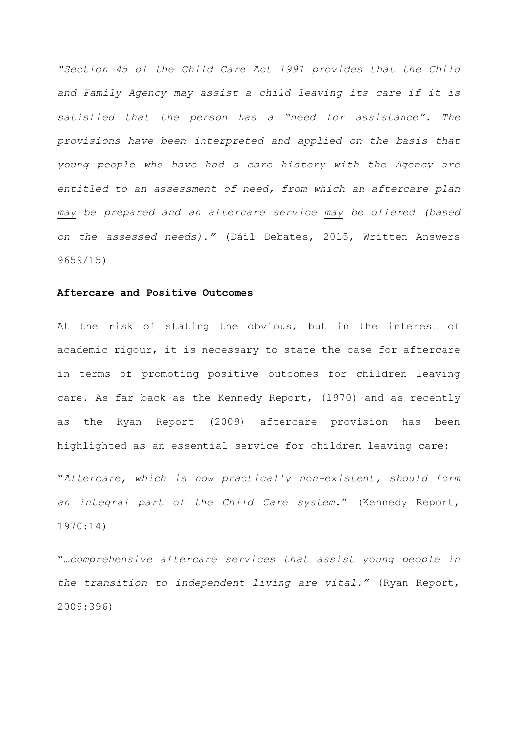*"Section 45 of the Child Care Act 1991 provides that the Child and Family Agency <u>may</u> assist a child leaving its care if it is satisfied that the person has a "need for assistance". The provisions have been interpreted and applied on the basis that young people who have had a care history with the Agency are entitled to an assessment of need, from which an aftercare plan <u>may</u> be prepared and an aftercare service <u>may</u> be offered (based on the assessed needs)."* (Dáil Debates, 2015, Written Answers 9659/15)

**Aftercare and Positive Outcomes**

At the risk of stating the obvious, but in the interest of academic rigour, it is necessary to state the case for aftercare in terms of promoting positive outcomes for children leaving care. As far back as the Kennedy Report, (1970) and as recently as the Ryan Report (2009) aftercare provision has been highlighted as an essential service for children leaving care:

"*Aftercare, which is now practically non-existent, should form an integral part of the Child Care system.*" (Kennedy Report, 1970:14)

"*…comprehensive aftercare services that assist young people in the transition to independent living are vital."* (Ryan Report, 2009:396)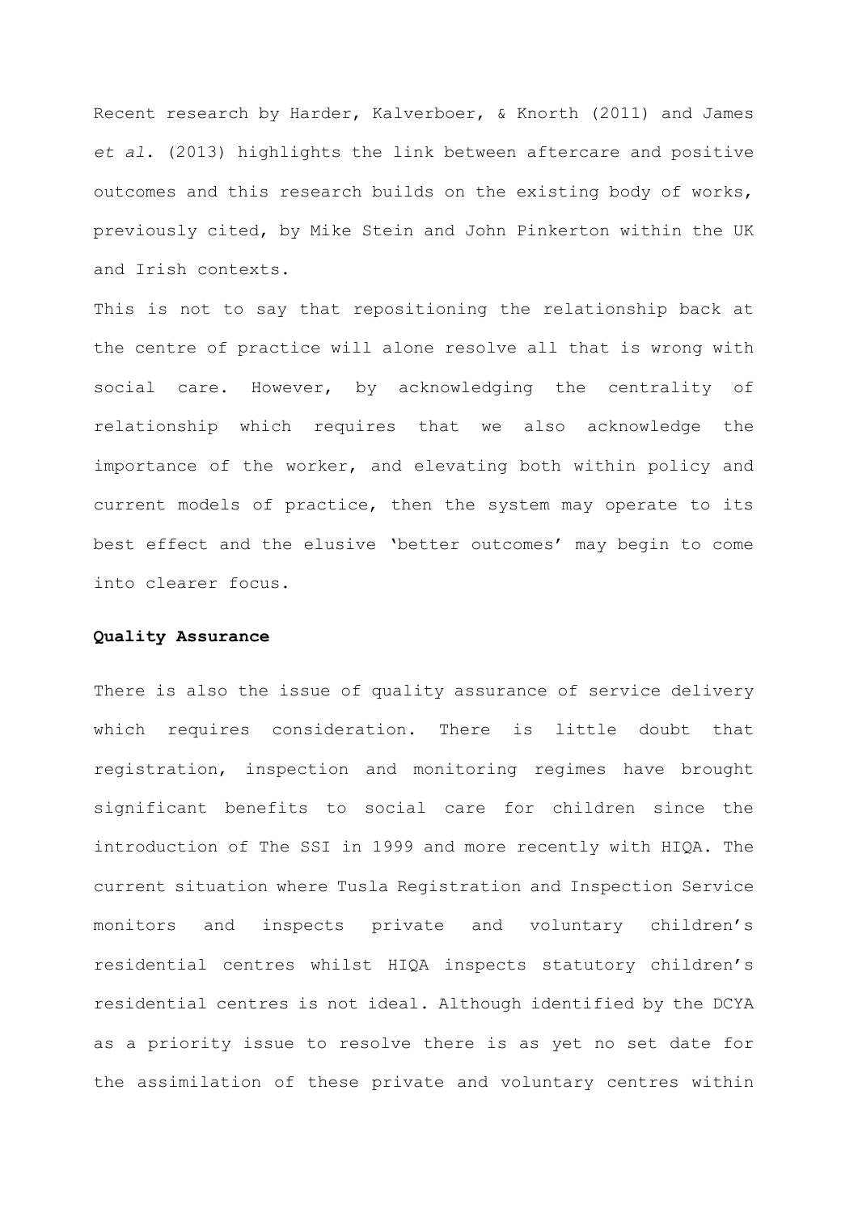Recent research by Harder, Kalverboer, & Knorth (2011) and James *et al*. (2013) highlights the link between aftercare and positive outcomes and this research builds on the existing body of works, previously cited, by Mike Stein and John Pinkerton within the UK and Irish contexts.

This is not to say that repositioning the relationship back at the centre of practice will alone resolve all that is wrong with social care. However, by acknowledging the centrality of relationship which requires that we also acknowledge the importance of the worker, and elevating both within policy and current models of practice, then the system may operate to its best effect and the elusive 'better outcomes' may begin to come into clearer focus.

**Quality Assurance**

There is also the issue of quality assurance of service delivery which requires consideration. There is little doubt that registration, inspection and monitoring regimes have brought significant benefits to social care for children since the introduction of The SSI in 1999 and more recently with HIQA. The current situation where Tusla Registration and Inspection Service monitors and inspects private and voluntary children's residential centres whilst HIQA inspects statutory children's residential centres is not ideal. Although identified by the DCYA as a priority issue to resolve there is as yet no set date for the assimilation of these private and voluntary centres within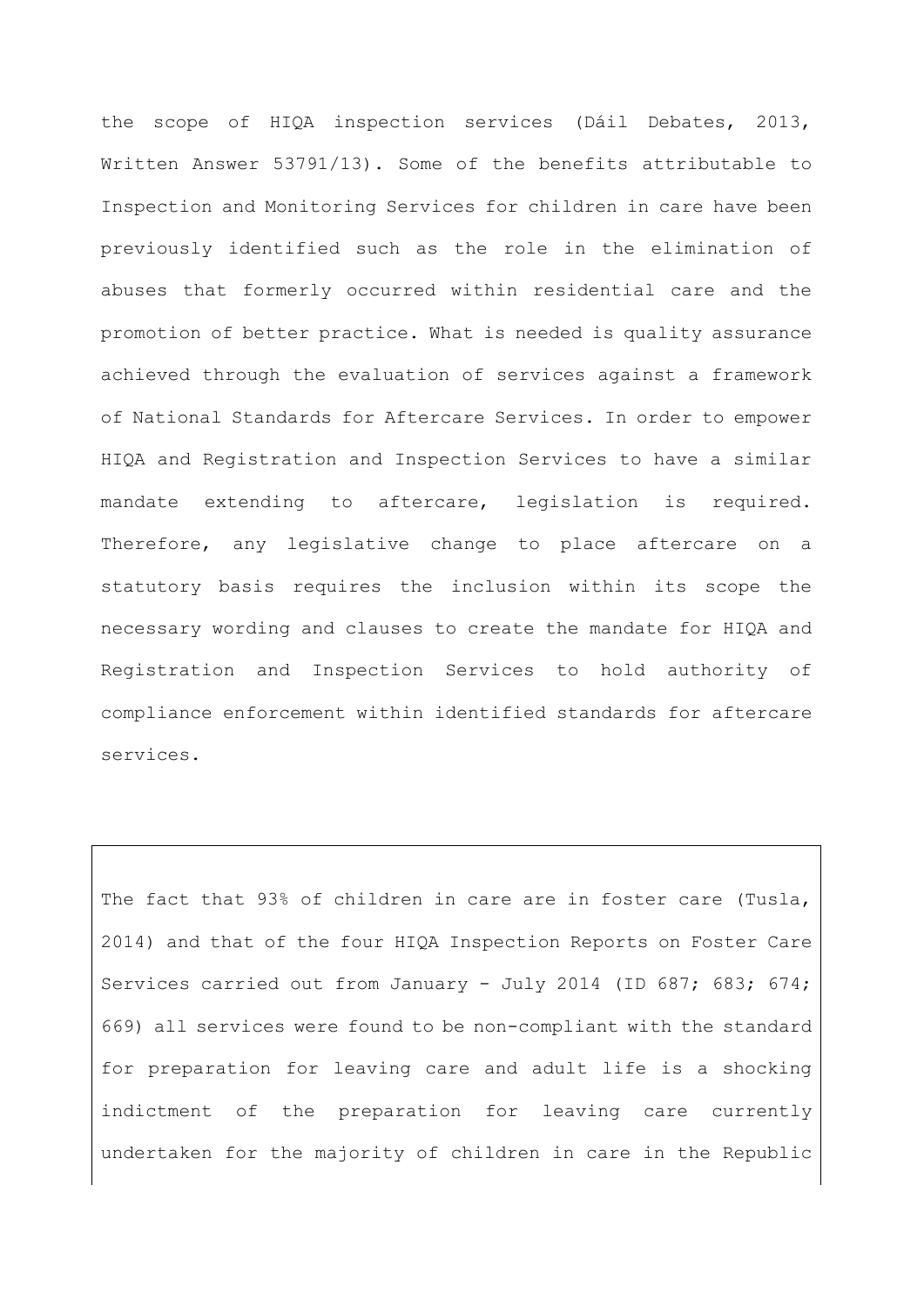the scope of HIQA inspection services (Dáil Debates, 2013, Written Answer 53791/13). Some of the benefits attributable to Inspection and Monitoring Services for children in care have been previously identified such as the role in the elimination of abuses that formerly occurred within residential care and the promotion of better practice. What is needed is quality assurance achieved through the evaluation of services against a framework of National Standards for Aftercare Services. In order to empower HIQA and Registration and Inspection Services to have a similar mandate extending to aftercare, legislation is required. Therefore, any legislative change to place aftercare on a statutory basis requires the inclusion within its scope the necessary wording and clauses to create the mandate for HIQA and Registration and Inspection Services to hold authority of compliance enforcement within identified standards for aftercare services.

> The fact that 93% of children in care are in foster care (Tusla, 2014) and that of the four HIQA Inspection Reports on Foster Care Services carried out from January - July 2014 (ID 687; 683; 674; 669) all services were found to be non-compliant with the standard for preparation for leaving care and adult life is a shocking indictment of the preparation for leaving care currently undertaken for the majority of children in care in the Republic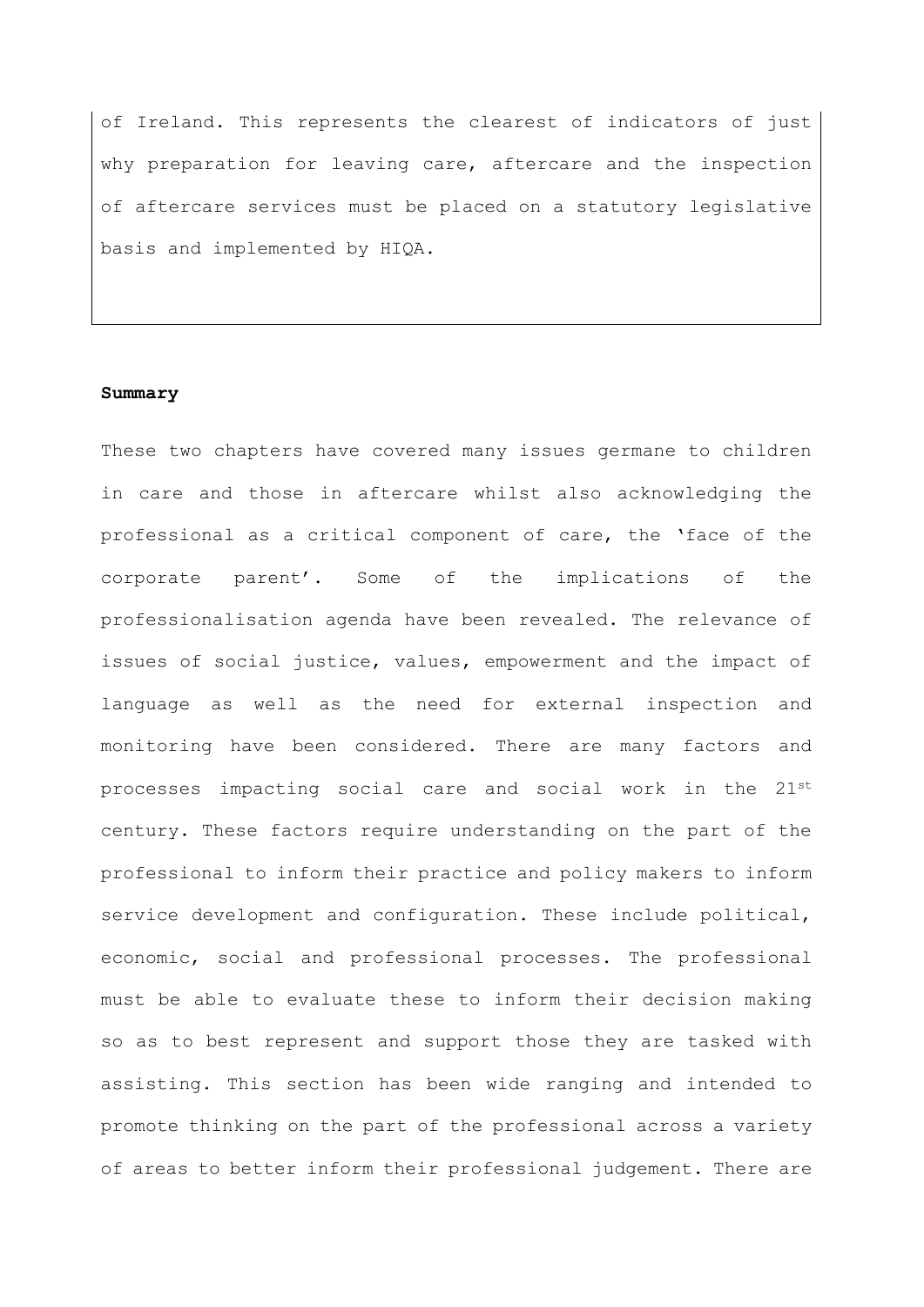of Ireland. This represents the clearest of indicators of just why preparation for leaving care, aftercare and the inspection of aftercare services must be placed on a statutory legislative basis and implemented by HIQA.

**Summary**

These two chapters have covered many issues germane to children in care and those in aftercare whilst also acknowledging the professional as a critical component of care, the 'face of the corporate parent'. Some of the implications of the professionalisation agenda have been revealed. The relevance of issues of social justice, values, empowerment and the impact of language as well as the need for external inspection and monitoring have been considered. There are many factors and processes impacting social care and social work in the 21st century. These factors require understanding on the part of the professional to inform their practice and policy makers to inform service development and configuration. These include political, economic, social and professional processes. The professional must be able to evaluate these to inform their decision making so as to best represent and support those they are tasked with assisting. This section has been wide ranging and intended to promote thinking on the part of the professional across a variety of areas to better inform their professional judgement. There are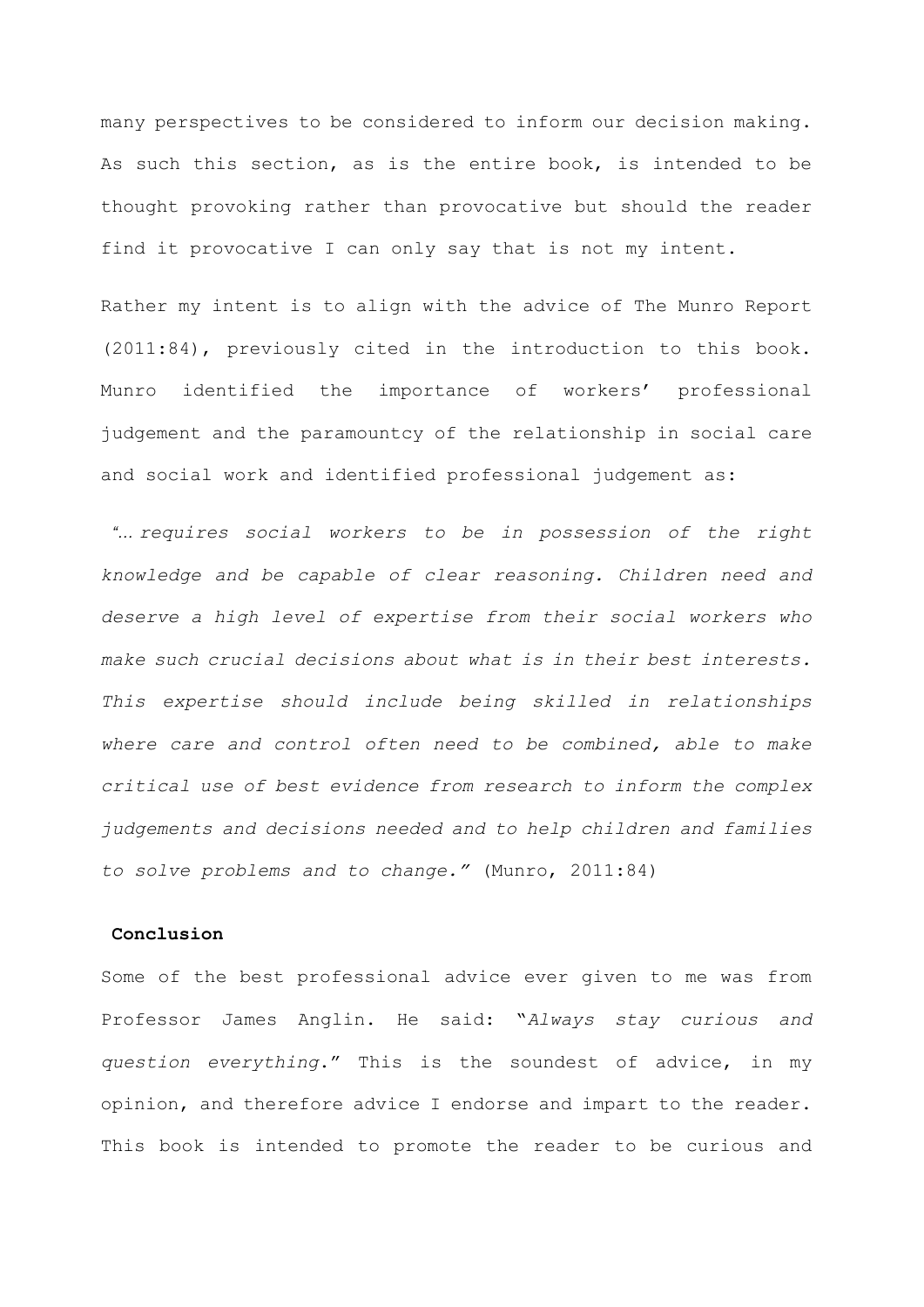many perspectives to be considered to inform our decision making. As such this section, as is the entire book, is intended to be thought provoking rather than provocative but should the reader find it provocative I can only say that is not my intent.

Rather my intent is to align with the advice of The Munro Report (2011:84), previously cited in the introduction to this book. Munro identified the importance of workers' professional judgement and the paramountcy of the relationship in social care and social work and identified professional judgement as:

*"… requires social workers to be in possession of the right knowledge and be capable of clear reasoning. Children need and deserve a high level of expertise from their social workers who make such crucial decisions about what is in their best interests. This expertise should include being skilled in relationships where care and control often need to be combined, able to make critical use of best evidence from research to inform the complex judgements and decisions needed and to help children and families to solve problems and to change."* (Munro, 2011:84)

## Conclusion

Some of the best professional advice ever given to me was from Professor James Anglin. He said: "*Always stay curious and question everything*." This is the soundest of advice, in my opinion, and therefore advice I endorse and impart to the reader. This book is intended to promote the reader to be curious and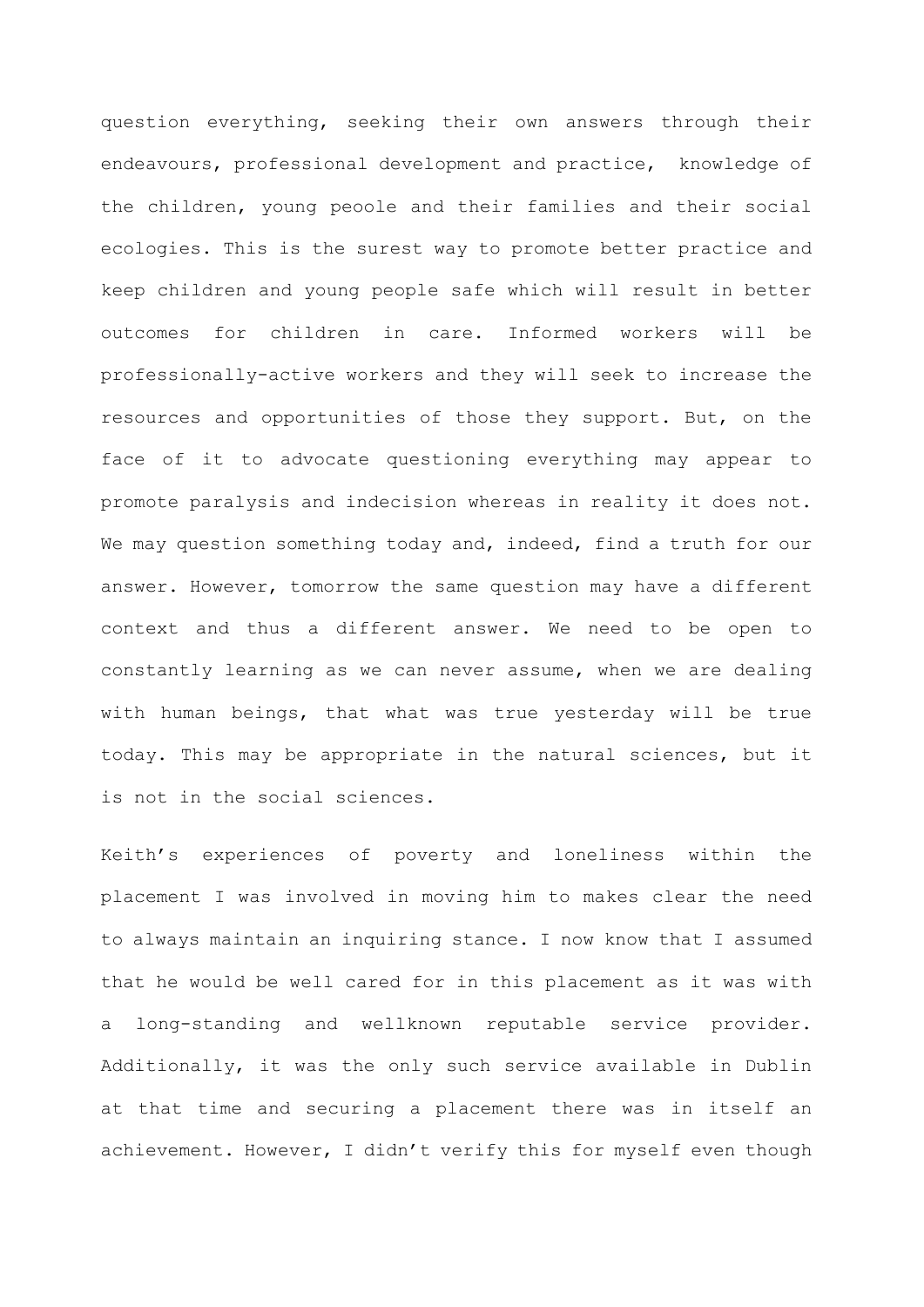question everything, seeking their own answers through their endeavours, professional development and practice, knowledge of the children, young peoole and their families and their social ecologies. This is the surest way to promote better practice and keep children and young people safe which will result in better outcomes for children in care. Informed workers will be professionally-active workers and they will seek to increase the resources and opportunities of those they support. But, on the face of it to advocate questioning everything may appear to promote paralysis and indecision whereas in reality it does not. We may question something today and, indeed, find a truth for our answer. However, tomorrow the same question may have a different context and thus a different answer. We need to be open to constantly learning as we can never assume, when we are dealing with human beings, that what was true yesterday will be true today. This may be appropriate in the natural sciences, but it is not in the social sciences.

Keith's experiences of poverty and loneliness within the placement I was involved in moving him to makes clear the need to always maintain an inquiring stance. I now know that I assumed that he would be well cared for in this placement as it was with a long-standing and wellknown reputable service provider. Additionally, it was the only such service available in Dublin at that time and securing a placement there was in itself an achievement. However, I didn't verify this for myself even though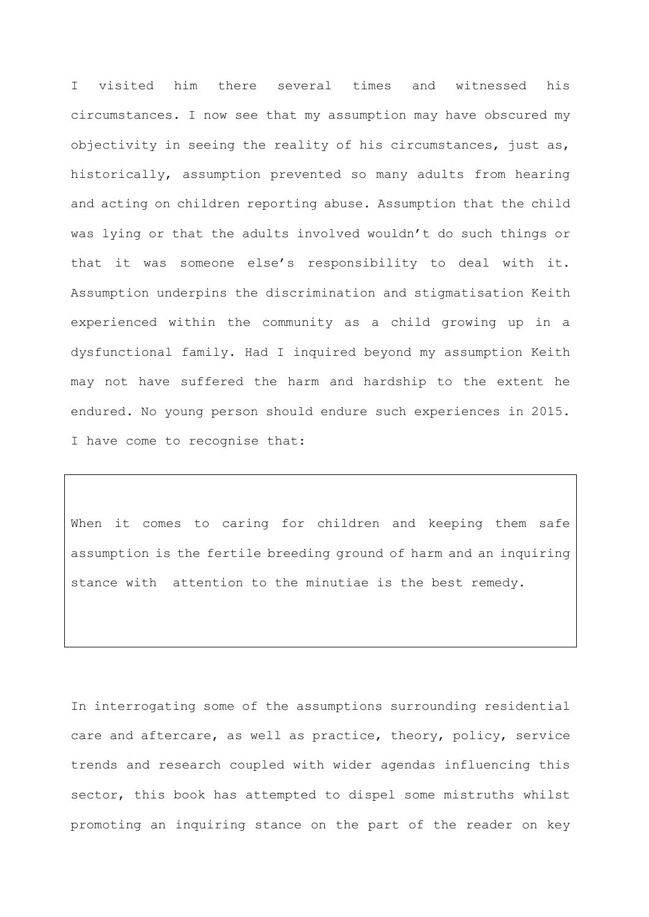I visited him there several times and witnessed his circumstances. I now see that my assumption may have obscured my objectivity in seeing the reality of his circumstances, just as, historically, assumption prevented so many adults from hearing and acting on children reporting abuse. Assumption that the child was lying or that the adults involved wouldn't do such things or that it was someone else's responsibility to deal with it. Assumption underpins the discrimination and stigmatisation Keith experienced within the community as a child growing up in a dysfunctional family. Had I inquired beyond my assumption Keith may not have suffered the harm and hardship to the extent he endured. No young person should endure such experiences in 2015. I have come to recognise that:

> When it comes to caring for children and keeping them safe assumption is the fertile breeding ground of harm and an inquiring stance with attention to the minutiae is the best remedy.

In interrogating some of the assumptions surrounding residential care and aftercare, as well as practice, theory, policy, service trends and research coupled with wider agendas influencing this sector, this book has attempted to dispel some mistruths whilst promoting an inquiring stance on the part of the reader on key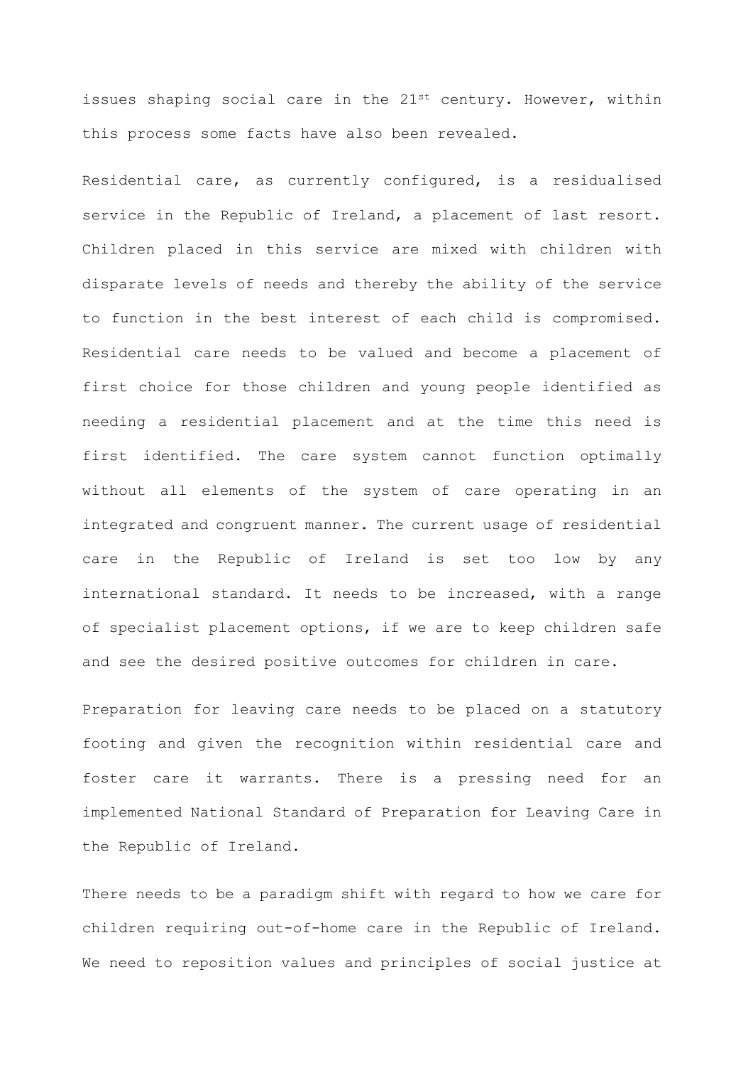issues shaping social care in the 21st century. However, within this process some facts have also been revealed.

Residential care, as currently configured, is a residualised service in the Republic of Ireland, a placement of last resort. Children placed in this service are mixed with children with disparate levels of needs and thereby the ability of the service to function in the best interest of each child is compromised. Residential care needs to be valued and become a placement of first choice for those children and young people identified as needing a residential placement and at the time this need is first identified. The care system cannot function optimally without all elements of the system of care operating in an integrated and congruent manner. The current usage of residential care in the Republic of Ireland is set too low by any international standard. It needs to be increased, with a range of specialist placement options, if we are to keep children safe and see the desired positive outcomes for children in care.

Preparation for leaving care needs to be placed on a statutory footing and given the recognition within residential care and foster care it warrants. There is a pressing need for an implemented National Standard of Preparation for Leaving Care in the Republic of Ireland.

There needs to be a paradigm shift with regard to how we care for children requiring out-of-home care in the Republic of Ireland. We need to reposition values and principles of social justice at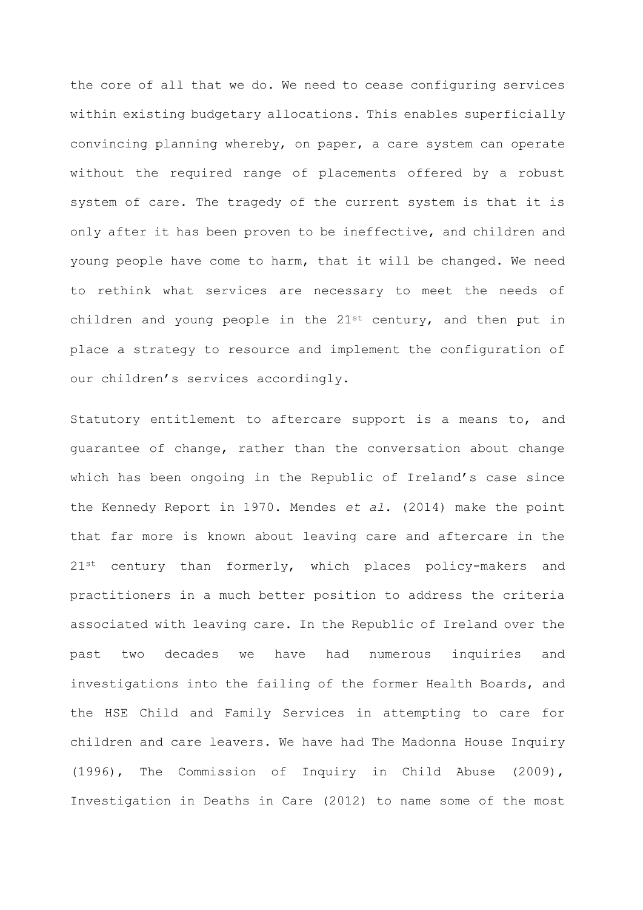the core of all that we do. We need to cease configuring services within existing budgetary allocations. This enables superficially convincing planning whereby, on paper, a care system can operate without the required range of placements offered by a robust system of care. The tragedy of the current system is that it is only after it has been proven to be ineffective, and children and young people have come to harm, that it will be changed. We need to rethink what services are necessary to meet the needs of children and young people in the 21st century, and then put in place a strategy to resource and implement the configuration of our children's services accordingly.

Statutory entitlement to aftercare support is a means to, and guarantee of change, rather than the conversation about change which has been ongoing in the Republic of Ireland's case since the Kennedy Report in 1970. Mendes *et al*. (2014) make the point that far more is known about leaving care and aftercare in the 21st century than formerly, which places policy-makers and practitioners in a much better position to address the criteria associated with leaving care. In the Republic of Ireland over the past two decades we have had numerous inquiries and investigations into the failing of the former Health Boards, and the HSE Child and Family Services in attempting to care for children and care leavers. We have had The Madonna House Inquiry (1996), The Commission of Inquiry in Child Abuse (2009), Investigation in Deaths in Care (2012) to name some of the most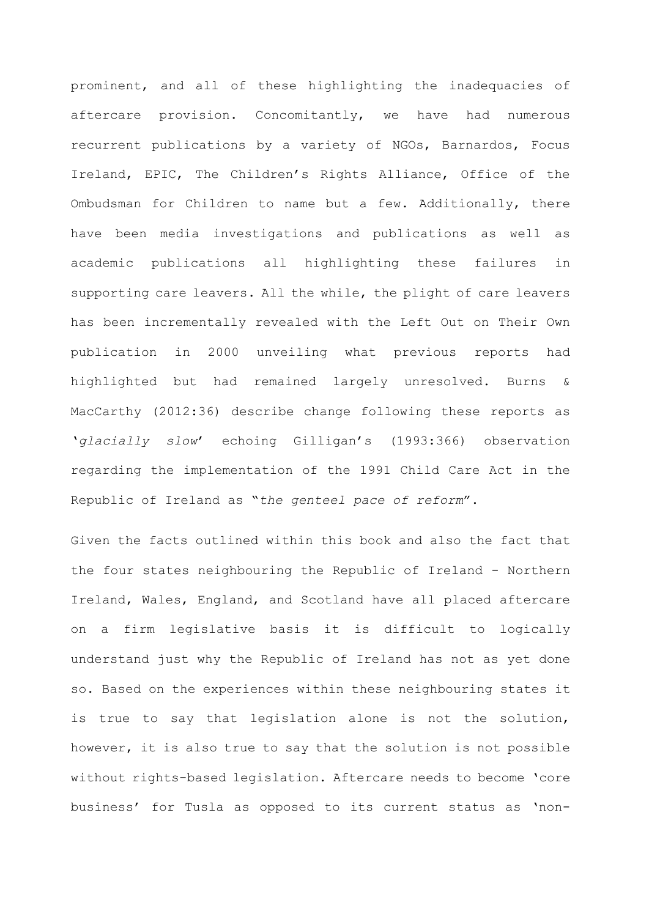prominent, and all of these highlighting the inadequacies of aftercare provision. Concomitantly, we have had numerous recurrent publications by a variety of NGOs, Barnardos, Focus Ireland, EPIC, The Children's Rights Alliance, Office of the Ombudsman for Children to name but a few. Additionally, there have been media investigations and publications as well as academic publications all highlighting these failures in supporting care leavers. All the while, the plight of care leavers has been incrementally revealed with the Left Out on Their Own publication in 2000 unveiling what previous reports had highlighted but had remained largely unresolved. Burns & MacCarthy (2012:36) describe change following these reports as '*glacially slow*' echoing Gilligan's (1993:366) observation regarding the implementation of the 1991 Child Care Act in the Republic of Ireland as "*the genteel pace of reform*".

Given the facts outlined within this book and also the fact that the four states neighbouring the Republic of Ireland - Northern Ireland, Wales, England, and Scotland have all placed aftercare on a firm legislative basis it is difficult to logically understand just why the Republic of Ireland has not as yet done so. Based on the experiences within these neighbouring states it is true to say that legislation alone is not the solution, however, it is also true to say that the solution is not possible without rights-based legislation. Aftercare needs to become 'core business' for Tusla as opposed to its current status as 'non-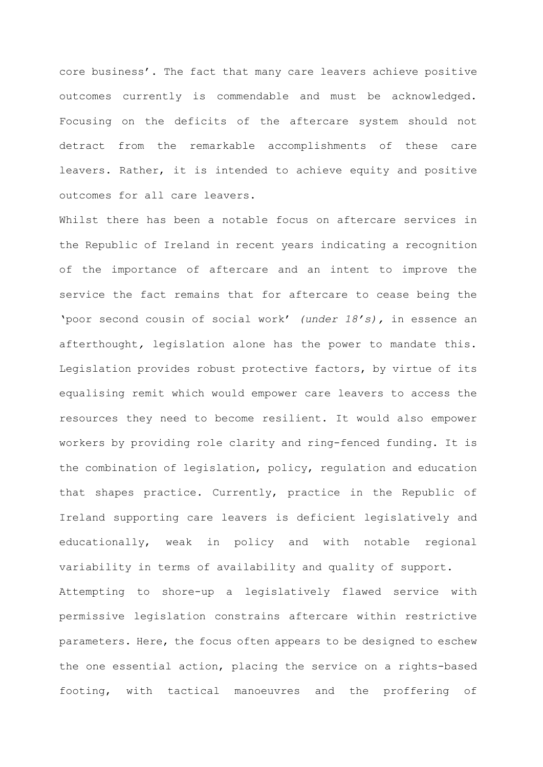core business'. The fact that many care leavers achieve positive outcomes currently is commendable and must be acknowledged. Focusing on the deficits of the aftercare system should not detract from the remarkable accomplishments of these care leavers. Rather, it is intended to achieve equity and positive outcomes for all care leavers.

Whilst there has been a notable focus on aftercare services in the Republic of Ireland in recent years indicating a recognition of the importance of aftercare and an intent to improve the service the fact remains that for aftercare to cease being the 'poor second cousin of social work' *(under 18's),* in essence an afterthought*,* legislation alone has the power to mandate this. Legislation provides robust protective factors, by virtue of its equalising remit which would empower care leavers to access the resources they need to become resilient. It would also empower workers by providing role clarity and ring-fenced funding. It is the combination of legislation, policy, regulation and education that shapes practice. Currently, practice in the Republic of Ireland supporting care leavers is deficient legislatively and educationally, weak in policy and with notable regional variability in terms of availability and quality of support. Attempting to shore-up a legislatively flawed service with permissive legislation constrains aftercare within restrictive parameters. Here, the focus often appears to be designed to eschew the one essential action, placing the service on a rights-based footing, with tactical manoeuvres and the proffering of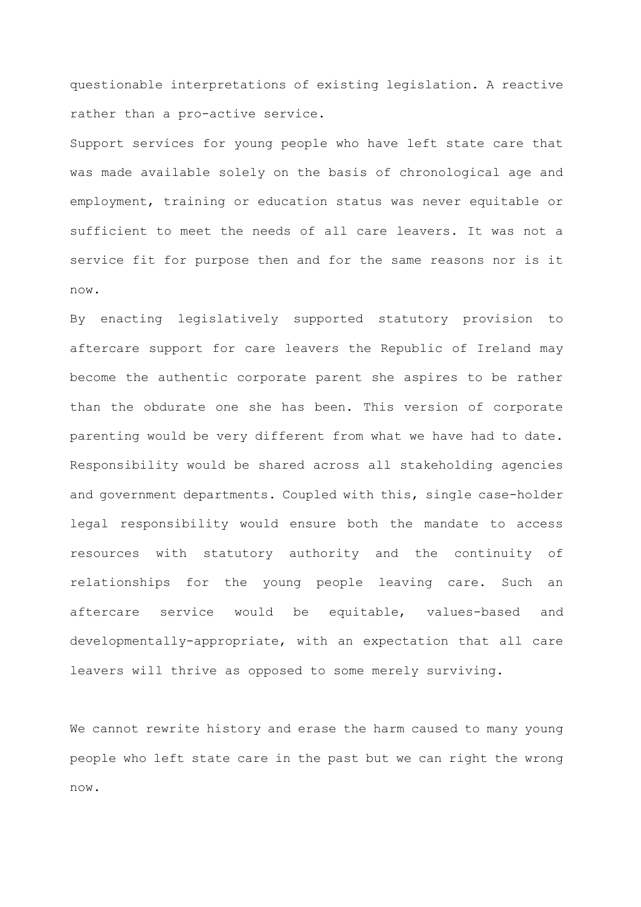questionable interpretations of existing legislation. A reactive rather than a pro-active service.

Support services for young people who have left state care that was made available solely on the basis of chronological age and employment, training or education status was never equitable or sufficient to meet the needs of all care leavers. It was not a service fit for purpose then and for the same reasons nor is it now.

By enacting legislatively supported statutory provision to aftercare support for care leavers the Republic of Ireland may become the authentic corporate parent she aspires to be rather than the obdurate one she has been. This version of corporate parenting would be very different from what we have had to date. Responsibility would be shared across all stakeholding agencies and government departments. Coupled with this, single case-holder legal responsibility would ensure both the mandate to access resources with statutory authority and the continuity of relationships for the young people leaving care. Such an aftercare service would be equitable, values-based and developmentally-appropriate, with an expectation that all care leavers will thrive as opposed to some merely surviving.

We cannot rewrite history and erase the harm caused to many young people who left state care in the past but we can right the wrong now.